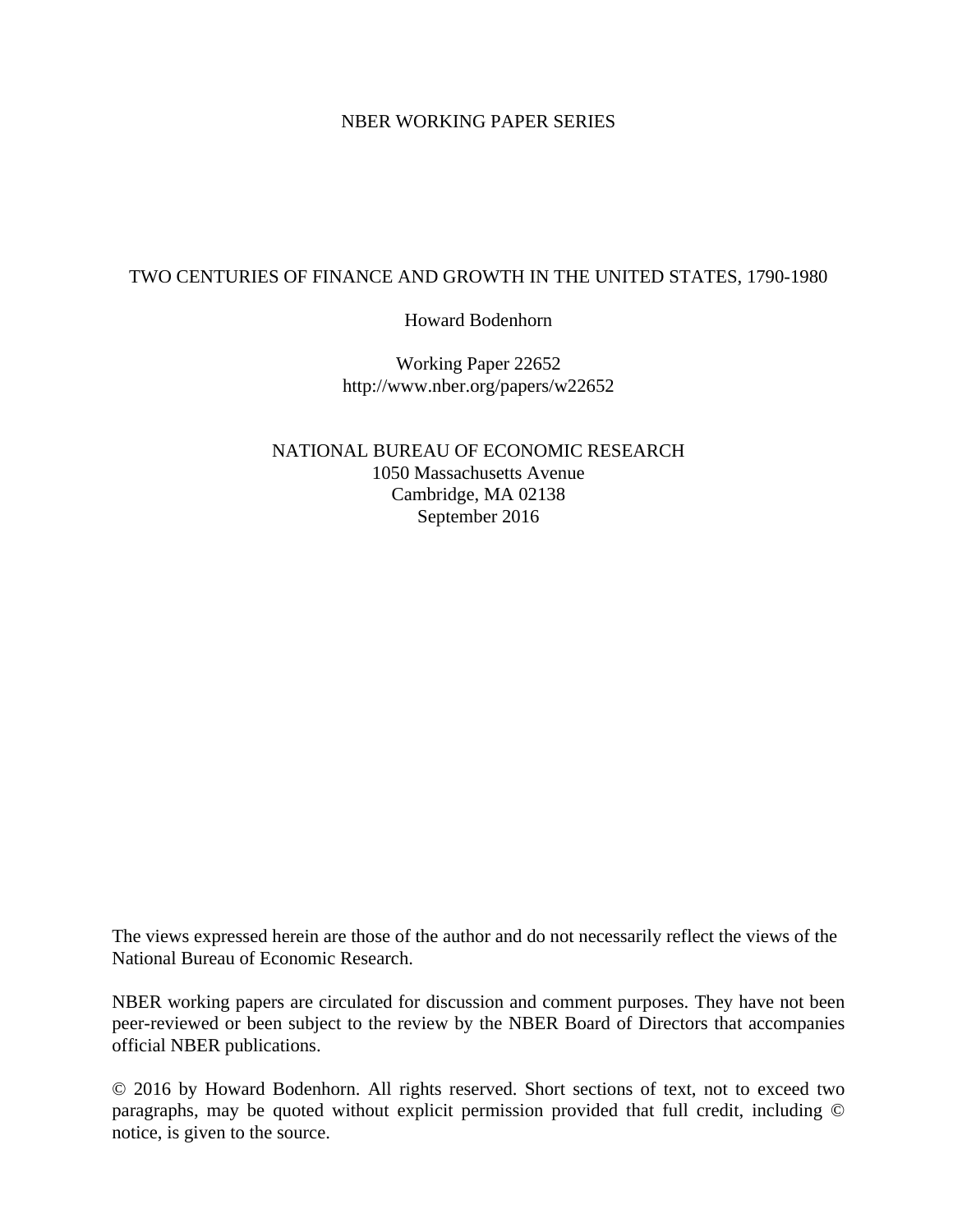NBER WORKING PAPER SERIES

# TWO CENTURIES OF FINANCE AND GROWTH IN THE UNITED STATES, 1790-1980

Howard Bodenhorn

Working Paper 22652
http://www.nber.org/papers/w22652

NATIONAL BUREAU OF ECONOMIC RESEARCH
1050 Massachusetts Avenue
Cambridge, MA 02138
September 2016

The views expressed herein are those of the author and do not necessarily reflect the views of the National Bureau of Economic Research.

NBER working papers are circulated for discussion and comment purposes. They have not been peer-reviewed or been subject to the review by the NBER Board of Directors that accompanies official NBER publications.

© 2016 by Howard Bodenhorn. All rights reserved. Short sections of text, not to exceed two paragraphs, may be quoted without explicit permission provided that full credit, including © notice, is given to the source.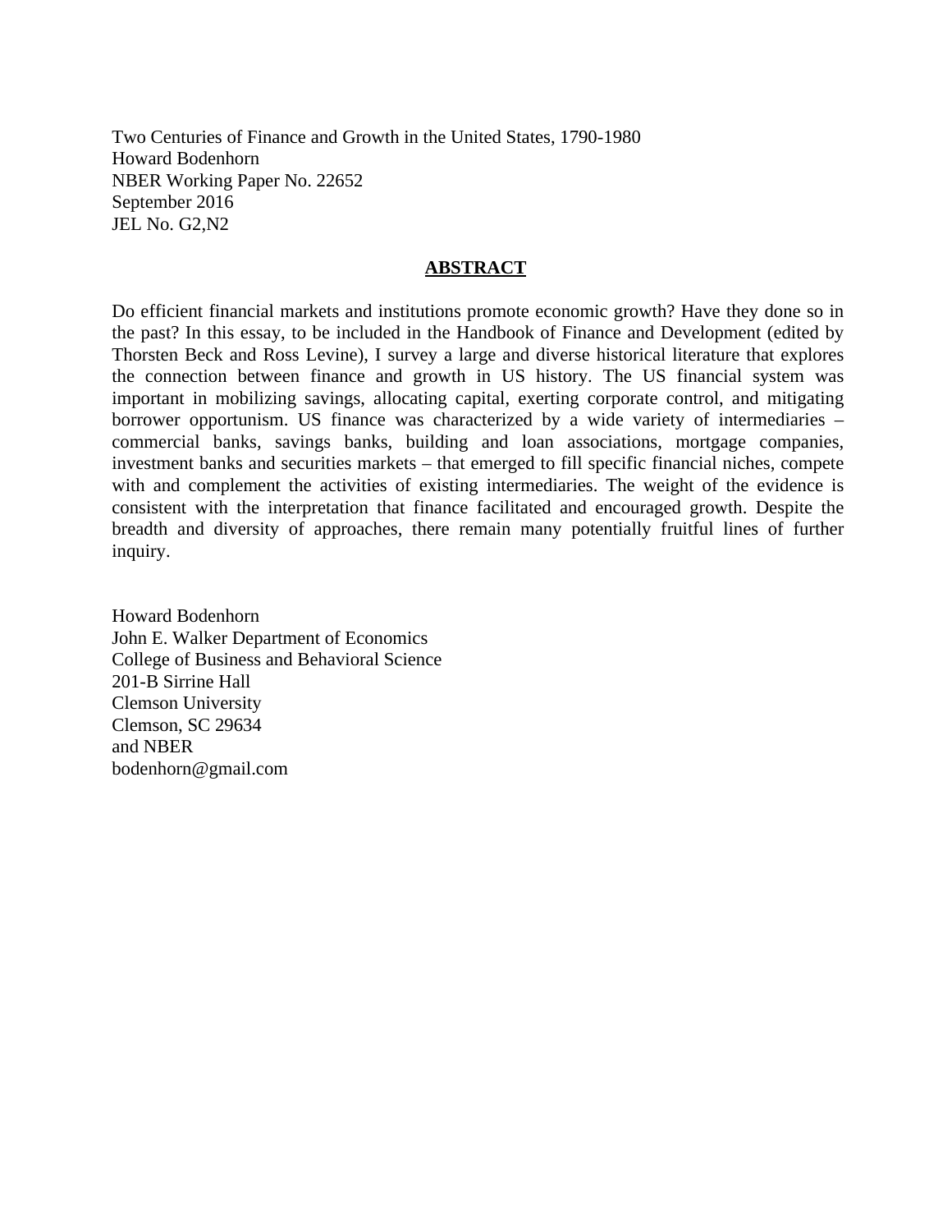Two Centuries of Finance and Growth in the United States, 1790-1980
Howard Bodenhorn
NBER Working Paper No. 22652
September 2016
JEL No. G2,N2

## ABSTRACT

Do efficient financial markets and institutions promote economic growth? Have they done so in the past? In this essay, to be included in the Handbook of Finance and Development (edited by Thorsten Beck and Ross Levine), I survey a large and diverse historical literature that explores the connection between finance and growth in US history. The US financial system was important in mobilizing savings, allocating capital, exerting corporate control, and mitigating borrower opportunism. US finance was characterized by a wide variety of intermediaries – commercial banks, savings banks, building and loan associations, mortgage companies, investment banks and securities markets – that emerged to fill specific financial niches, compete with and complement the activities of existing intermediaries. The weight of the evidence is consistent with the interpretation that finance facilitated and encouraged growth. Despite the breadth and diversity of approaches, there remain many potentially fruitful lines of further inquiry.

Howard Bodenhorn
John E. Walker Department of Economics
College of Business and Behavioral Science
201-B Sirrine Hall
Clemson University
Clemson, SC 29634
and NBER
bodenhorn@gmail.com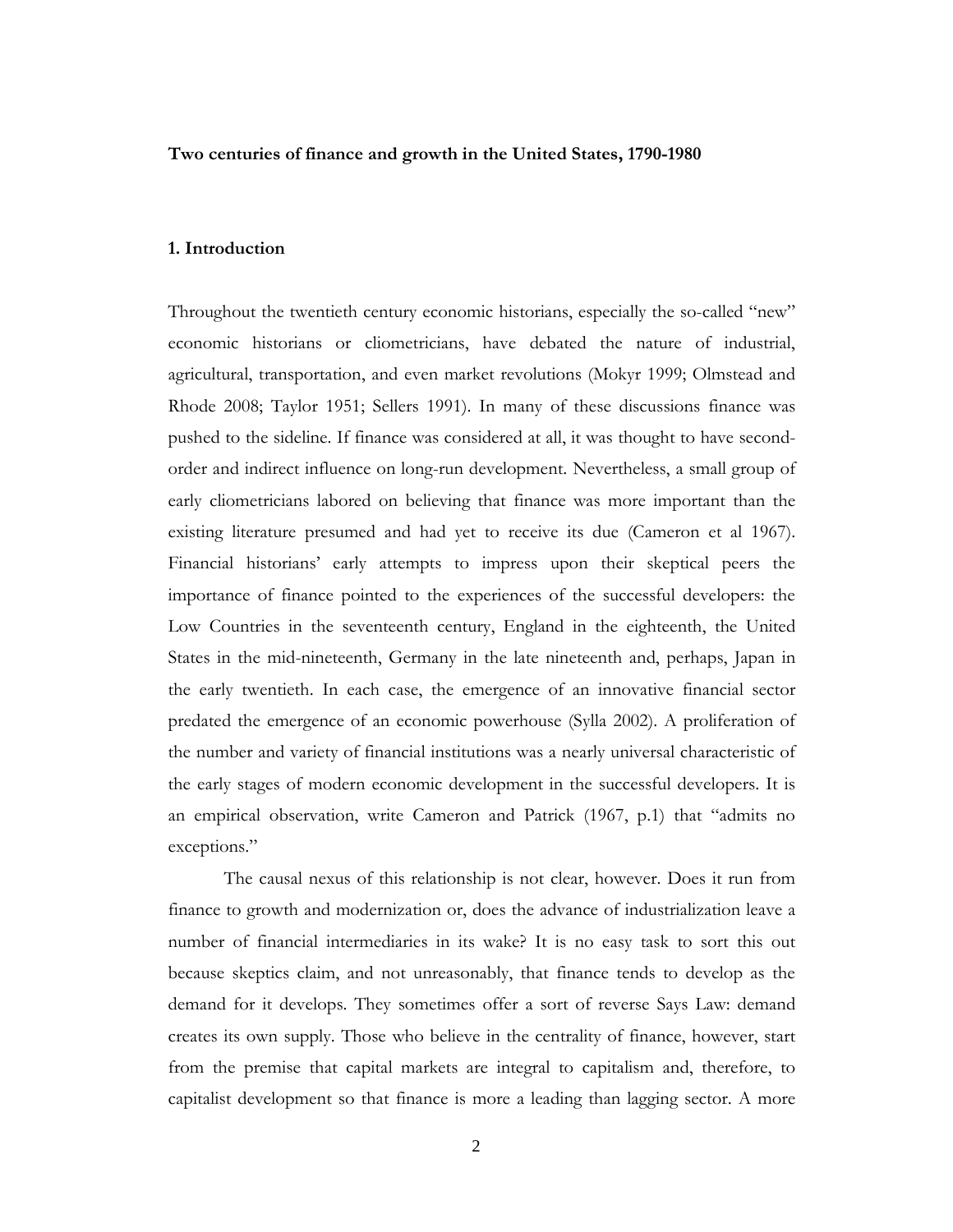**Two centuries of finance and growth in the United States, 1790-1980**

**1. Introduction**

Throughout the twentieth century economic historians, especially the so-called "new" economic historians or cliometricians, have debated the nature of industrial, agricultural, transportation, and even market revolutions (Mokyr 1999; Olmstead and Rhode 2008; Taylor 1951; Sellers 1991). In many of these discussions finance was pushed to the sideline. If finance was considered at all, it was thought to have second-order and indirect influence on long-run development. Nevertheless, a small group of early cliometricians labored on believing that finance was more important than the existing literature presumed and had yet to receive its due (Cameron et al 1967). Financial historians' early attempts to impress upon their skeptical peers the importance of finance pointed to the experiences of the successful developers: the Low Countries in the seventeenth century, England in the eighteenth, the United States in the mid-nineteenth, Germany in the late nineteenth and, perhaps, Japan in the early twentieth. In each case, the emergence of an innovative financial sector predated the emergence of an economic powerhouse (Sylla 2002). A proliferation of the number and variety of financial institutions was a nearly universal characteristic of the early stages of modern economic development in the successful developers. It is an empirical observation, write Cameron and Patrick (1967, p.1) that "admits no exceptions."

The causal nexus of this relationship is not clear, however. Does it run from finance to growth and modernization or, does the advance of industrialization leave a number of financial intermediaries in its wake? It is no easy task to sort this out because skeptics claim, and not unreasonably, that finance tends to develop as the demand for it develops. They sometimes offer a sort of reverse Says Law: demand creates its own supply. Those who believe in the centrality of finance, however, start from the premise that capital markets are integral to capitalism and, therefore, to capitalist development so that finance is more a leading than lagging sector. A more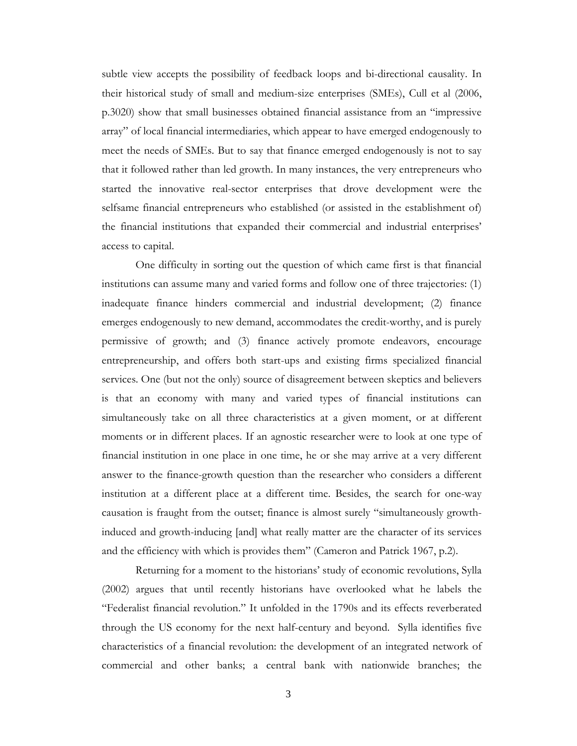subtle view accepts the possibility of feedback loops and bi-directional causality. In their historical study of small and medium-size enterprises (SMEs), Cull et al (2006, p.3020) show that small businesses obtained financial assistance from an "impressive array" of local financial intermediaries, which appear to have emerged endogenously to meet the needs of SMEs. But to say that finance emerged endogenously is not to say that it followed rather than led growth. In many instances, the very entrepreneurs who started the innovative real-sector enterprises that drove development were the selfsame financial entrepreneurs who established (or assisted in the establishment of) the financial institutions that expanded their commercial and industrial enterprises' access to capital.

One difficulty in sorting out the question of which came first is that financial institutions can assume many and varied forms and follow one of three trajectories: (1) inadequate finance hinders commercial and industrial development; (2) finance emerges endogenously to new demand, accommodates the credit-worthy, and is purely permissive of growth; and (3) finance actively promote endeavors, encourage entrepreneurship, and offers both start-ups and existing firms specialized financial services. One (but not the only) source of disagreement between skeptics and believers is that an economy with many and varied types of financial institutions can simultaneously take on all three characteristics at a given moment, or at different moments or in different places. If an agnostic researcher were to look at one type of financial institution in one place in one time, he or she may arrive at a very different answer to the finance-growth question than the researcher who considers a different institution at a different place at a different time. Besides, the search for one-way causation is fraught from the outset; finance is almost surely "simultaneously growth-induced and growth-inducing [and] what really matter are the character of its services and the efficiency with which is provides them" (Cameron and Patrick 1967, p.2).

Returning for a moment to the historians' study of economic revolutions, Sylla (2002) argues that until recently historians have overlooked what he labels the "Federalist financial revolution." It unfolded in the 1790s and its effects reverberated through the US economy for the next half-century and beyond. Sylla identifies five characteristics of a financial revolution: the development of an integrated network of commercial and other banks; a central bank with nationwide branches; the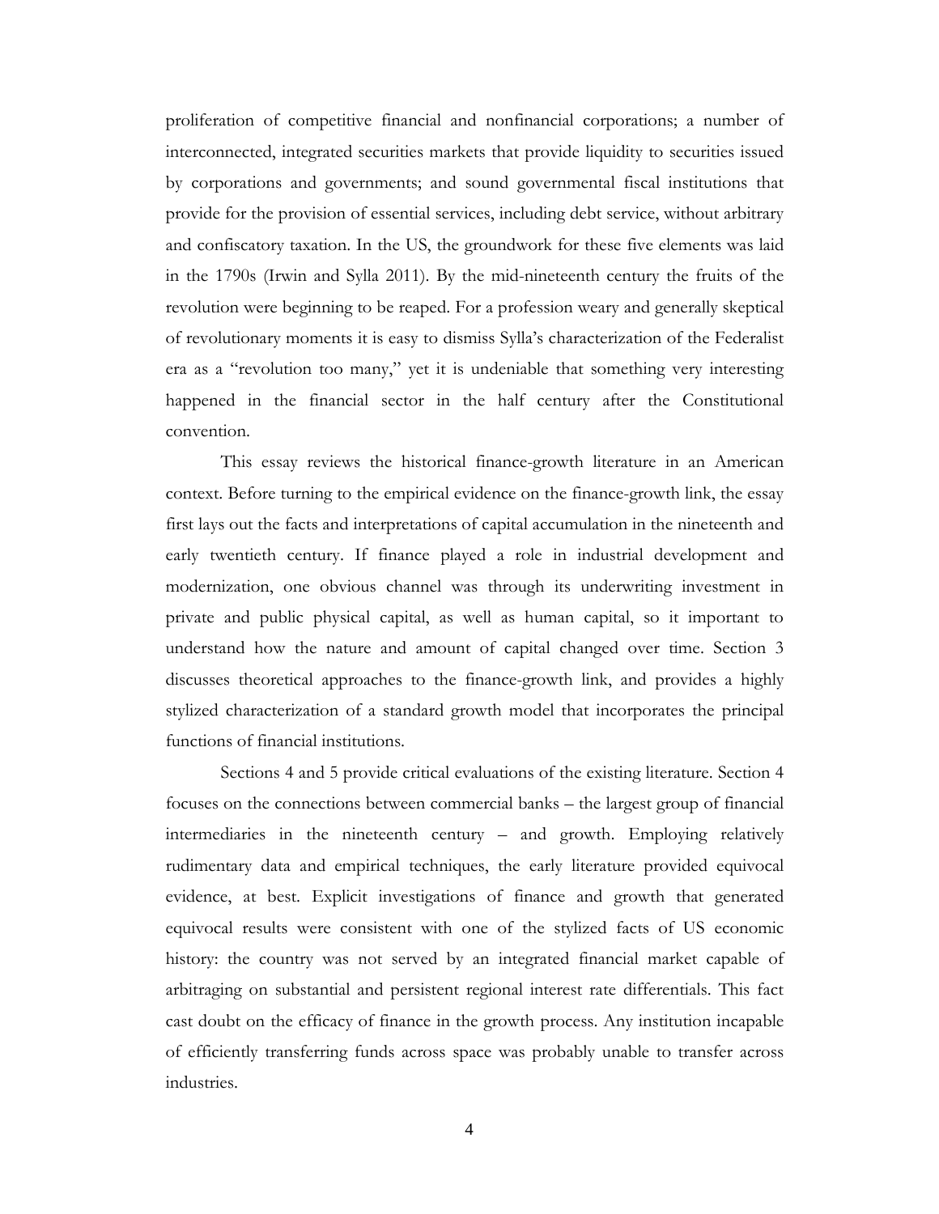proliferation of competitive financial and nonfinancial corporations; a number of interconnected, integrated securities markets that provide liquidity to securities issued by corporations and governments; and sound governmental fiscal institutions that provide for the provision of essential services, including debt service, without arbitrary and confiscatory taxation. In the US, the groundwork for these five elements was laid in the 1790s (Irwin and Sylla 2011). By the mid-nineteenth century the fruits of the revolution were beginning to be reaped. For a profession weary and generally skeptical of revolutionary moments it is easy to dismiss Sylla's characterization of the Federalist era as a "revolution too many," yet it is undeniable that something very interesting happened in the financial sector in the half century after the Constitutional convention.

This essay reviews the historical finance-growth literature in an American context. Before turning to the empirical evidence on the finance-growth link, the essay first lays out the facts and interpretations of capital accumulation in the nineteenth and early twentieth century. If finance played a role in industrial development and modernization, one obvious channel was through its underwriting investment in private and public physical capital, as well as human capital, so it important to understand how the nature and amount of capital changed over time. Section 3 discusses theoretical approaches to the finance-growth link, and provides a highly stylized characterization of a standard growth model that incorporates the principal functions of financial institutions.

Sections 4 and 5 provide critical evaluations of the existing literature. Section 4 focuses on the connections between commercial banks – the largest group of financial intermediaries in the nineteenth century – and growth. Employing relatively rudimentary data and empirical techniques, the early literature provided equivocal evidence, at best. Explicit investigations of finance and growth that generated equivocal results were consistent with one of the stylized facts of US economic history: the country was not served by an integrated financial market capable of arbitraging on substantial and persistent regional interest rate differentials. This fact cast doubt on the efficacy of finance in the growth process. Any institution incapable of efficiently transferring funds across space was probably unable to transfer across industries.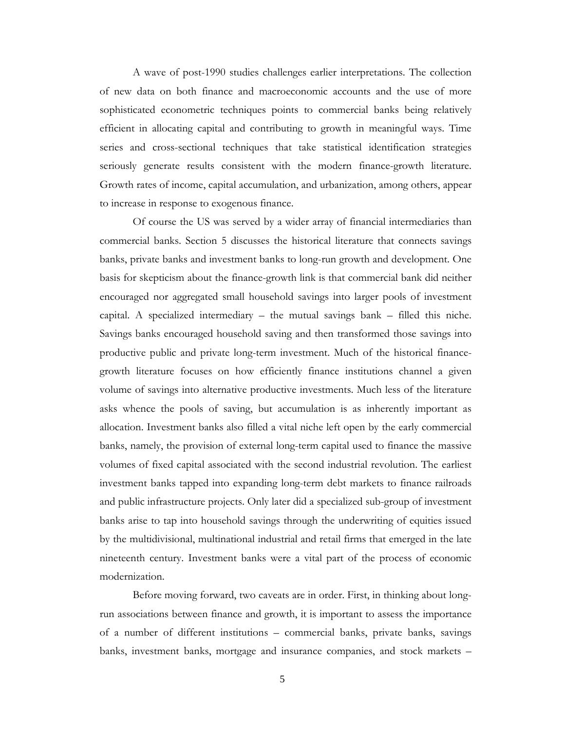A wave of post-1990 studies challenges earlier interpretations. The collection of new data on both finance and macroeconomic accounts and the use of more sophisticated econometric techniques points to commercial banks being relatively efficient in allocating capital and contributing to growth in meaningful ways. Time series and cross-sectional techniques that take statistical identification strategies seriously generate results consistent with the modern finance-growth literature. Growth rates of income, capital accumulation, and urbanization, among others, appear to increase in response to exogenous finance.

Of course the US was served by a wider array of financial intermediaries than commercial banks. Section 5 discusses the historical literature that connects savings banks, private banks and investment banks to long-run growth and development. One basis for skepticism about the finance-growth link is that commercial bank did neither encouraged nor aggregated small household savings into larger pools of investment capital. A specialized intermediary – the mutual savings bank – filled this niche. Savings banks encouraged household saving and then transformed those savings into productive public and private long-term investment. Much of the historical finance-growth literature focuses on how efficiently finance institutions channel a given volume of savings into alternative productive investments. Much less of the literature asks whence the pools of saving, but accumulation is as inherently important as allocation. Investment banks also filled a vital niche left open by the early commercial banks, namely, the provision of external long-term capital used to finance the massive volumes of fixed capital associated with the second industrial revolution. The earliest investment banks tapped into expanding long-term debt markets to finance railroads and public infrastructure projects. Only later did a specialized sub-group of investment banks arise to tap into household savings through the underwriting of equities issued by the multidivisional, multinational industrial and retail firms that emerged in the late nineteenth century. Investment banks were a vital part of the process of economic modernization.

Before moving forward, two caveats are in order. First, in thinking about long-run associations between finance and growth, it is important to assess the importance of a number of different institutions – commercial banks, private banks, savings banks, investment banks, mortgage and insurance companies, and stock markets –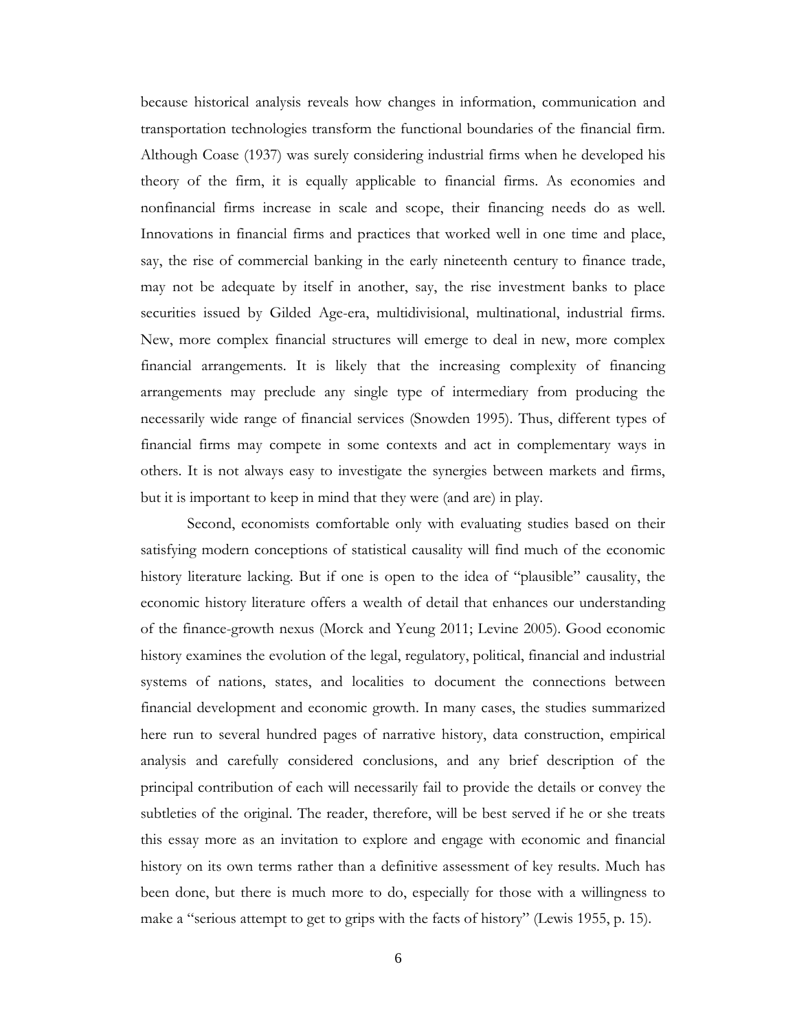because historical analysis reveals how changes in information, communication and transportation technologies transform the functional boundaries of the financial firm. Although Coase (1937) was surely considering industrial firms when he developed his theory of the firm, it is equally applicable to financial firms. As economies and nonfinancial firms increase in scale and scope, their financing needs do as well. Innovations in financial firms and practices that worked well in one time and place, say, the rise of commercial banking in the early nineteenth century to finance trade, may not be adequate by itself in another, say, the rise investment banks to place securities issued by Gilded Age-era, multidivisional, multinational, industrial firms. New, more complex financial structures will emerge to deal in new, more complex financial arrangements. It is likely that the increasing complexity of financing arrangements may preclude any single type of intermediary from producing the necessarily wide range of financial services (Snowden 1995). Thus, different types of financial firms may compete in some contexts and act in complementary ways in others. It is not always easy to investigate the synergies between markets and firms, but it is important to keep in mind that they were (and are) in play.

Second, economists comfortable only with evaluating studies based on their satisfying modern conceptions of statistical causality will find much of the economic history literature lacking. But if one is open to the idea of "plausible" causality, the economic history literature offers a wealth of detail that enhances our understanding of the finance-growth nexus (Morck and Yeung 2011; Levine 2005). Good economic history examines the evolution of the legal, regulatory, political, financial and industrial systems of nations, states, and localities to document the connections between financial development and economic growth. In many cases, the studies summarized here run to several hundred pages of narrative history, data construction, empirical analysis and carefully considered conclusions, and any brief description of the principal contribution of each will necessarily fail to provide the details or convey the subtleties of the original. The reader, therefore, will be best served if he or she treats this essay more as an invitation to explore and engage with economic and financial history on its own terms rather than a definitive assessment of key results. Much has been done, but there is much more to do, especially for those with a willingness to make a "serious attempt to get to grips with the facts of history" (Lewis 1955, p. 15).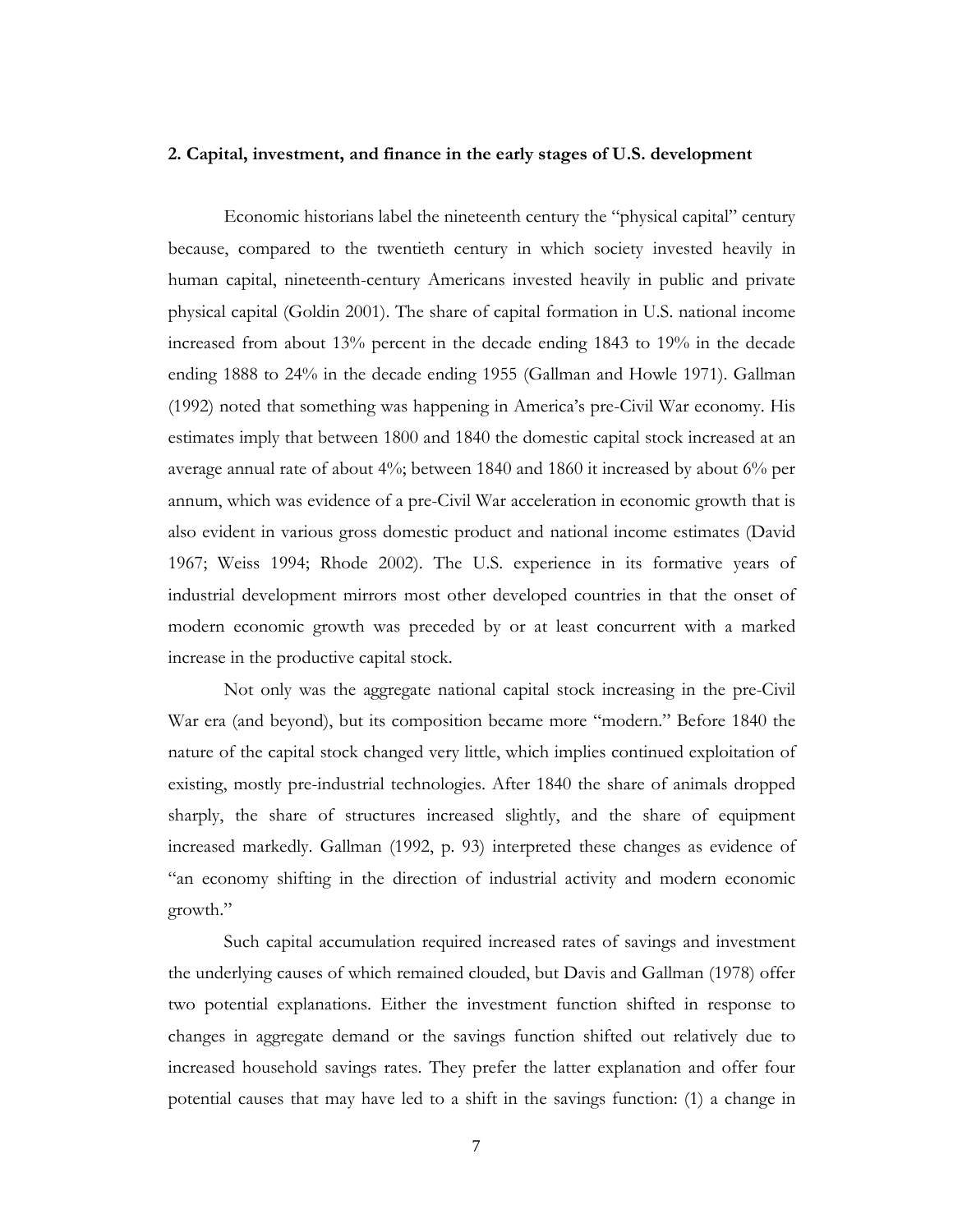## 2. Capital, investment, and finance in the early stages of U.S. development

Economic historians label the nineteenth century the "physical capital" century because, compared to the twentieth century in which society invested heavily in human capital, nineteenth-century Americans invested heavily in public and private physical capital (Goldin 2001). The share of capital formation in U.S. national income increased from about 13% percent in the decade ending 1843 to 19% in the decade ending 1888 to 24% in the decade ending 1955 (Gallman and Howle 1971). Gallman (1992) noted that something was happening in America's pre-Civil War economy. His estimates imply that between 1800 and 1840 the domestic capital stock increased at an average annual rate of about 4%; between 1840 and 1860 it increased by about 6% per annum, which was evidence of a pre-Civil War acceleration in economic growth that is also evident in various gross domestic product and national income estimates (David 1967; Weiss 1994; Rhode 2002). The U.S. experience in its formative years of industrial development mirrors most other developed countries in that the onset of modern economic growth was preceded by or at least concurrent with a marked increase in the productive capital stock.

Not only was the aggregate national capital stock increasing in the pre-Civil War era (and beyond), but its composition became more "modern." Before 1840 the nature of the capital stock changed very little, which implies continued exploitation of existing, mostly pre-industrial technologies. After 1840 the share of animals dropped sharply, the share of structures increased slightly, and the share of equipment increased markedly. Gallman (1992, p. 93) interpreted these changes as evidence of "an economy shifting in the direction of industrial activity and modern economic growth."

Such capital accumulation required increased rates of savings and investment the underlying causes of which remained clouded, but Davis and Gallman (1978) offer two potential explanations. Either the investment function shifted in response to changes in aggregate demand or the savings function shifted out relatively due to increased household savings rates. They prefer the latter explanation and offer four potential causes that may have led to a shift in the savings function: (1) a change in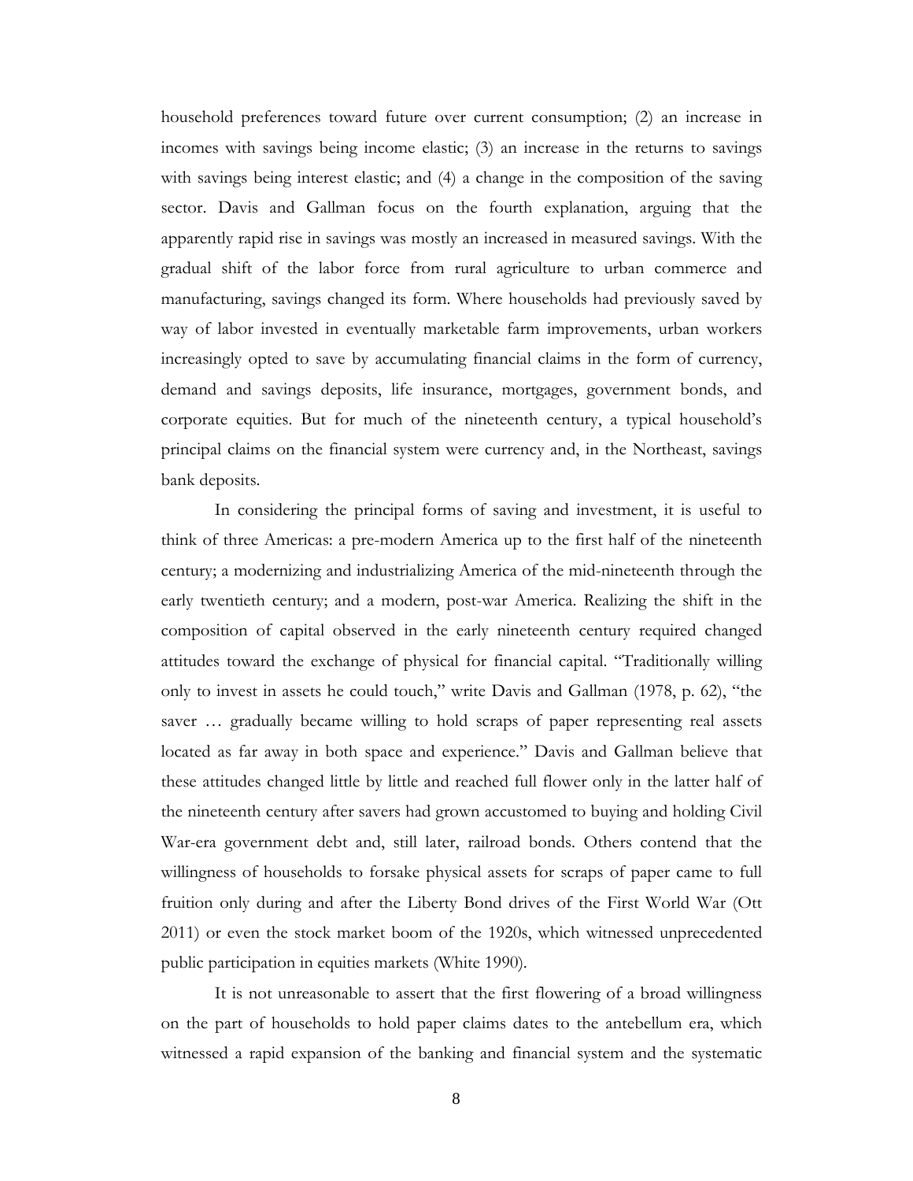household preferences toward future over current consumption; (2) an increase in incomes with savings being income elastic; (3) an increase in the returns to savings with savings being interest elastic; and (4) a change in the composition of the saving sector. Davis and Gallman focus on the fourth explanation, arguing that the apparently rapid rise in savings was mostly an increased in measured savings. With the gradual shift of the labor force from rural agriculture to urban commerce and manufacturing, savings changed its form. Where households had previously saved by way of labor invested in eventually marketable farm improvements, urban workers increasingly opted to save by accumulating financial claims in the form of currency, demand and savings deposits, life insurance, mortgages, government bonds, and corporate equities. But for much of the nineteenth century, a typical household's principal claims on the financial system were currency and, in the Northeast, savings bank deposits.

In considering the principal forms of saving and investment, it is useful to think of three Americas: a pre-modern America up to the first half of the nineteenth century; a modernizing and industrializing America of the mid-nineteenth through the early twentieth century; and a modern, post-war America. Realizing the shift in the composition of capital observed in the early nineteenth century required changed attitudes toward the exchange of physical for financial capital. "Traditionally willing only to invest in assets he could touch," write Davis and Gallman (1978, p. 62), "the saver … gradually became willing to hold scraps of paper representing real assets located as far away in both space and experience." Davis and Gallman believe that these attitudes changed little by little and reached full flower only in the latter half of the nineteenth century after savers had grown accustomed to buying and holding Civil War-era government debt and, still later, railroad bonds. Others contend that the willingness of households to forsake physical assets for scraps of paper came to full fruition only during and after the Liberty Bond drives of the First World War (Ott 2011) or even the stock market boom of the 1920s, which witnessed unprecedented public participation in equities markets (White 1990).

It is not unreasonable to assert that the first flowering of a broad willingness on the part of households to hold paper claims dates to the antebellum era, which witnessed a rapid expansion of the banking and financial system and the systematic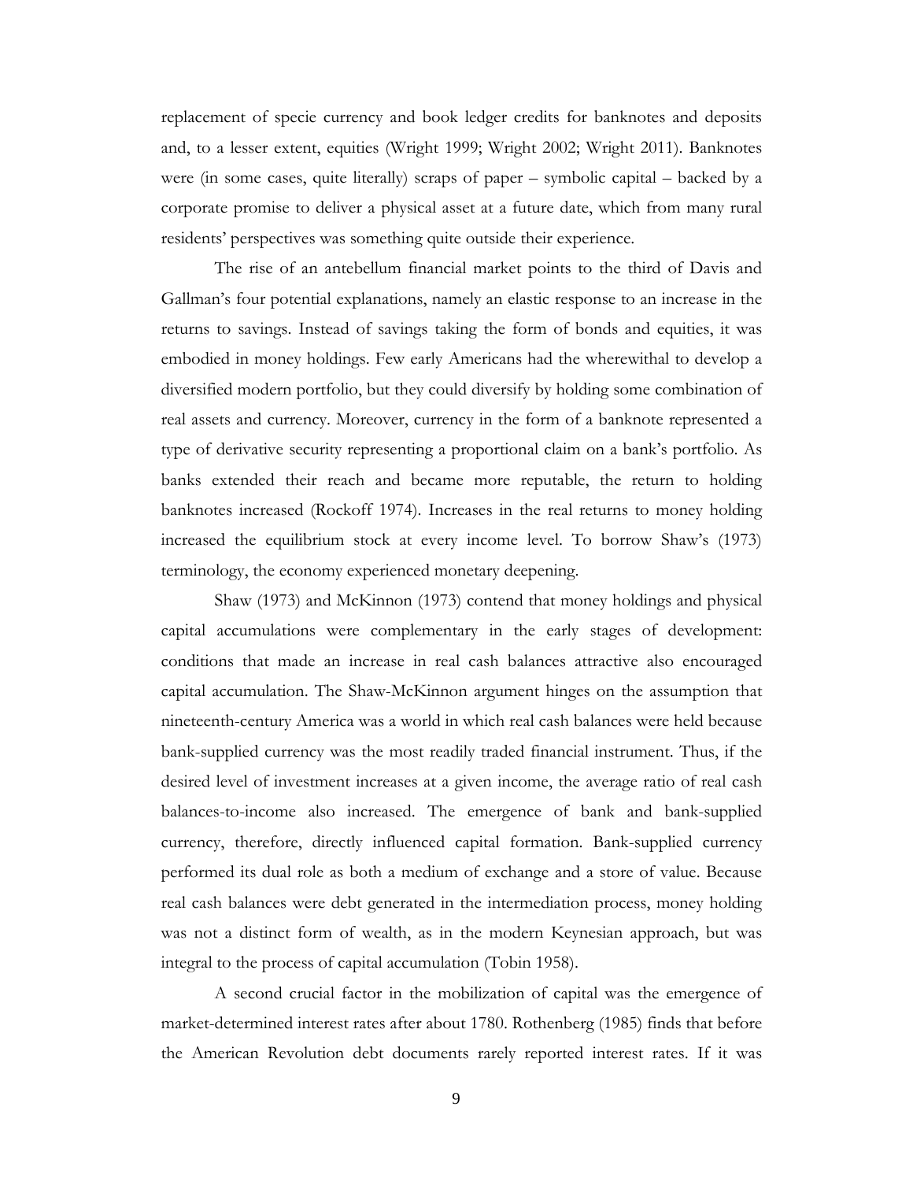replacement of specie currency and book ledger credits for banknotes and deposits and, to a lesser extent, equities (Wright 1999; Wright 2002; Wright 2011). Banknotes were (in some cases, quite literally) scraps of paper – symbolic capital – backed by a corporate promise to deliver a physical asset at a future date, which from many rural residents' perspectives was something quite outside their experience.

The rise of an antebellum financial market points to the third of Davis and Gallman's four potential explanations, namely an elastic response to an increase in the returns to savings. Instead of savings taking the form of bonds and equities, it was embodied in money holdings. Few early Americans had the wherewithal to develop a diversified modern portfolio, but they could diversify by holding some combination of real assets and currency. Moreover, currency in the form of a banknote represented a type of derivative security representing a proportional claim on a bank's portfolio. As banks extended their reach and became more reputable, the return to holding banknotes increased (Rockoff 1974). Increases in the real returns to money holding increased the equilibrium stock at every income level. To borrow Shaw's (1973) terminology, the economy experienced monetary deepening.

Shaw (1973) and McKinnon (1973) contend that money holdings and physical capital accumulations were complementary in the early stages of development: conditions that made an increase in real cash balances attractive also encouraged capital accumulation. The Shaw-McKinnon argument hinges on the assumption that nineteenth-century America was a world in which real cash balances were held because bank-supplied currency was the most readily traded financial instrument. Thus, if the desired level of investment increases at a given income, the average ratio of real cash balances-to-income also increased. The emergence of bank and bank-supplied currency, therefore, directly influenced capital formation. Bank-supplied currency performed its dual role as both a medium of exchange and a store of value. Because real cash balances were debt generated in the intermediation process, money holding was not a distinct form of wealth, as in the modern Keynesian approach, but was integral to the process of capital accumulation (Tobin 1958).

A second crucial factor in the mobilization of capital was the emergence of market-determined interest rates after about 1780. Rothenberg (1985) finds that before the American Revolution debt documents rarely reported interest rates. If it was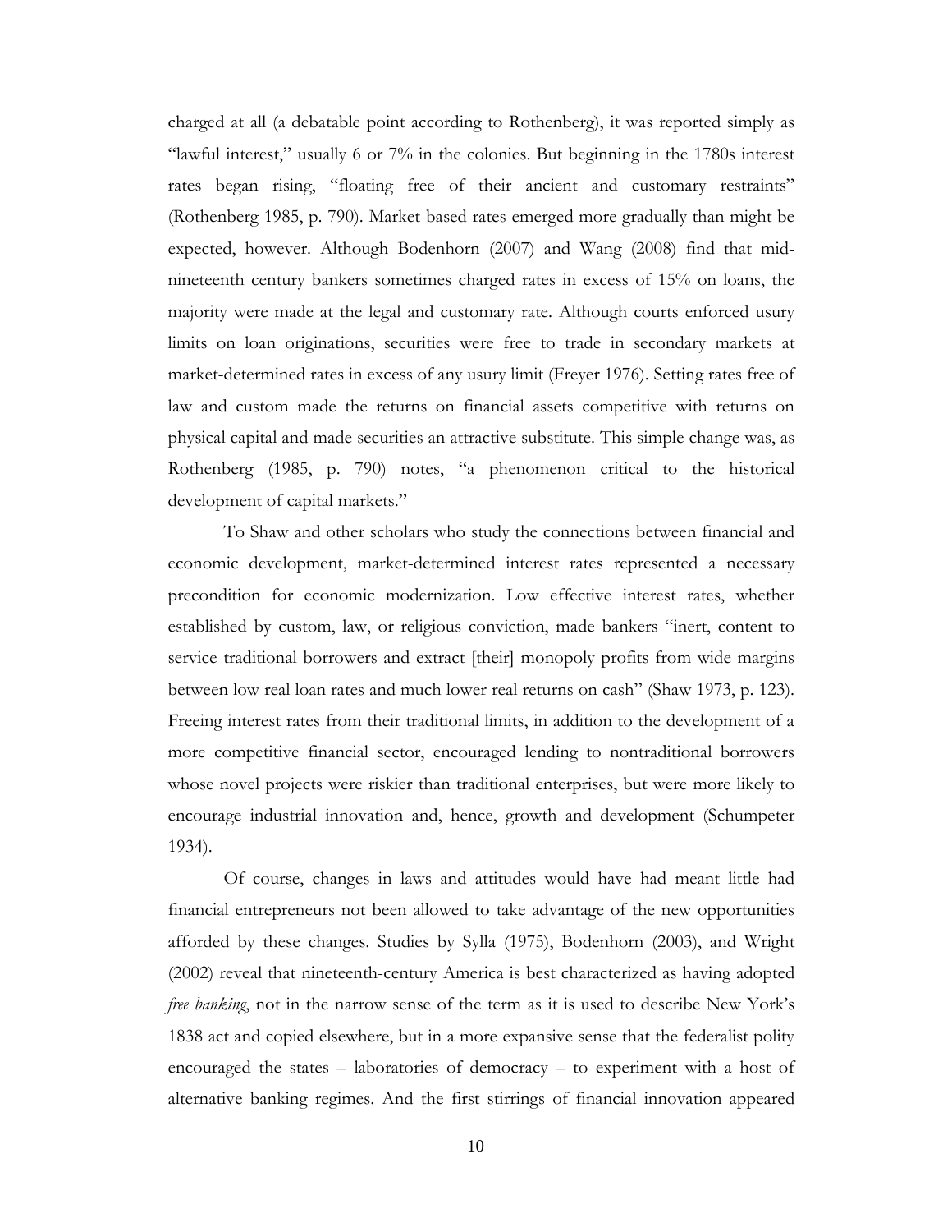charged at all (a debatable point according to Rothenberg), it was reported simply as "lawful interest," usually 6 or 7% in the colonies. But beginning in the 1780s interest rates began rising, "floating free of their ancient and customary restraints" (Rothenberg 1985, p. 790). Market-based rates emerged more gradually than might be expected, however. Although Bodenhorn (2007) and Wang (2008) find that mid-nineteenth century bankers sometimes charged rates in excess of 15% on loans, the majority were made at the legal and customary rate. Although courts enforced usury limits on loan originations, securities were free to trade in secondary markets at market-determined rates in excess of any usury limit (Freyer 1976). Setting rates free of law and custom made the returns on financial assets competitive with returns on physical capital and made securities an attractive substitute. This simple change was, as Rothenberg (1985, p. 790) notes, "a phenomenon critical to the historical development of capital markets."

To Shaw and other scholars who study the connections between financial and economic development, market-determined interest rates represented a necessary precondition for economic modernization. Low effective interest rates, whether established by custom, law, or religious conviction, made bankers "inert, content to service traditional borrowers and extract [their] monopoly profits from wide margins between low real loan rates and much lower real returns on cash" (Shaw 1973, p. 123). Freeing interest rates from their traditional limits, in addition to the development of a more competitive financial sector, encouraged lending to nontraditional borrowers whose novel projects were riskier than traditional enterprises, but were more likely to encourage industrial innovation and, hence, growth and development (Schumpeter 1934).

Of course, changes in laws and attitudes would have had meant little had financial entrepreneurs not been allowed to take advantage of the new opportunities afforded by these changes. Studies by Sylla (1975), Bodenhorn (2003), and Wright (2002) reveal that nineteenth-century America is best characterized as having adopted *free banking*, not in the narrow sense of the term as it is used to describe New York's 1838 act and copied elsewhere, but in a more expansive sense that the federalist polity encouraged the states – laboratories of democracy – to experiment with a host of alternative banking regimes. And the first stirrings of financial innovation appeared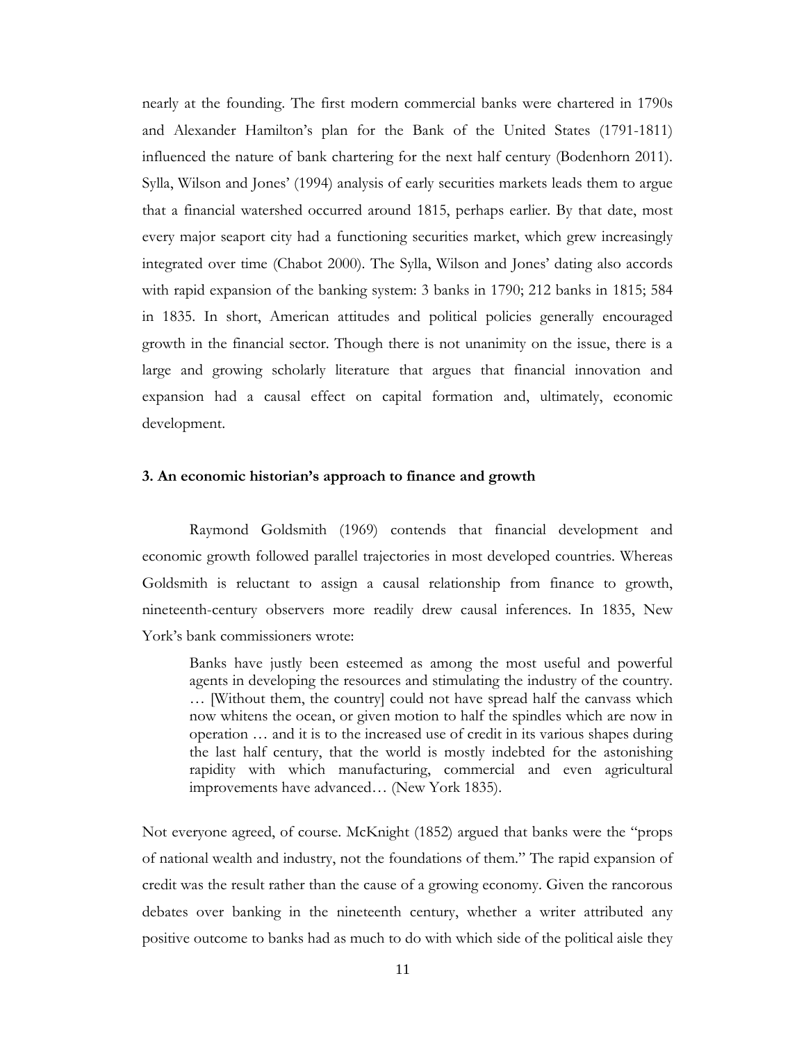nearly at the founding. The first modern commercial banks were chartered in 1790s and Alexander Hamilton's plan for the Bank of the United States (1791-1811) influenced the nature of bank chartering for the next half century (Bodenhorn 2011). Sylla, Wilson and Jones' (1994) analysis of early securities markets leads them to argue that a financial watershed occurred around 1815, perhaps earlier. By that date, most every major seaport city had a functioning securities market, which grew increasingly integrated over time (Chabot 2000). The Sylla, Wilson and Jones' dating also accords with rapid expansion of the banking system: 3 banks in 1790; 212 banks in 1815; 584 in 1835. In short, American attitudes and political policies generally encouraged growth in the financial sector. Though there is not unanimity on the issue, there is a large and growing scholarly literature that argues that financial innovation and expansion had a causal effect on capital formation and, ultimately, economic development.

### 3. An economic historian's approach to finance and growth

Raymond Goldsmith (1969) contends that financial development and economic growth followed parallel trajectories in most developed countries. Whereas Goldsmith is reluctant to assign a causal relationship from finance to growth, nineteenth-century observers more readily drew causal inferences. In 1835, New York's bank commissioners wrote:

> Banks have justly been esteemed as among the most useful and powerful agents in developing the resources and stimulating the industry of the country. … [Without them, the country] could not have spread half the canvass which now whitens the ocean, or given motion to half the spindles which are now in operation … and it is to the increased use of credit in its various shapes during the last half century, that the world is mostly indebted for the astonishing rapidity with which manufacturing, commercial and even agricultural improvements have advanced… (New York 1835).

Not everyone agreed, of course. McKnight (1852) argued that banks were the "props of national wealth and industry, not the foundations of them." The rapid expansion of credit was the result rather than the cause of a growing economy. Given the rancorous debates over banking in the nineteenth century, whether a writer attributed any positive outcome to banks had as much to do with which side of the political aisle they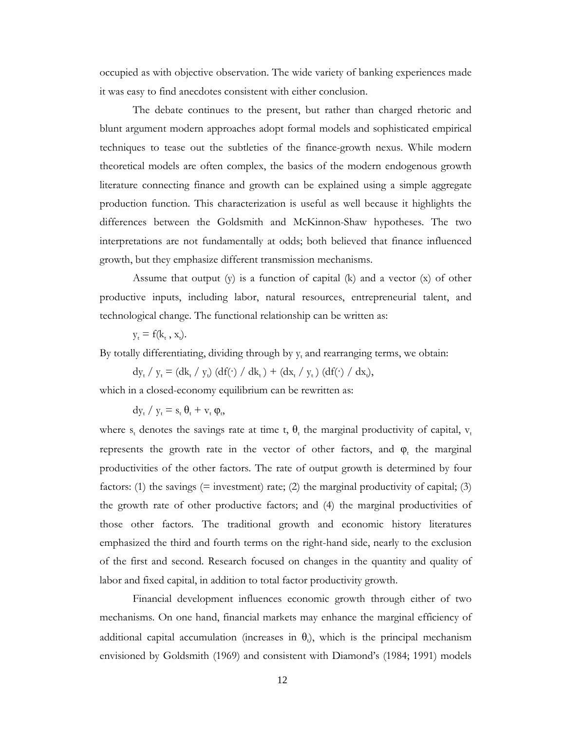occupied as with objective observation. The wide variety of banking experiences made it was easy to find anecdotes consistent with either conclusion.

The debate continues to the present, but rather than charged rhetoric and blunt argument modern approaches adopt formal models and sophisticated empirical techniques to tease out the subtleties of the finance-growth nexus. While modern theoretical models are often complex, the basics of the modern endogenous growth literature connecting finance and growth can be explained using a simple aggregate production function. This characterization is useful as well because it highlights the differences between the Goldsmith and McKinnon-Shaw hypotheses. The two interpretations are not fundamentally at odds; both believed that finance influenced growth, but they emphasize different transmission mechanisms.

Assume that output (y) is a function of capital (k) and a vector (x) of other productive inputs, including labor, natural resources, entrepreneurial talent, and technological change. The functional relationship can be written as:

$$y_t = f(k_t , x_t).$$

By totally differentiating, dividing through by $y_t$ and rearranging terms, we obtain:

$$dy_t / y_t = (dk_t / y_t) (df(\cdot) / dk_t ) + (dx_t / y_t ) (df(\cdot) / dx_t),$$

which in a closed-economy equilibrium can be rewritten as:

$$dy_t / y_t = s_t \, \theta_t + v_t \, \varphi_t,$$

where $s_t$ denotes the savings rate at time t, $\theta_t$ the marginal productivity of capital, $v_t$ represents the growth rate in the vector of other factors, and $\varphi_t$ the marginal productivities of the other factors. The rate of output growth is determined by four factors: (1) the savings (= investment) rate; (2) the marginal productivity of capital; (3) the growth rate of other productive factors; and (4) the marginal productivities of those other factors. The traditional growth and economic history literatures emphasized the third and fourth terms on the right-hand side, nearly to the exclusion of the first and second. Research focused on changes in the quantity and quality of labor and fixed capital, in addition to total factor productivity growth.

Financial development influences economic growth through either of two mechanisms. On one hand, financial markets may enhance the marginal efficiency of additional capital accumulation (increases in $\theta_t$), which is the principal mechanism envisioned by Goldsmith (1969) and consistent with Diamond's (1984; 1991) models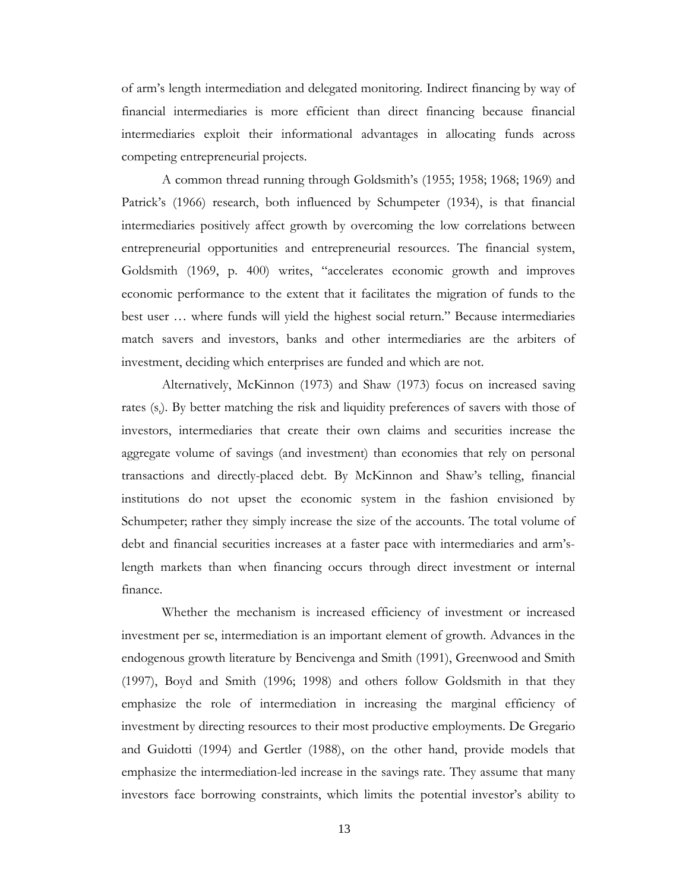of arm's length intermediation and delegated monitoring. Indirect financing by way of financial intermediaries is more efficient than direct financing because financial intermediaries exploit their informational advantages in allocating funds across competing entrepreneurial projects.

A common thread running through Goldsmith's (1955; 1958; 1968; 1969) and Patrick's (1966) research, both influenced by Schumpeter (1934), is that financial intermediaries positively affect growth by overcoming the low correlations between entrepreneurial opportunities and entrepreneurial resources. The financial system, Goldsmith (1969, p. 400) writes, "accelerates economic growth and improves economic performance to the extent that it facilitates the migration of funds to the best user … where funds will yield the highest social return." Because intermediaries match savers and investors, banks and other intermediaries are the arbiters of investment, deciding which enterprises are funded and which are not.

Alternatively, McKinnon (1973) and Shaw (1973) focus on increased saving rates ($s_t$). By better matching the risk and liquidity preferences of savers with those of investors, intermediaries that create their own claims and securities increase the aggregate volume of savings (and investment) than economies that rely on personal transactions and directly-placed debt. By McKinnon and Shaw's telling, financial institutions do not upset the economic system in the fashion envisioned by Schumpeter; rather they simply increase the size of the accounts. The total volume of debt and financial securities increases at a faster pace with intermediaries and arm's-length markets than when financing occurs through direct investment or internal finance.

Whether the mechanism is increased efficiency of investment or increased investment per se, intermediation is an important element of growth. Advances in the endogenous growth literature by Bencivenga and Smith (1991), Greenwood and Smith (1997), Boyd and Smith (1996; 1998) and others follow Goldsmith in that they emphasize the role of intermediation in increasing the marginal efficiency of investment by directing resources to their most productive employments. De Gregario and Guidotti (1994) and Gertler (1988), on the other hand, provide models that emphasize the intermediation-led increase in the savings rate. They assume that many investors face borrowing constraints, which limits the potential investor's ability to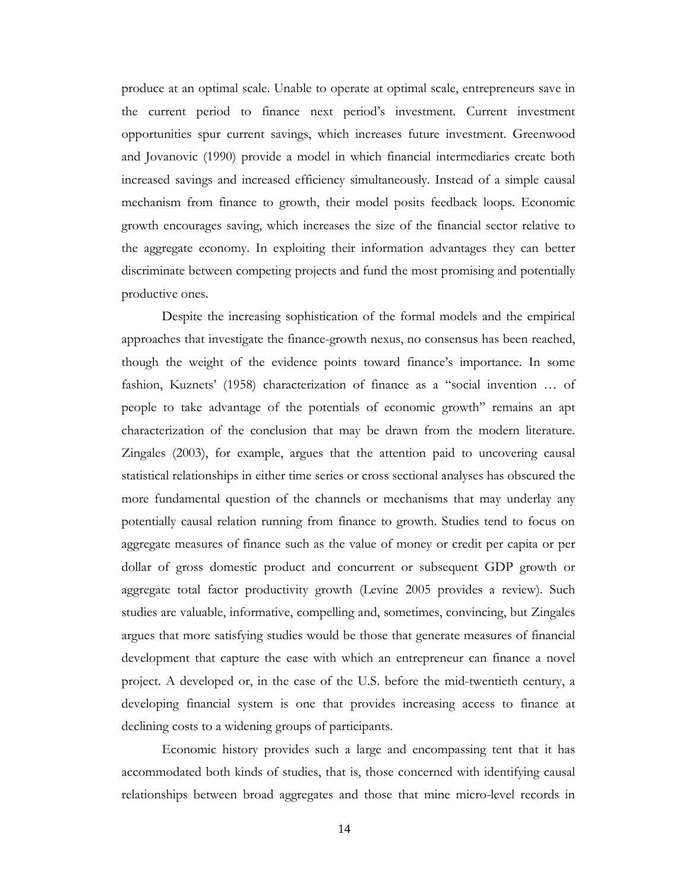produce at an optimal scale. Unable to operate at optimal scale, entrepreneurs save in the current period to finance next period's investment. Current investment opportunities spur current savings, which increases future investment. Greenwood and Jovanovic (1990) provide a model in which financial intermediaries create both increased savings and increased efficiency simultaneously. Instead of a simple causal mechanism from finance to growth, their model posits feedback loops. Economic growth encourages saving, which increases the size of the financial sector relative to the aggregate economy. In exploiting their information advantages they can better discriminate between competing projects and fund the most promising and potentially productive ones.

Despite the increasing sophistication of the formal models and the empirical approaches that investigate the finance-growth nexus, no consensus has been reached, though the weight of the evidence points toward finance's importance. In some fashion, Kuznets' (1958) characterization of finance as a "social invention … of people to take advantage of the potentials of economic growth" remains an apt characterization of the conclusion that may be drawn from the modern literature. Zingales (2003), for example, argues that the attention paid to uncovering causal statistical relationships in either time series or cross sectional analyses has obscured the more fundamental question of the channels or mechanisms that may underlay any potentially causal relation running from finance to growth. Studies tend to focus on aggregate measures of finance such as the value of money or credit per capita or per dollar of gross domestic product and concurrent or subsequent GDP growth or aggregate total factor productivity growth (Levine 2005 provides a review). Such studies are valuable, informative, compelling and, sometimes, convincing, but Zingales argues that more satisfying studies would be those that generate measures of financial development that capture the ease with which an entrepreneur can finance a novel project. A developed or, in the case of the U.S. before the mid-twentieth century, a developing financial system is one that provides increasing access to finance at declining costs to a widening groups of participants.

Economic history provides such a large and encompassing tent that it has accommodated both kinds of studies, that is, those concerned with identifying causal relationships between broad aggregates and those that mine micro-level records in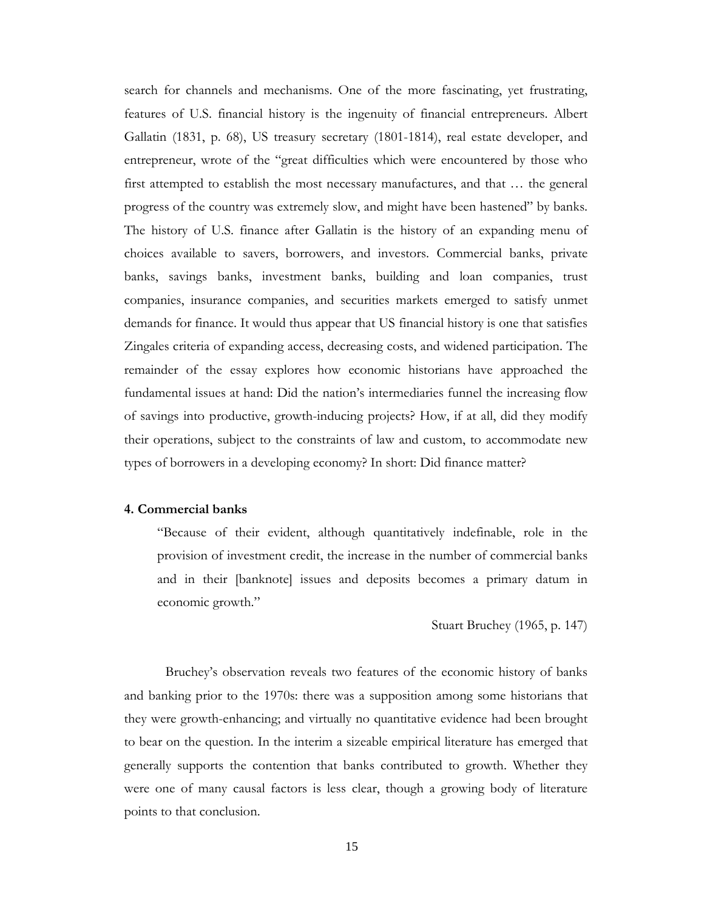search for channels and mechanisms. One of the more fascinating, yet frustrating, features of U.S. financial history is the ingenuity of financial entrepreneurs. Albert Gallatin (1831, p. 68), US treasury secretary (1801-1814), real estate developer, and entrepreneur, wrote of the "great difficulties which were encountered by those who first attempted to establish the most necessary manufactures, and that … the general progress of the country was extremely slow, and might have been hastened" by banks. The history of U.S. finance after Gallatin is the history of an expanding menu of choices available to savers, borrowers, and investors. Commercial banks, private banks, savings banks, investment banks, building and loan companies, trust companies, insurance companies, and securities markets emerged to satisfy unmet demands for finance. It would thus appear that US financial history is one that satisfies Zingales criteria of expanding access, decreasing costs, and widened participation. The remainder of the essay explores how economic historians have approached the fundamental issues at hand: Did the nation's intermediaries funnel the increasing flow of savings into productive, growth-inducing projects? How, if at all, did they modify their operations, subject to the constraints of law and custom, to accommodate new types of borrowers in a developing economy? In short: Did finance matter?

## 4. Commercial banks

> "Because of their evident, although quantitatively indefinable, role in the provision of investment credit, the increase in the number of commercial banks and in their [banknote] issues and deposits becomes a primary datum in economic growth."
>
> Stuart Bruchey (1965, p. 147)

Bruchey's observation reveals two features of the economic history of banks and banking prior to the 1970s: there was a supposition among some historians that they were growth-enhancing; and virtually no quantitative evidence had been brought to bear on the question. In the interim a sizeable empirical literature has emerged that generally supports the contention that banks contributed to growth. Whether they were one of many causal factors is less clear, though a growing body of literature points to that conclusion.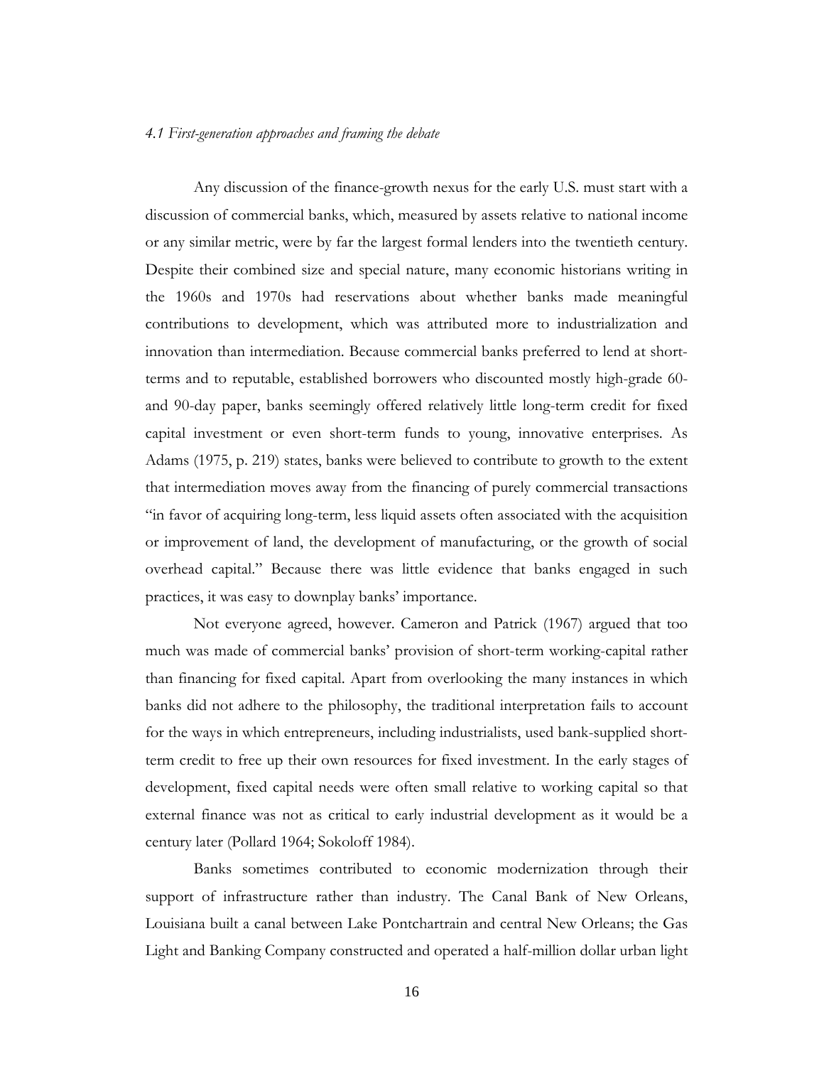### *4.1 First-generation approaches and framing the debate*

Any discussion of the finance-growth nexus for the early U.S. must start with a discussion of commercial banks, which, measured by assets relative to national income or any similar metric, were by far the largest formal lenders into the twentieth century. Despite their combined size and special nature, many economic historians writing in the 1960s and 1970s had reservations about whether banks made meaningful contributions to development, which was attributed more to industrialization and innovation than intermediation. Because commercial banks preferred to lend at short-terms and to reputable, established borrowers who discounted mostly high-grade 60- and 90-day paper, banks seemingly offered relatively little long-term credit for fixed capital investment or even short-term funds to young, innovative enterprises. As Adams (1975, p. 219) states, banks were believed to contribute to growth to the extent that intermediation moves away from the financing of purely commercial transactions "in favor of acquiring long-term, less liquid assets often associated with the acquisition or improvement of land, the development of manufacturing, or the growth of social overhead capital." Because there was little evidence that banks engaged in such practices, it was easy to downplay banks' importance.

Not everyone agreed, however. Cameron and Patrick (1967) argued that too much was made of commercial banks' provision of short-term working-capital rather than financing for fixed capital. Apart from overlooking the many instances in which banks did not adhere to the philosophy, the traditional interpretation fails to account for the ways in which entrepreneurs, including industrialists, used bank-supplied short-term credit to free up their own resources for fixed investment. In the early stages of development, fixed capital needs were often small relative to working capital so that external finance was not as critical to early industrial development as it would be a century later (Pollard 1964; Sokoloff 1984).

Banks sometimes contributed to economic modernization through their support of infrastructure rather than industry. The Canal Bank of New Orleans, Louisiana built a canal between Lake Pontchartrain and central New Orleans; the Gas Light and Banking Company constructed and operated a half-million dollar urban light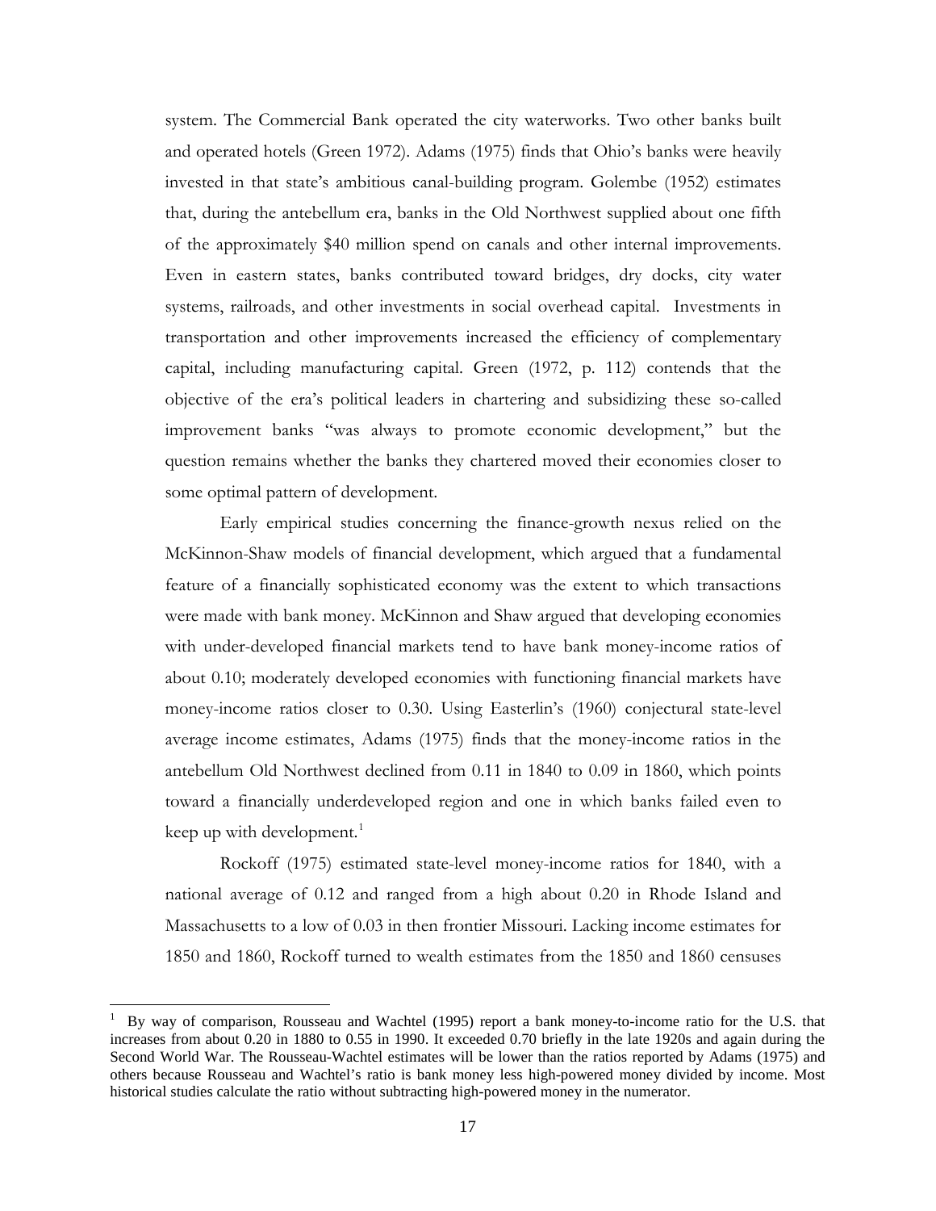system. The Commercial Bank operated the city waterworks. Two other banks built and operated hotels (Green 1972). Adams (1975) finds that Ohio's banks were heavily invested in that state's ambitious canal-building program. Golembe (1952) estimates that, during the antebellum era, banks in the Old Northwest supplied about one fifth of the approximately $40 million spend on canals and other internal improvements. Even in eastern states, banks contributed toward bridges, dry docks, city water systems, railroads, and other investments in social overhead capital. Investments in transportation and other improvements increased the efficiency of complementary capital, including manufacturing capital. Green (1972, p. 112) contends that the objective of the era's political leaders in chartering and subsidizing these so-called improvement banks "was always to promote economic development," but the question remains whether the banks they chartered moved their economies closer to some optimal pattern of development.

Early empirical studies concerning the finance-growth nexus relied on the McKinnon-Shaw models of financial development, which argued that a fundamental feature of a financially sophisticated economy was the extent to which transactions were made with bank money. McKinnon and Shaw argued that developing economies with under-developed financial markets tend to have bank money-income ratios of about 0.10; moderately developed economies with functioning financial markets have money-income ratios closer to 0.30. Using Easterlin's (1960) conjectural state-level average income estimates, Adams (1975) finds that the money-income ratios in the antebellum Old Northwest declined from 0.11 in 1840 to 0.09 in 1860, which points toward a financially underdeveloped region and one in which banks failed even to keep up with development.[1]

Rockoff (1975) estimated state-level money-income ratios for 1840, with a national average of 0.12 and ranged from a high about 0.20 in Rhode Island and Massachusetts to a low of 0.03 in then frontier Missouri. Lacking income estimates for 1850 and 1860, Rockoff turned to wealth estimates from the 1850 and 1860 censuses

[1] By way of comparison, Rousseau and Wachtel (1995) report a bank money-to-income ratio for the U.S. that increases from about 0.20 in 1880 to 0.55 in 1990. It exceeded 0.70 briefly in the late 1920s and again during the Second World War. The Rousseau-Wachtel estimates will be lower than the ratios reported by Adams (1975) and others because Rousseau and Wachtel's ratio is bank money less high-powered money divided by income. Most historical studies calculate the ratio without subtracting high-powered money in the numerator.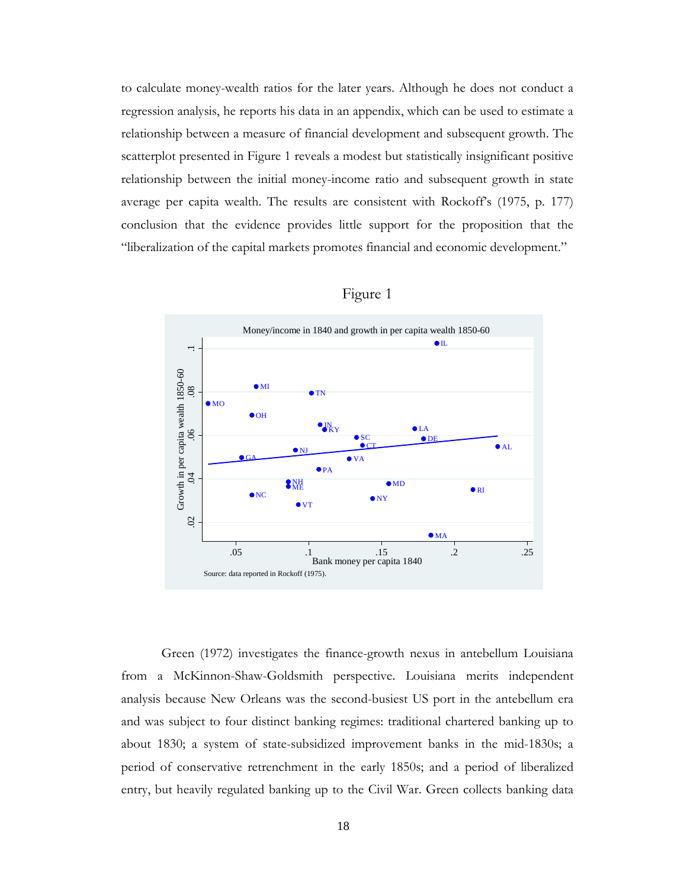to calculate money-wealth ratios for the later years. Although he does not conduct a regression analysis, he reports his data in an appendix, which can be used to estimate a relationship between a measure of financial development and subsequent growth. The scatterplot presented in Figure 1 reveals a modest but statistically insignificant positive relationship between the initial money-income ratio and subsequent growth in state average per capita wealth. The results are consistent with Rockoff's (1975, p. 177) conclusion that the evidence provides little support for the proposition that the "liberalization of the capital markets promotes financial and economic development."

Figure 1

Money/income in 1840 and growth in per capita wealth 1850-60

Source: data reported in Rockoff (1975).

Green (1972) investigates the finance-growth nexus in antebellum Louisiana from a McKinnon-Shaw-Goldsmith perspective. Louisiana merits independent analysis because New Orleans was the second-busiest US port in the antebellum era and was subject to four distinct banking regimes: traditional chartered banking up to about 1830; a system of state-subsidized improvement banks in the mid-1830s; a period of conservative retrenchment in the early 1850s; and a period of liberalized entry, but heavily regulated banking up to the Civil War. Green collects banking data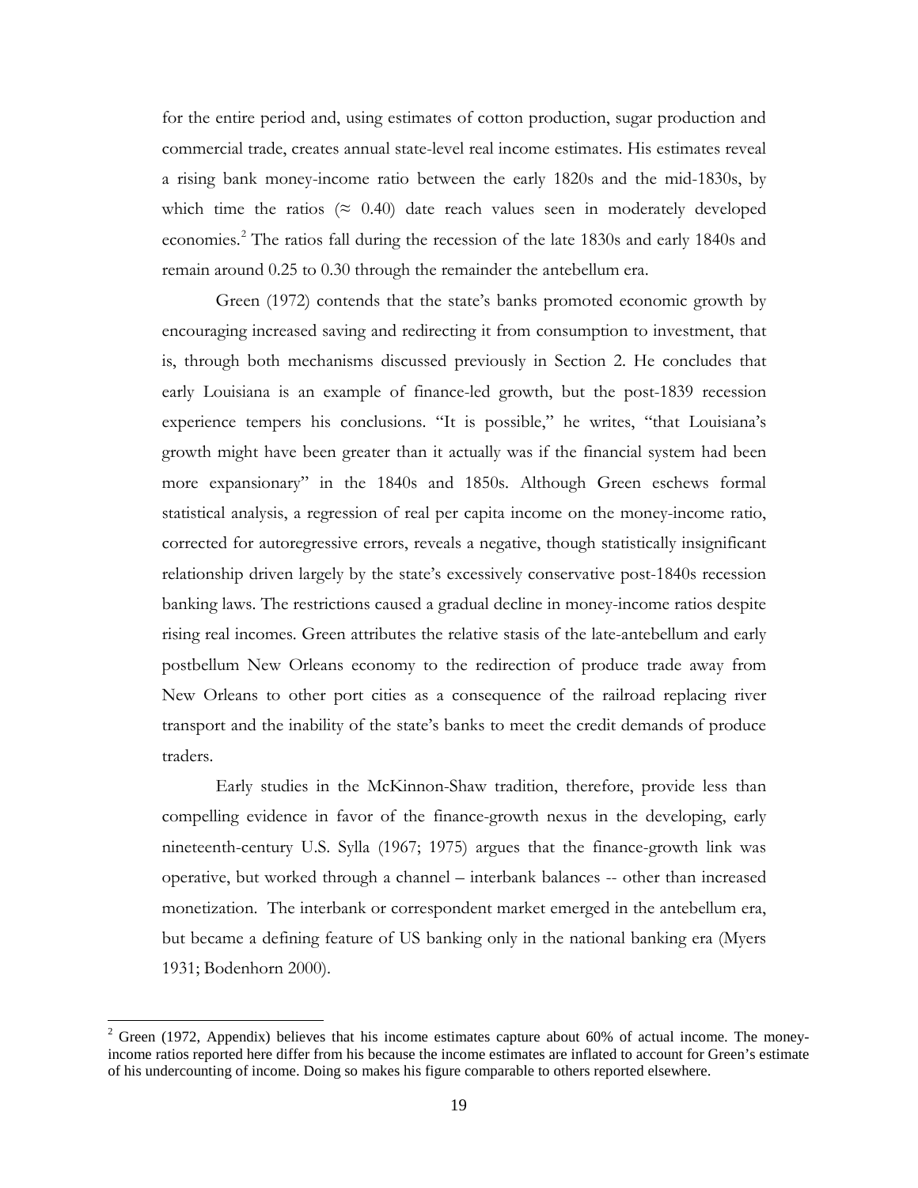for the entire period and, using estimates of cotton production, sugar production and commercial trade, creates annual state-level real income estimates. His estimates reveal a rising bank money-income ratio between the early 1820s and the mid-1830s, by which time the ratios ($\approx$ 0.40) date reach values seen in moderately developed economies.[2] The ratios fall during the recession of the late 1830s and early 1840s and remain around 0.25 to 0.30 through the remainder the antebellum era.

Green (1972) contends that the state's banks promoted economic growth by encouraging increased saving and redirecting it from consumption to investment, that is, through both mechanisms discussed previously in Section 2. He concludes that early Louisiana is an example of finance-led growth, but the post-1839 recession experience tempers his conclusions. "It is possible," he writes, "that Louisiana's growth might have been greater than it actually was if the financial system had been more expansionary" in the 1840s and 1850s. Although Green eschews formal statistical analysis, a regression of real per capita income on the money-income ratio, corrected for autoregressive errors, reveals a negative, though statistically insignificant relationship driven largely by the state's excessively conservative post-1840s recession banking laws. The restrictions caused a gradual decline in money-income ratios despite rising real incomes. Green attributes the relative stasis of the late-antebellum and early postbellum New Orleans economy to the redirection of produce trade away from New Orleans to other port cities as a consequence of the railroad replacing river transport and the inability of the state's banks to meet the credit demands of produce traders.

Early studies in the McKinnon-Shaw tradition, therefore, provide less than compelling evidence in favor of the finance-growth nexus in the developing, early nineteenth-century U.S. Sylla (1967; 1975) argues that the finance-growth link was operative, but worked through a channel – interbank balances -- other than increased monetization. The interbank or correspondent market emerged in the antebellum era, but became a defining feature of US banking only in the national banking era (Myers 1931; Bodenhorn 2000).

[2] Green (1972, Appendix) believes that his income estimates capture about 60% of actual income. The money-income ratios reported here differ from his because the income estimates are inflated to account for Green's estimate of his undercounting of income. Doing so makes his figure comparable to others reported elsewhere.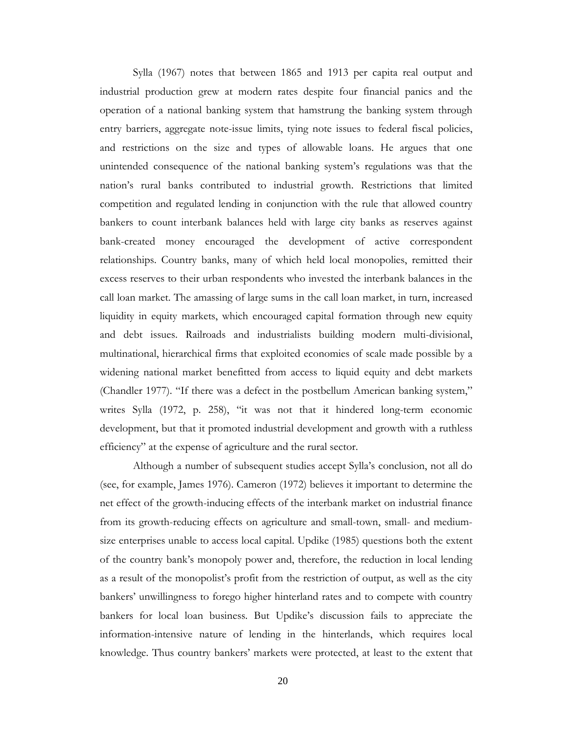Sylla (1967) notes that between 1865 and 1913 per capita real output and industrial production grew at modern rates despite four financial panics and the operation of a national banking system that hamstrung the banking system through entry barriers, aggregate note-issue limits, tying note issues to federal fiscal policies, and restrictions on the size and types of allowable loans. He argues that one unintended consequence of the national banking system's regulations was that the nation's rural banks contributed to industrial growth. Restrictions that limited competition and regulated lending in conjunction with the rule that allowed country bankers to count interbank balances held with large city banks as reserves against bank-created money encouraged the development of active correspondent relationships. Country banks, many of which held local monopolies, remitted their excess reserves to their urban respondents who invested the interbank balances in the call loan market. The amassing of large sums in the call loan market, in turn, increased liquidity in equity markets, which encouraged capital formation through new equity and debt issues. Railroads and industrialists building modern multi-divisional, multinational, hierarchical firms that exploited economies of scale made possible by a widening national market benefitted from access to liquid equity and debt markets (Chandler 1977). "If there was a defect in the postbellum American banking system," writes Sylla (1972, p. 258), "it was not that it hindered long-term economic development, but that it promoted industrial development and growth with a ruthless efficiency" at the expense of agriculture and the rural sector.

Although a number of subsequent studies accept Sylla's conclusion, not all do (see, for example, James 1976). Cameron (1972) believes it important to determine the net effect of the growth-inducing effects of the interbank market on industrial finance from its growth-reducing effects on agriculture and small-town, small- and medium-size enterprises unable to access local capital. Updike (1985) questions both the extent of the country bank's monopoly power and, therefore, the reduction in local lending as a result of the monopolist's profit from the restriction of output, as well as the city bankers' unwillingness to forego higher hinterland rates and to compete with country bankers for local loan business. But Updike's discussion fails to appreciate the information-intensive nature of lending in the hinterlands, which requires local knowledge. Thus country bankers' markets were protected, at least to the extent that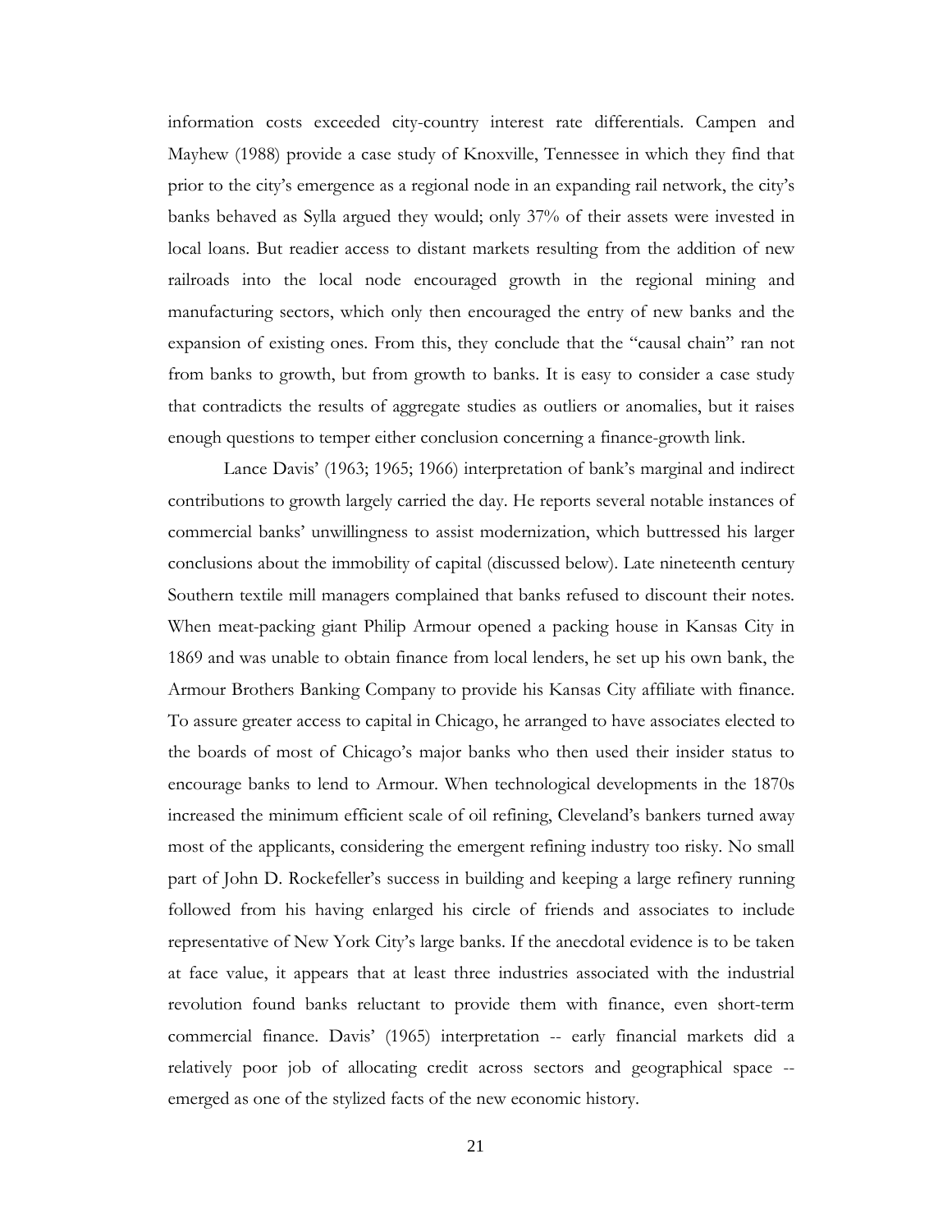information costs exceeded city-country interest rate differentials. Campen and Mayhew (1988) provide a case study of Knoxville, Tennessee in which they find that prior to the city's emergence as a regional node in an expanding rail network, the city's banks behaved as Sylla argued they would; only 37% of their assets were invested in local loans. But readier access to distant markets resulting from the addition of new railroads into the local node encouraged growth in the regional mining and manufacturing sectors, which only then encouraged the entry of new banks and the expansion of existing ones. From this, they conclude that the "causal chain" ran not from banks to growth, but from growth to banks. It is easy to consider a case study that contradicts the results of aggregate studies as outliers or anomalies, but it raises enough questions to temper either conclusion concerning a finance-growth link.

Lance Davis' (1963; 1965; 1966) interpretation of bank's marginal and indirect contributions to growth largely carried the day. He reports several notable instances of commercial banks' unwillingness to assist modernization, which buttressed his larger conclusions about the immobility of capital (discussed below). Late nineteenth century Southern textile mill managers complained that banks refused to discount their notes. When meat-packing giant Philip Armour opened a packing house in Kansas City in 1869 and was unable to obtain finance from local lenders, he set up his own bank, the Armour Brothers Banking Company to provide his Kansas City affiliate with finance. To assure greater access to capital in Chicago, he arranged to have associates elected to the boards of most of Chicago's major banks who then used their insider status to encourage banks to lend to Armour. When technological developments in the 1870s increased the minimum efficient scale of oil refining, Cleveland's bankers turned away most of the applicants, considering the emergent refining industry too risky. No small part of John D. Rockefeller's success in building and keeping a large refinery running followed from his having enlarged his circle of friends and associates to include representative of New York City's large banks. If the anecdotal evidence is to be taken at face value, it appears that at least three industries associated with the industrial revolution found banks reluctant to provide them with finance, even short-term commercial finance. Davis' (1965) interpretation -- early financial markets did a relatively poor job of allocating credit across sectors and geographical space -- emerged as one of the stylized facts of the new economic history.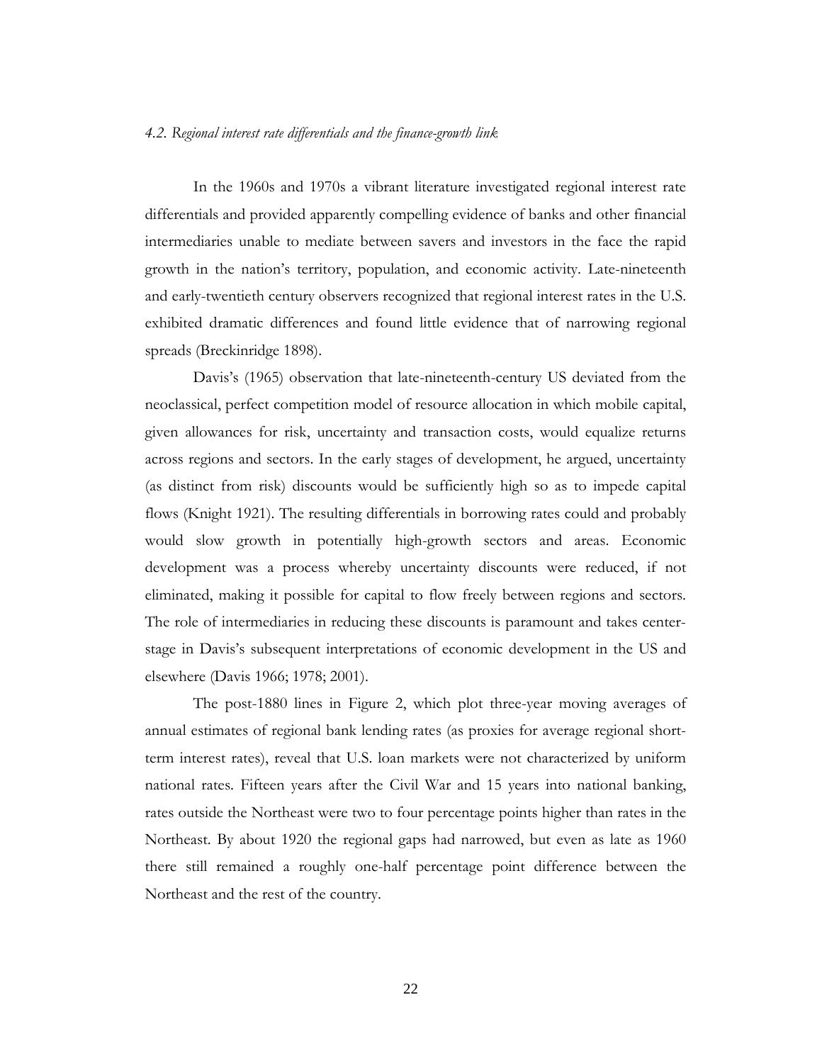*4.2. Regional interest rate differentials and the finance-growth link*

In the 1960s and 1970s a vibrant literature investigated regional interest rate differentials and provided apparently compelling evidence of banks and other financial intermediaries unable to mediate between savers and investors in the face the rapid growth in the nation's territory, population, and economic activity. Late-nineteenth and early-twentieth century observers recognized that regional interest rates in the U.S. exhibited dramatic differences and found little evidence that of narrowing regional spreads (Breckinridge 1898).

Davis's (1965) observation that late-nineteenth-century US deviated from the neoclassical, perfect competition model of resource allocation in which mobile capital, given allowances for risk, uncertainty and transaction costs, would equalize returns across regions and sectors. In the early stages of development, he argued, uncertainty (as distinct from risk) discounts would be sufficiently high so as to impede capital flows (Knight 1921). The resulting differentials in borrowing rates could and probably would slow growth in potentially high-growth sectors and areas. Economic development was a process whereby uncertainty discounts were reduced, if not eliminated, making it possible for capital to flow freely between regions and sectors. The role of intermediaries in reducing these discounts is paramount and takes center-stage in Davis's subsequent interpretations of economic development in the US and elsewhere (Davis 1966; 1978; 2001).

The post-1880 lines in Figure 2, which plot three-year moving averages of annual estimates of regional bank lending rates (as proxies for average regional short-term interest rates), reveal that U.S. loan markets were not characterized by uniform national rates. Fifteen years after the Civil War and 15 years into national banking, rates outside the Northeast were two to four percentage points higher than rates in the Northeast. By about 1920 the regional gaps had narrowed, but even as late as 1960 there still remained a roughly one-half percentage point difference between the Northeast and the rest of the country.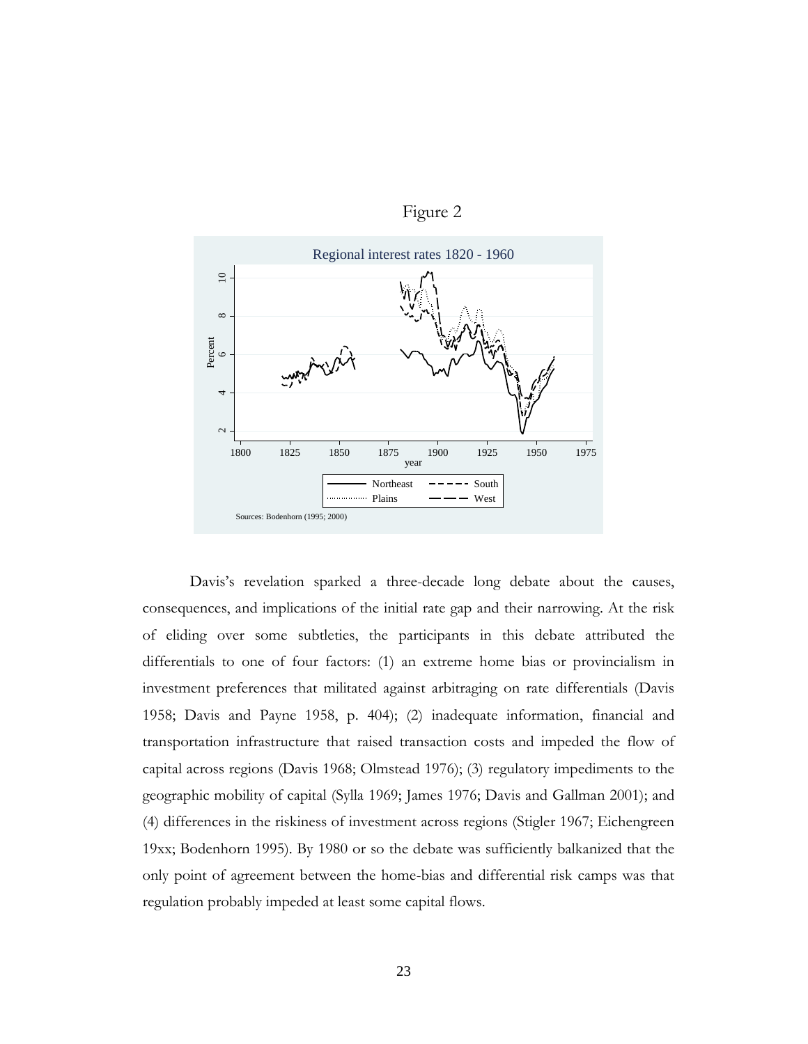Figure 2

Davis's revelation sparked a three-decade long debate about the causes, consequences, and implications of the initial rate gap and their narrowing. At the risk of eliding over some subtleties, the participants in this debate attributed the differentials to one of four factors: (1) an extreme home bias or provincialism in investment preferences that militated against arbitraging on rate differentials (Davis 1958; Davis and Payne 1958, p. 404); (2) inadequate information, financial and transportation infrastructure that raised transaction costs and impeded the flow of capital across regions (Davis 1968; Olmstead 1976); (3) regulatory impediments to the geographic mobility of capital (Sylla 1969; James 1976; Davis and Gallman 2001); and (4) differences in the riskiness of investment across regions (Stigler 1967; Eichengreen 19xx; Bodenhorn 1995). By 1980 or so the debate was sufficiently balkanized that the only point of agreement between the home-bias and differential risk camps was that regulation probably impeded at least some capital flows.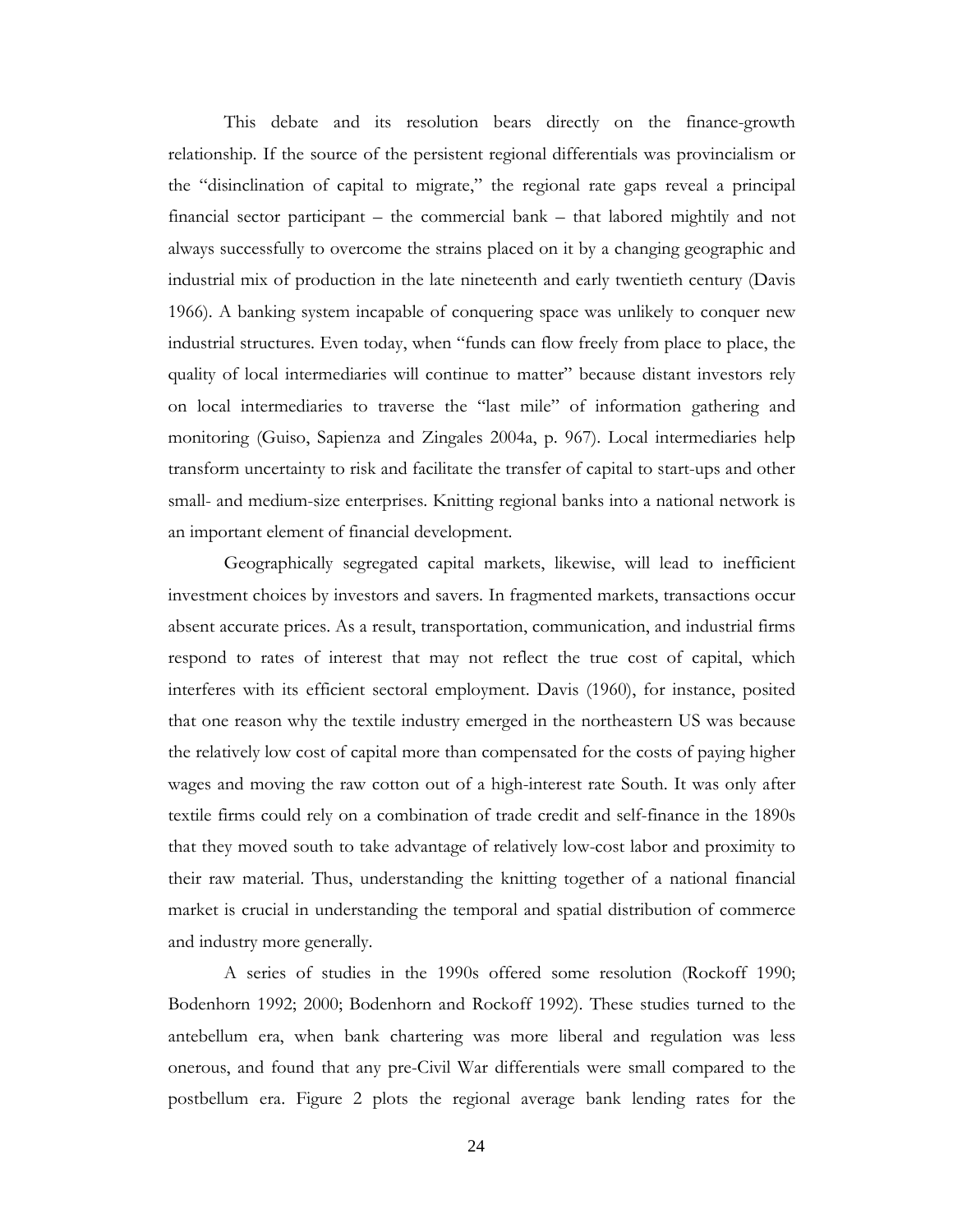This debate and its resolution bears directly on the finance-growth relationship. If the source of the persistent regional differentials was provincialism or the "disinclination of capital to migrate," the regional rate gaps reveal a principal financial sector participant – the commercial bank – that labored mightily and not always successfully to overcome the strains placed on it by a changing geographic and industrial mix of production in the late nineteenth and early twentieth century (Davis 1966). A banking system incapable of conquering space was unlikely to conquer new industrial structures. Even today, when "funds can flow freely from place to place, the quality of local intermediaries will continue to matter" because distant investors rely on local intermediaries to traverse the "last mile" of information gathering and monitoring (Guiso, Sapienza and Zingales 2004a, p. 967). Local intermediaries help transform uncertainty to risk and facilitate the transfer of capital to start-ups and other small- and medium-size enterprises. Knitting regional banks into a national network is an important element of financial development.

Geographically segregated capital markets, likewise, will lead to inefficient investment choices by investors and savers. In fragmented markets, transactions occur absent accurate prices. As a result, transportation, communication, and industrial firms respond to rates of interest that may not reflect the true cost of capital, which interferes with its efficient sectoral employment. Davis (1960), for instance, posited that one reason why the textile industry emerged in the northeastern US was because the relatively low cost of capital more than compensated for the costs of paying higher wages and moving the raw cotton out of a high-interest rate South. It was only after textile firms could rely on a combination of trade credit and self-finance in the 1890s that they moved south to take advantage of relatively low-cost labor and proximity to their raw material. Thus, understanding the knitting together of a national financial market is crucial in understanding the temporal and spatial distribution of commerce and industry more generally.

A series of studies in the 1990s offered some resolution (Rockoff 1990; Bodenhorn 1992; 2000; Bodenhorn and Rockoff 1992). These studies turned to the antebellum era, when bank chartering was more liberal and regulation was less onerous, and found that any pre-Civil War differentials were small compared to the postbellum era. Figure 2 plots the regional average bank lending rates for the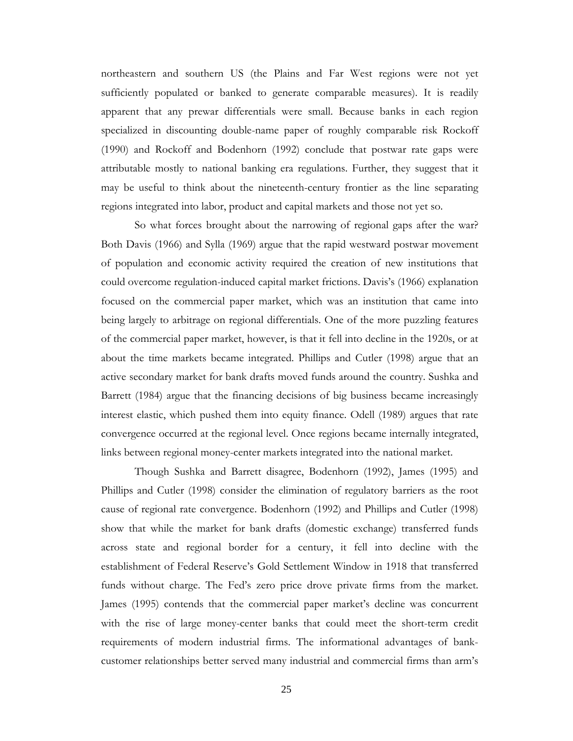northeastern and southern US (the Plains and Far West regions were not yet sufficiently populated or banked to generate comparable measures). It is readily apparent that any prewar differentials were small. Because banks in each region specialized in discounting double-name paper of roughly comparable risk Rockoff (1990) and Rockoff and Bodenhorn (1992) conclude that postwar rate gaps were attributable mostly to national banking era regulations. Further, they suggest that it may be useful to think about the nineteenth-century frontier as the line separating regions integrated into labor, product and capital markets and those not yet so.

So what forces brought about the narrowing of regional gaps after the war? Both Davis (1966) and Sylla (1969) argue that the rapid westward postwar movement of population and economic activity required the creation of new institutions that could overcome regulation-induced capital market frictions. Davis's (1966) explanation focused on the commercial paper market, which was an institution that came into being largely to arbitrage on regional differentials. One of the more puzzling features of the commercial paper market, however, is that it fell into decline in the 1920s, or at about the time markets became integrated. Phillips and Cutler (1998) argue that an active secondary market for bank drafts moved funds around the country. Sushka and Barrett (1984) argue that the financing decisions of big business became increasingly interest elastic, which pushed them into equity finance. Odell (1989) argues that rate convergence occurred at the regional level. Once regions became internally integrated, links between regional money-center markets integrated into the national market.

Though Sushka and Barrett disagree, Bodenhorn (1992), James (1995) and Phillips and Cutler (1998) consider the elimination of regulatory barriers as the root cause of regional rate convergence. Bodenhorn (1992) and Phillips and Cutler (1998) show that while the market for bank drafts (domestic exchange) transferred funds across state and regional border for a century, it fell into decline with the establishment of Federal Reserve's Gold Settlement Window in 1918 that transferred funds without charge. The Fed's zero price drove private firms from the market. James (1995) contends that the commercial paper market's decline was concurrent with the rise of large money-center banks that could meet the short-term credit requirements of modern industrial firms. The informational advantages of bank-customer relationships better served many industrial and commercial firms than arm's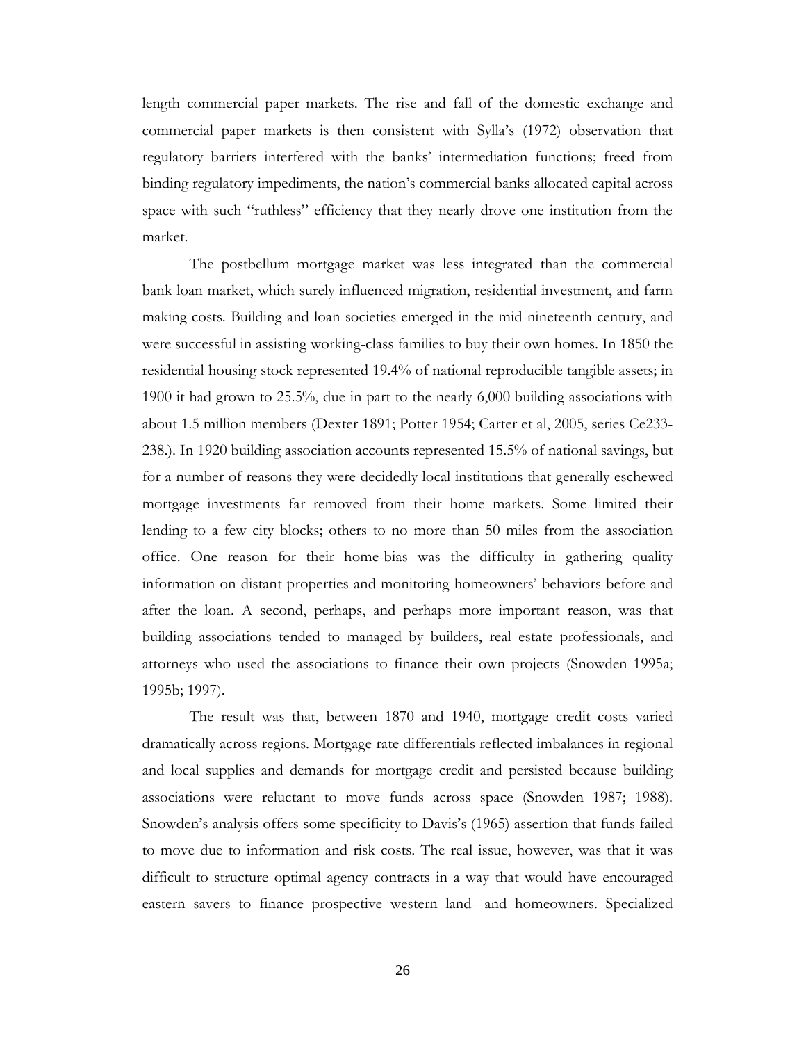length commercial paper markets. The rise and fall of the domestic exchange and commercial paper markets is then consistent with Sylla's (1972) observation that regulatory barriers interfered with the banks' intermediation functions; freed from binding regulatory impediments, the nation's commercial banks allocated capital across space with such "ruthless" efficiency that they nearly drove one institution from the market.

The postbellum mortgage market was less integrated than the commercial bank loan market, which surely influenced migration, residential investment, and farm making costs. Building and loan societies emerged in the mid-nineteenth century, and were successful in assisting working-class families to buy their own homes. In 1850 the residential housing stock represented 19.4% of national reproducible tangible assets; in 1900 it had grown to 25.5%, due in part to the nearly 6,000 building associations with about 1.5 million members (Dexter 1891; Potter 1954; Carter et al, 2005, series Ce233-238.). In 1920 building association accounts represented 15.5% of national savings, but for a number of reasons they were decidedly local institutions that generally eschewed mortgage investments far removed from their home markets. Some limited their lending to a few city blocks; others to no more than 50 miles from the association office. One reason for their home-bias was the difficulty in gathering quality information on distant properties and monitoring homeowners' behaviors before and after the loan. A second, perhaps, and perhaps more important reason, was that building associations tended to managed by builders, real estate professionals, and attorneys who used the associations to finance their own projects (Snowden 1995a; 1995b; 1997).

The result was that, between 1870 and 1940, mortgage credit costs varied dramatically across regions. Mortgage rate differentials reflected imbalances in regional and local supplies and demands for mortgage credit and persisted because building associations were reluctant to move funds across space (Snowden 1987; 1988). Snowden's analysis offers some specificity to Davis's (1965) assertion that funds failed to move due to information and risk costs. The real issue, however, was that it was difficult to structure optimal agency contracts in a way that would have encouraged eastern savers to finance prospective western land- and homeowners. Specialized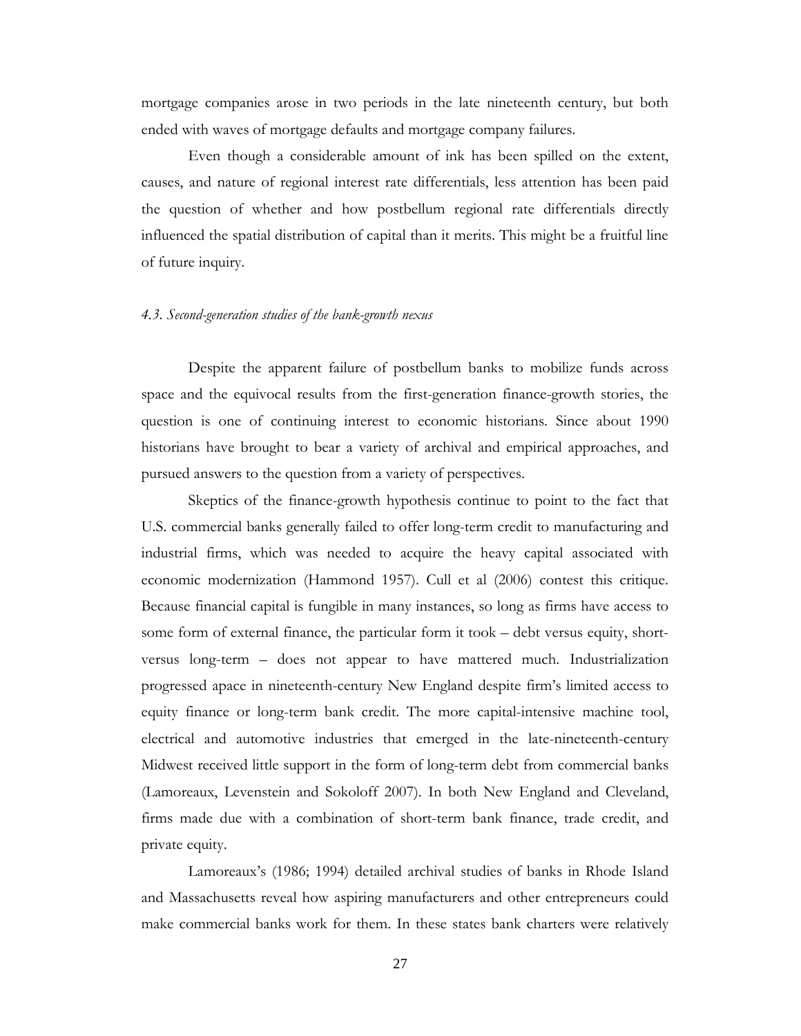mortgage companies arose in two periods in the late nineteenth century, but both ended with waves of mortgage defaults and mortgage company failures.

Even though a considerable amount of ink has been spilled on the extent, causes, and nature of regional interest rate differentials, less attention has been paid the question of whether and how postbellum regional rate differentials directly influenced the spatial distribution of capital than it merits. This might be a fruitful line of future inquiry.

### *4.3. Second-generation studies of the bank-growth nexus*

Despite the apparent failure of postbellum banks to mobilize funds across space and the equivocal results from the first-generation finance-growth stories, the question is one of continuing interest to economic historians. Since about 1990 historians have brought to bear a variety of archival and empirical approaches, and pursued answers to the question from a variety of perspectives.

Skeptics of the finance-growth hypothesis continue to point to the fact that U.S. commercial banks generally failed to offer long-term credit to manufacturing and industrial firms, which was needed to acquire the heavy capital associated with economic modernization (Hammond 1957). Cull et al (2006) contest this critique. Because financial capital is fungible in many instances, so long as firms have access to some form of external finance, the particular form it took – debt versus equity, short- versus long-term – does not appear to have mattered much. Industrialization progressed apace in nineteenth-century New England despite firm's limited access to equity finance or long-term bank credit. The more capital-intensive machine tool, electrical and automotive industries that emerged in the late-nineteenth-century Midwest received little support in the form of long-term debt from commercial banks (Lamoreaux, Levenstein and Sokoloff 2007). In both New England and Cleveland, firms made due with a combination of short-term bank finance, trade credit, and private equity.

Lamoreaux's (1986; 1994) detailed archival studies of banks in Rhode Island and Massachusetts reveal how aspiring manufacturers and other entrepreneurs could make commercial banks work for them. In these states bank charters were relatively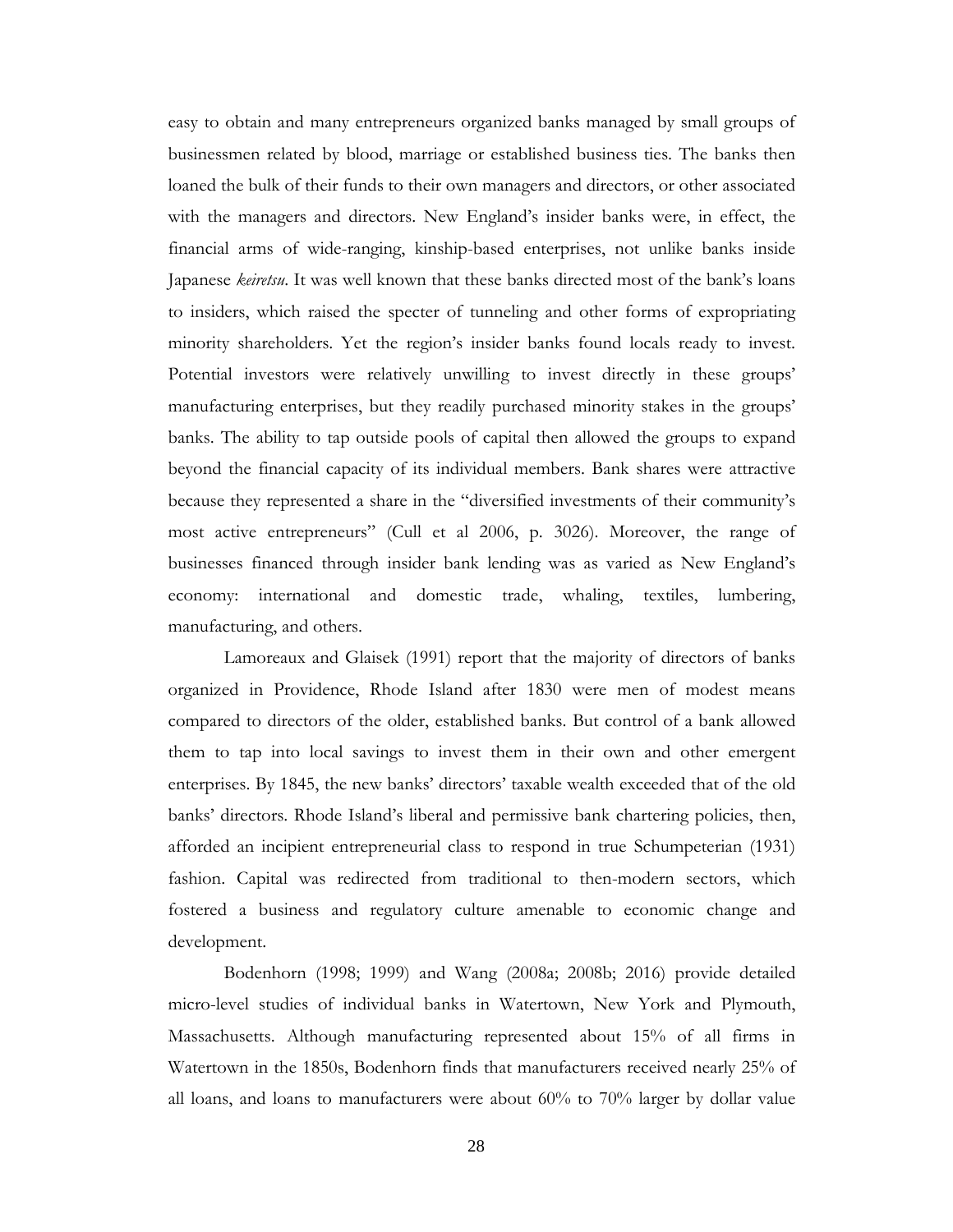easy to obtain and many entrepreneurs organized banks managed by small groups of businessmen related by blood, marriage or established business ties. The banks then loaned the bulk of their funds to their own managers and directors, or other associated with the managers and directors. New England's insider banks were, in effect, the financial arms of wide-ranging, kinship-based enterprises, not unlike banks inside Japanese *keiretsu*. It was well known that these banks directed most of the bank's loans to insiders, which raised the specter of tunneling and other forms of expropriating minority shareholders. Yet the region's insider banks found locals ready to invest. Potential investors were relatively unwilling to invest directly in these groups' manufacturing enterprises, but they readily purchased minority stakes in the groups' banks. The ability to tap outside pools of capital then allowed the groups to expand beyond the financial capacity of its individual members. Bank shares were attractive because they represented a share in the "diversified investments of their community's most active entrepreneurs" (Cull et al 2006, p. 3026). Moreover, the range of businesses financed through insider bank lending was as varied as New England's economy: international and domestic trade, whaling, textiles, lumbering, manufacturing, and others.

Lamoreaux and Glaisek (1991) report that the majority of directors of banks organized in Providence, Rhode Island after 1830 were men of modest means compared to directors of the older, established banks. But control of a bank allowed them to tap into local savings to invest them in their own and other emergent enterprises. By 1845, the new banks' directors' taxable wealth exceeded that of the old banks' directors. Rhode Island's liberal and permissive bank chartering policies, then, afforded an incipient entrepreneurial class to respond in true Schumpeterian (1931) fashion. Capital was redirected from traditional to then-modern sectors, which fostered a business and regulatory culture amenable to economic change and development.

Bodenhorn (1998; 1999) and Wang (2008a; 2008b; 2016) provide detailed micro-level studies of individual banks in Watertown, New York and Plymouth, Massachusetts. Although manufacturing represented about 15% of all firms in Watertown in the 1850s, Bodenhorn finds that manufacturers received nearly 25% of all loans, and loans to manufacturers were about 60% to 70% larger by dollar value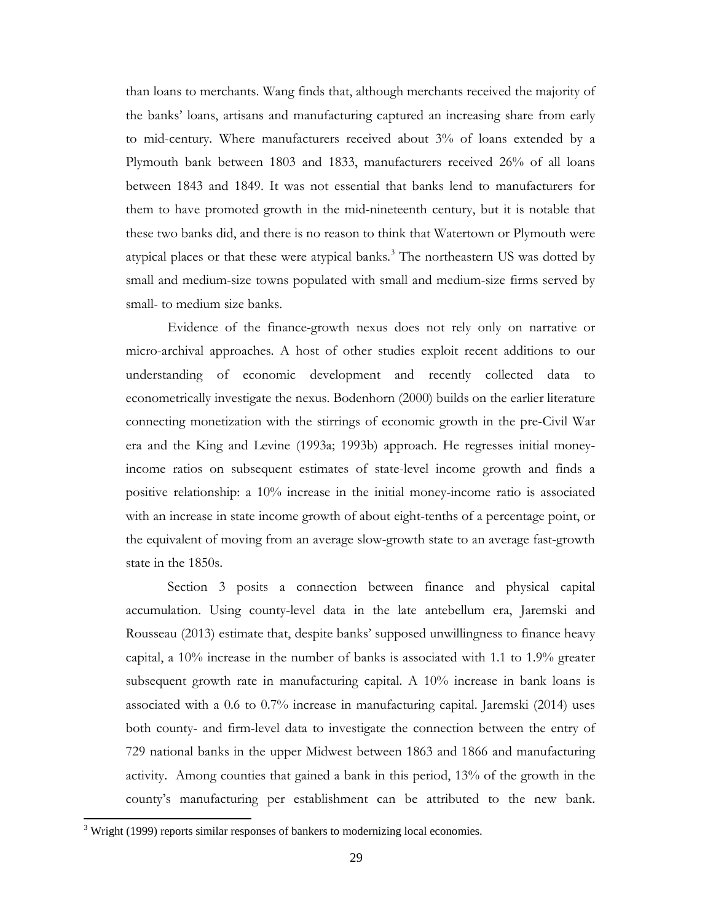than loans to merchants. Wang finds that, although merchants received the majority of the banks' loans, artisans and manufacturing captured an increasing share from early to mid-century. Where manufacturers received about 3% of loans extended by a Plymouth bank between 1803 and 1833, manufacturers received 26% of all loans between 1843 and 1849. It was not essential that banks lend to manufacturers for them to have promoted growth in the mid-nineteenth century, but it is notable that these two banks did, and there is no reason to think that Watertown or Plymouth were atypical places or that these were atypical banks.[3] The northeastern US was dotted by small and medium-size towns populated with small and medium-size firms served by small- to medium size banks.

Evidence of the finance-growth nexus does not rely only on narrative or micro-archival approaches. A host of other studies exploit recent additions to our understanding of economic development and recently collected data to econometrically investigate the nexus. Bodenhorn (2000) builds on the earlier literature connecting monetization with the stirrings of economic growth in the pre-Civil War era and the King and Levine (1993a; 1993b) approach. He regresses initial money-income ratios on subsequent estimates of state-level income growth and finds a positive relationship: a 10% increase in the initial money-income ratio is associated with an increase in state income growth of about eight-tenths of a percentage point, or the equivalent of moving from an average slow-growth state to an average fast-growth state in the 1850s.

Section 3 posits a connection between finance and physical capital accumulation. Using county-level data in the late antebellum era, Jaremski and Rousseau (2013) estimate that, despite banks' supposed unwillingness to finance heavy capital, a 10% increase in the number of banks is associated with 1.1 to 1.9% greater subsequent growth rate in manufacturing capital. A 10% increase in bank loans is associated with a 0.6 to 0.7% increase in manufacturing capital. Jaremski (2014) uses both county- and firm-level data to investigate the connection between the entry of 729 national banks in the upper Midwest between 1863 and 1866 and manufacturing activity. Among counties that gained a bank in this period, 13% of the growth in the county's manufacturing per establishment can be attributed to the new bank.

[3] Wright (1999) reports similar responses of bankers to modernizing local economies.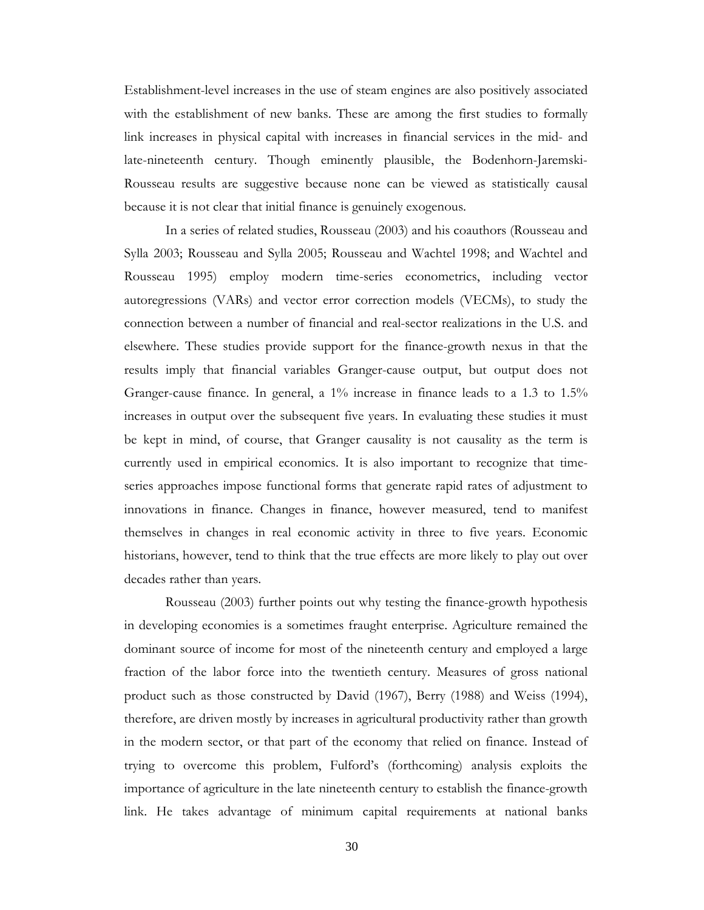Establishment-level increases in the use of steam engines are also positively associated with the establishment of new banks. These are among the first studies to formally link increases in physical capital with increases in financial services in the mid- and late-nineteenth century. Though eminently plausible, the Bodenhorn-Jaremski-Rousseau results are suggestive because none can be viewed as statistically causal because it is not clear that initial finance is genuinely exogenous.

In a series of related studies, Rousseau (2003) and his coauthors (Rousseau and Sylla 2003; Rousseau and Sylla 2005; Rousseau and Wachtel 1998; and Wachtel and Rousseau 1995) employ modern time-series econometrics, including vector autoregressions (VARs) and vector error correction models (VECMs), to study the connection between a number of financial and real-sector realizations in the U.S. and elsewhere. These studies provide support for the finance-growth nexus in that the results imply that financial variables Granger-cause output, but output does not Granger-cause finance. In general, a 1% increase in finance leads to a 1.3 to 1.5% increases in output over the subsequent five years. In evaluating these studies it must be kept in mind, of course, that Granger causality is not causality as the term is currently used in empirical economics. It is also important to recognize that time-series approaches impose functional forms that generate rapid rates of adjustment to innovations in finance. Changes in finance, however measured, tend to manifest themselves in changes in real economic activity in three to five years. Economic historians, however, tend to think that the true effects are more likely to play out over decades rather than years.

Rousseau (2003) further points out why testing the finance-growth hypothesis in developing economies is a sometimes fraught enterprise. Agriculture remained the dominant source of income for most of the nineteenth century and employed a large fraction of the labor force into the twentieth century. Measures of gross national product such as those constructed by David (1967), Berry (1988) and Weiss (1994), therefore, are driven mostly by increases in agricultural productivity rather than growth in the modern sector, or that part of the economy that relied on finance. Instead of trying to overcome this problem, Fulford's (forthcoming) analysis exploits the importance of agriculture in the late nineteenth century to establish the finance-growth link. He takes advantage of minimum capital requirements at national banks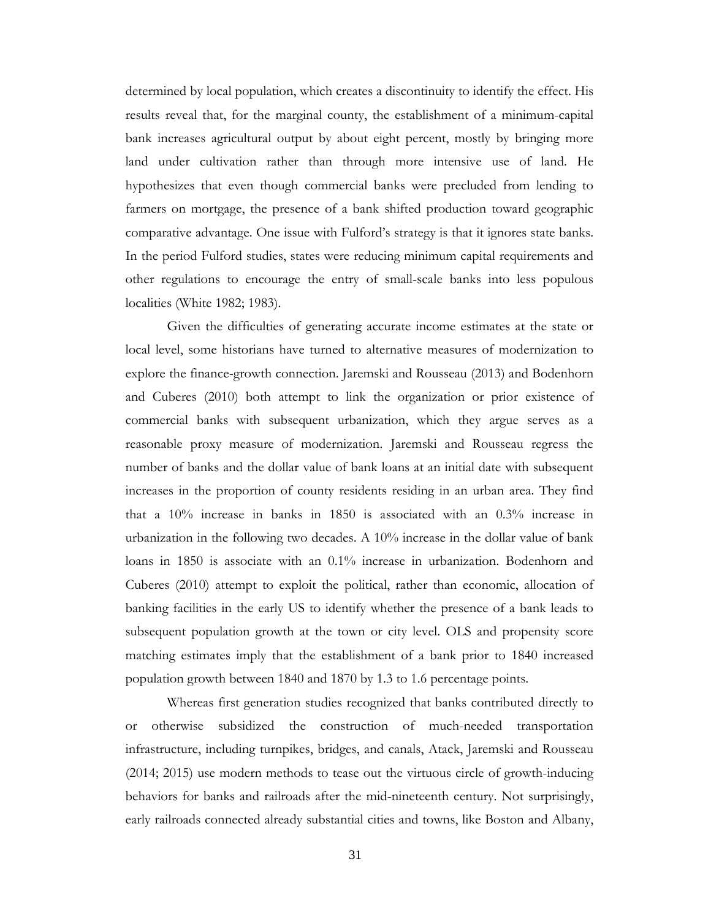determined by local population, which creates a discontinuity to identify the effect. His results reveal that, for the marginal county, the establishment of a minimum-capital bank increases agricultural output by about eight percent, mostly by bringing more land under cultivation rather than through more intensive use of land. He hypothesizes that even though commercial banks were precluded from lending to farmers on mortgage, the presence of a bank shifted production toward geographic comparative advantage. One issue with Fulford's strategy is that it ignores state banks. In the period Fulford studies, states were reducing minimum capital requirements and other regulations to encourage the entry of small-scale banks into less populous localities (White 1982; 1983).

Given the difficulties of generating accurate income estimates at the state or local level, some historians have turned to alternative measures of modernization to explore the finance-growth connection. Jaremski and Rousseau (2013) and Bodenhorn and Cuberes (2010) both attempt to link the organization or prior existence of commercial banks with subsequent urbanization, which they argue serves as a reasonable proxy measure of modernization. Jaremski and Rousseau regress the number of banks and the dollar value of bank loans at an initial date with subsequent increases in the proportion of county residents residing in an urban area. They find that a 10% increase in banks in 1850 is associated with an 0.3% increase in urbanization in the following two decades. A 10% increase in the dollar value of bank loans in 1850 is associate with an 0.1% increase in urbanization. Bodenhorn and Cuberes (2010) attempt to exploit the political, rather than economic, allocation of banking facilities in the early US to identify whether the presence of a bank leads to subsequent population growth at the town or city level. OLS and propensity score matching estimates imply that the establishment of a bank prior to 1840 increased population growth between 1840 and 1870 by 1.3 to 1.6 percentage points.

Whereas first generation studies recognized that banks contributed directly to or otherwise subsidized the construction of much-needed transportation infrastructure, including turnpikes, bridges, and canals, Atack, Jaremski and Rousseau (2014; 2015) use modern methods to tease out the virtuous circle of growth-inducing behaviors for banks and railroads after the mid-nineteenth century. Not surprisingly, early railroads connected already substantial cities and towns, like Boston and Albany,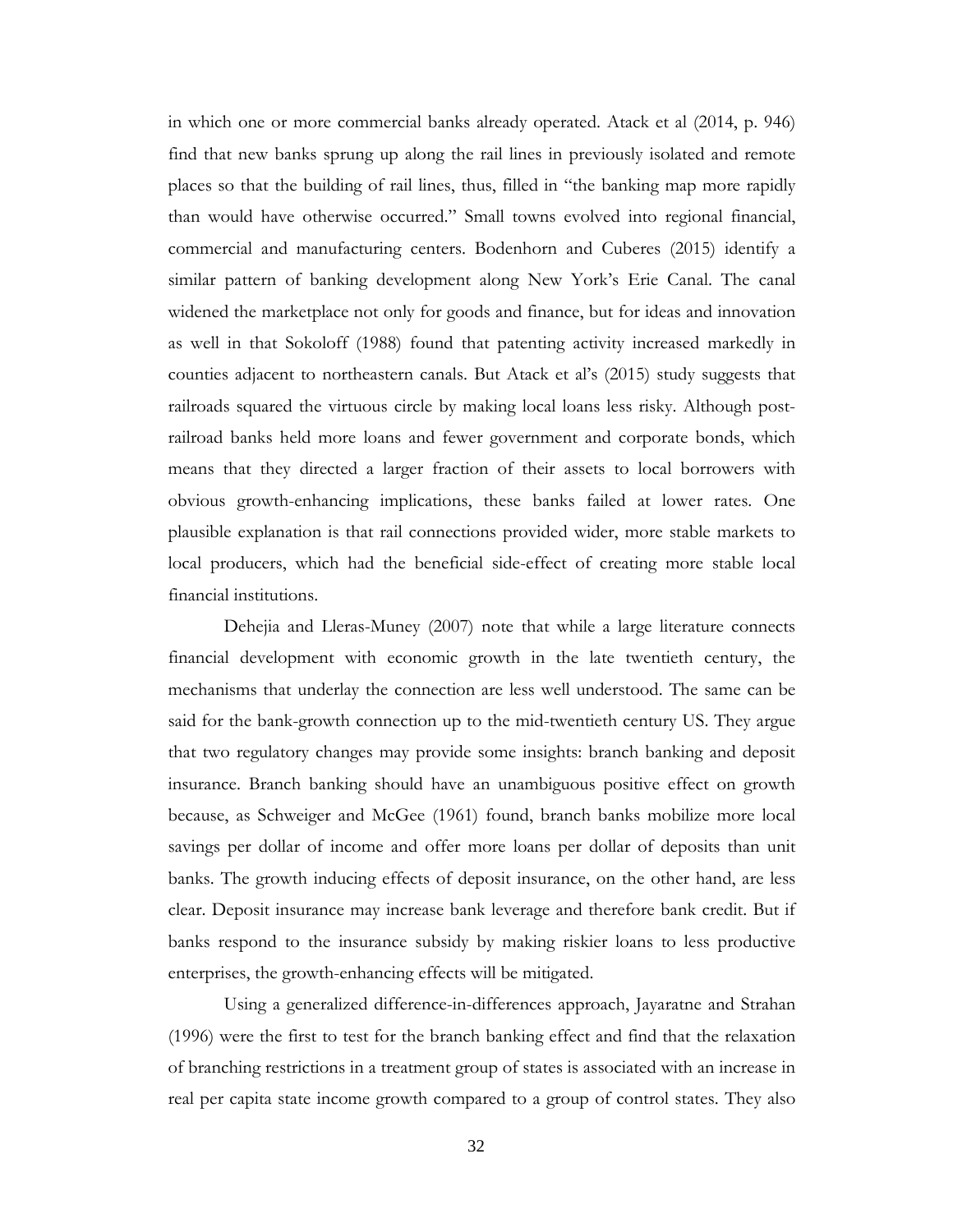in which one or more commercial banks already operated. Atack et al (2014, p. 946) find that new banks sprung up along the rail lines in previously isolated and remote places so that the building of rail lines, thus, filled in "the banking map more rapidly than would have otherwise occurred." Small towns evolved into regional financial, commercial and manufacturing centers. Bodenhorn and Cuberes (2015) identify a similar pattern of banking development along New York's Erie Canal. The canal widened the marketplace not only for goods and finance, but for ideas and innovation as well in that Sokoloff (1988) found that patenting activity increased markedly in counties adjacent to northeastern canals. But Atack et al's (2015) study suggests that railroads squared the virtuous circle by making local loans less risky. Although post-railroad banks held more loans and fewer government and corporate bonds, which means that they directed a larger fraction of their assets to local borrowers with obvious growth-enhancing implications, these banks failed at lower rates. One plausible explanation is that rail connections provided wider, more stable markets to local producers, which had the beneficial side-effect of creating more stable local financial institutions.

Dehejia and Lleras-Muney (2007) note that while a large literature connects financial development with economic growth in the late twentieth century, the mechanisms that underlay the connection are less well understood. The same can be said for the bank-growth connection up to the mid-twentieth century US. They argue that two regulatory changes may provide some insights: branch banking and deposit insurance. Branch banking should have an unambiguous positive effect on growth because, as Schweiger and McGee (1961) found, branch banks mobilize more local savings per dollar of income and offer more loans per dollar of deposits than unit banks. The growth inducing effects of deposit insurance, on the other hand, are less clear. Deposit insurance may increase bank leverage and therefore bank credit. But if banks respond to the insurance subsidy by making riskier loans to less productive enterprises, the growth-enhancing effects will be mitigated.

Using a generalized difference-in-differences approach, Jayaratne and Strahan (1996) were the first to test for the branch banking effect and find that the relaxation of branching restrictions in a treatment group of states is associated with an increase in real per capita state income growth compared to a group of control states. They also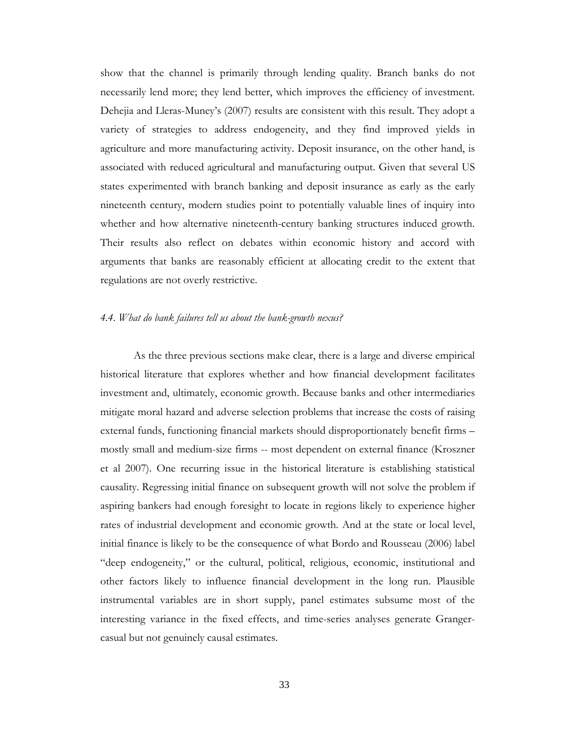show that the channel is primarily through lending quality. Branch banks do not necessarily lend more; they lend better, which improves the efficiency of investment. Dehejia and Lleras-Muney's (2007) results are consistent with this result. They adopt a variety of strategies to address endogeneity, and they find improved yields in agriculture and more manufacturing activity. Deposit insurance, on the other hand, is associated with reduced agricultural and manufacturing output. Given that several US states experimented with branch banking and deposit insurance as early as the early nineteenth century, modern studies point to potentially valuable lines of inquiry into whether and how alternative nineteenth-century banking structures induced growth. Their results also reflect on debates within economic history and accord with arguments that banks are reasonably efficient at allocating credit to the extent that regulations are not overly restrictive.

### *4.4. What do bank failures tell us about the bank-growth nexus?*

As the three previous sections make clear, there is a large and diverse empirical historical literature that explores whether and how financial development facilitates investment and, ultimately, economic growth. Because banks and other intermediaries mitigate moral hazard and adverse selection problems that increase the costs of raising external funds, functioning financial markets should disproportionately benefit firms – mostly small and medium-size firms -- most dependent on external finance (Kroszner et al 2007). One recurring issue in the historical literature is establishing statistical causality. Regressing initial finance on subsequent growth will not solve the problem if aspiring bankers had enough foresight to locate in regions likely to experience higher rates of industrial development and economic growth. And at the state or local level, initial finance is likely to be the consequence of what Bordo and Rousseau (2006) label "deep endogeneity," or the cultural, political, religious, economic, institutional and other factors likely to influence financial development in the long run. Plausible instrumental variables are in short supply, panel estimates subsume most of the interesting variance in the fixed effects, and time-series analyses generate Granger-casual but not genuinely causal estimates.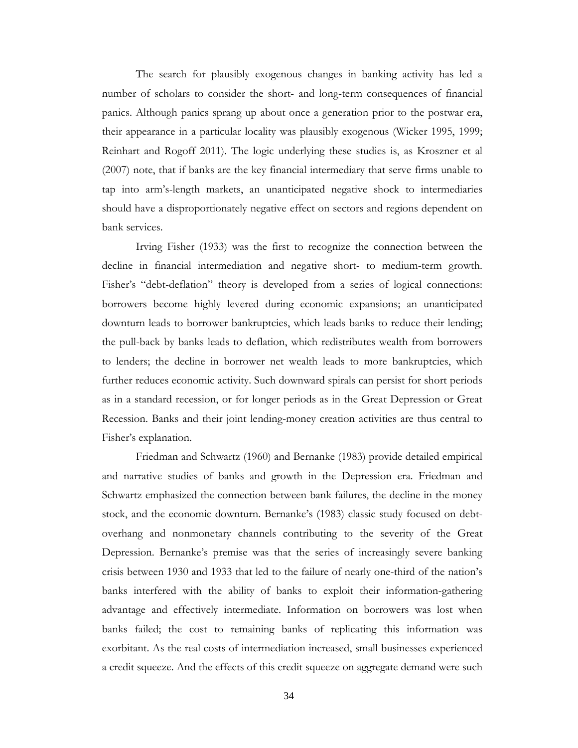The search for plausibly exogenous changes in banking activity has led a number of scholars to consider the short- and long-term consequences of financial panics. Although panics sprang up about once a generation prior to the postwar era, their appearance in a particular locality was plausibly exogenous (Wicker 1995, 1999; Reinhart and Rogoff 2011). The logic underlying these studies is, as Kroszner et al (2007) note, that if banks are the key financial intermediary that serve firms unable to tap into arm's-length markets, an unanticipated negative shock to intermediaries should have a disproportionately negative effect on sectors and regions dependent on bank services.

Irving Fisher (1933) was the first to recognize the connection between the decline in financial intermediation and negative short- to medium-term growth. Fisher's "debt-deflation" theory is developed from a series of logical connections: borrowers become highly levered during economic expansions; an unanticipated downturn leads to borrower bankruptcies, which leads banks to reduce their lending; the pull-back by banks leads to deflation, which redistributes wealth from borrowers to lenders; the decline in borrower net wealth leads to more bankruptcies, which further reduces economic activity. Such downward spirals can persist for short periods as in a standard recession, or for longer periods as in the Great Depression or Great Recession. Banks and their joint lending-money creation activities are thus central to Fisher's explanation.

Friedman and Schwartz (1960) and Bernanke (1983) provide detailed empirical and narrative studies of banks and growth in the Depression era. Friedman and Schwartz emphasized the connection between bank failures, the decline in the money stock, and the economic downturn. Bernanke's (1983) classic study focused on debt-overhang and nonmonetary channels contributing to the severity of the Great Depression. Bernanke's premise was that the series of increasingly severe banking crisis between 1930 and 1933 that led to the failure of nearly one-third of the nation's banks interfered with the ability of banks to exploit their information-gathering advantage and effectively intermediate. Information on borrowers was lost when banks failed; the cost to remaining banks of replicating this information was exorbitant. As the real costs of intermediation increased, small businesses experienced a credit squeeze. And the effects of this credit squeeze on aggregate demand were such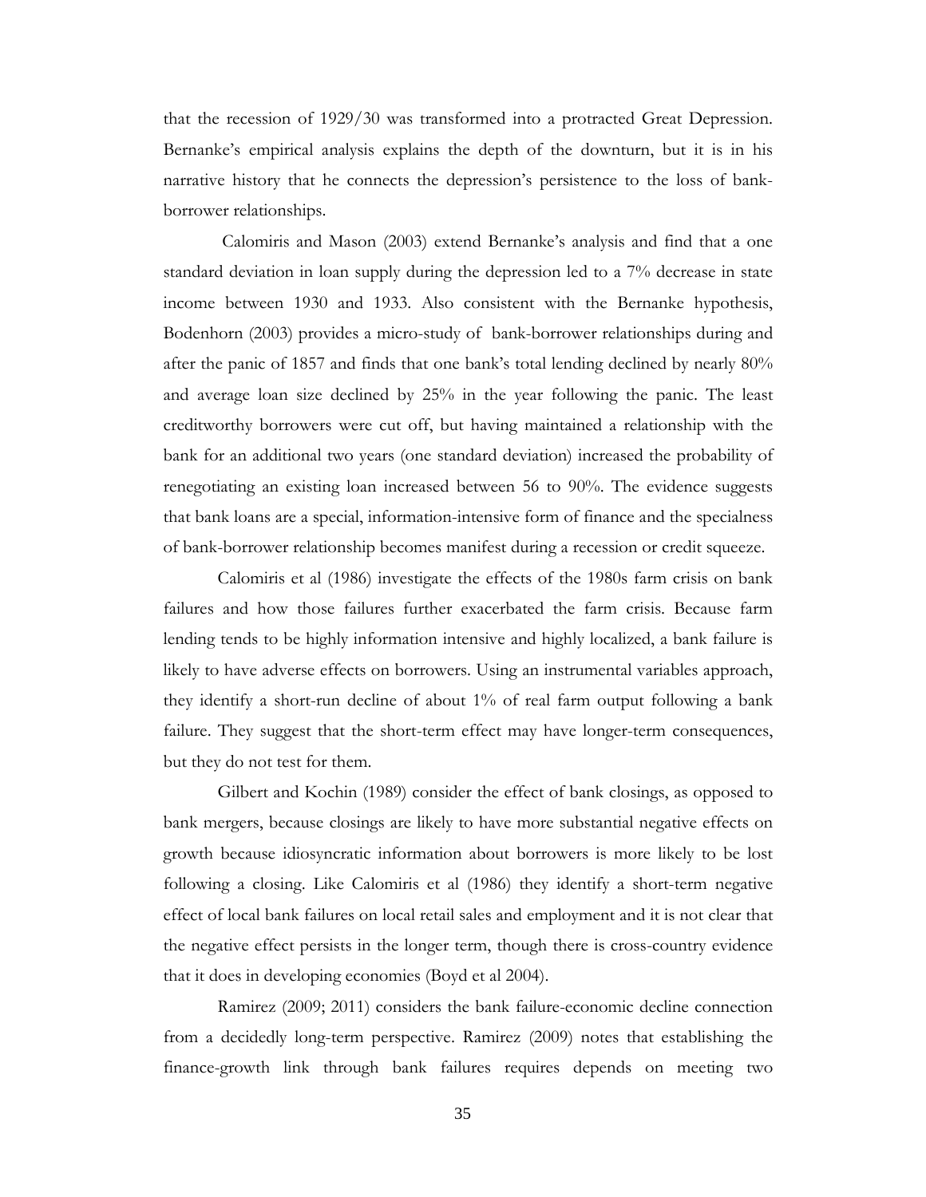that the recession of 1929/30 was transformed into a protracted Great Depression. Bernanke's empirical analysis explains the depth of the downturn, but it is in his narrative history that he connects the depression's persistence to the loss of bank-borrower relationships.

Calomiris and Mason (2003) extend Bernanke's analysis and find that a one standard deviation in loan supply during the depression led to a 7% decrease in state income between 1930 and 1933. Also consistent with the Bernanke hypothesis, Bodenhorn (2003) provides a micro-study of bank-borrower relationships during and after the panic of 1857 and finds that one bank's total lending declined by nearly 80% and average loan size declined by 25% in the year following the panic. The least creditworthy borrowers were cut off, but having maintained a relationship with the bank for an additional two years (one standard deviation) increased the probability of renegotiating an existing loan increased between 56 to 90%. The evidence suggests that bank loans are a special, information-intensive form of finance and the specialness of bank-borrower relationship becomes manifest during a recession or credit squeeze.

Calomiris et al (1986) investigate the effects of the 1980s farm crisis on bank failures and how those failures further exacerbated the farm crisis. Because farm lending tends to be highly information intensive and highly localized, a bank failure is likely to have adverse effects on borrowers. Using an instrumental variables approach, they identify a short-run decline of about 1% of real farm output following a bank failure. They suggest that the short-term effect may have longer-term consequences, but they do not test for them.

Gilbert and Kochin (1989) consider the effect of bank closings, as opposed to bank mergers, because closings are likely to have more substantial negative effects on growth because idiosyncratic information about borrowers is more likely to be lost following a closing. Like Calomiris et al (1986) they identify a short-term negative effect of local bank failures on local retail sales and employment and it is not clear that the negative effect persists in the longer term, though there is cross-country evidence that it does in developing economies (Boyd et al 2004).

Ramirez (2009; 2011) considers the bank failure-economic decline connection from a decidedly long-term perspective. Ramirez (2009) notes that establishing the finance-growth link through bank failures requires depends on meeting two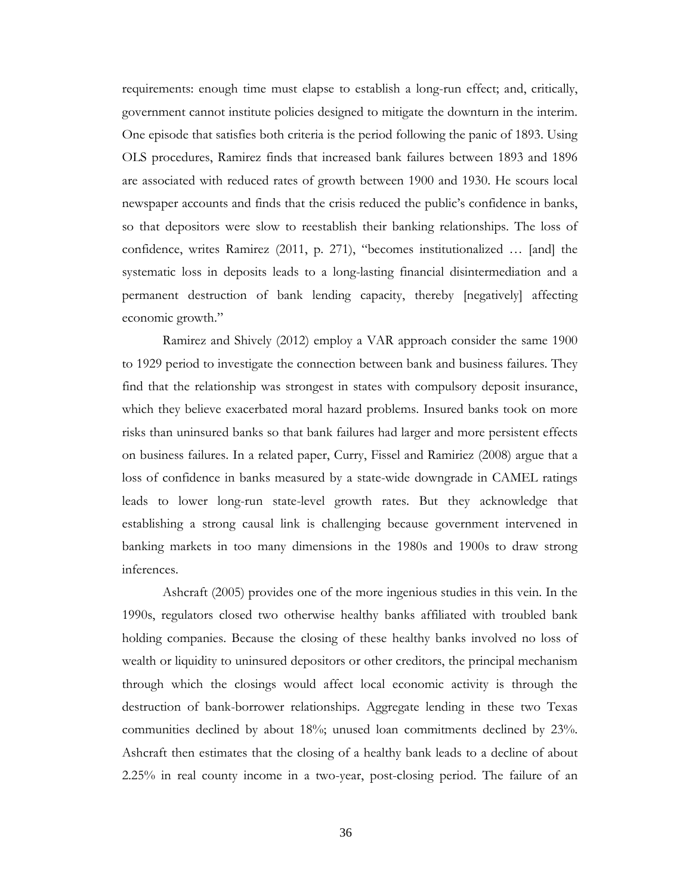requirements: enough time must elapse to establish a long-run effect; and, critically, government cannot institute policies designed to mitigate the downturn in the interim. One episode that satisfies both criteria is the period following the panic of 1893. Using OLS procedures, Ramirez finds that increased bank failures between 1893 and 1896 are associated with reduced rates of growth between 1900 and 1930. He scours local newspaper accounts and finds that the crisis reduced the public's confidence in banks, so that depositors were slow to reestablish their banking relationships. The loss of confidence, writes Ramirez (2011, p. 271), "becomes institutionalized … [and] the systematic loss in deposits leads to a long-lasting financial disintermediation and a permanent destruction of bank lending capacity, thereby [negatively] affecting economic growth."

Ramirez and Shively (2012) employ a VAR approach consider the same 1900 to 1929 period to investigate the connection between bank and business failures. They find that the relationship was strongest in states with compulsory deposit insurance, which they believe exacerbated moral hazard problems. Insured banks took on more risks than uninsured banks so that bank failures had larger and more persistent effects on business failures. In a related paper, Curry, Fissel and Ramiriez (2008) argue that a loss of confidence in banks measured by a state-wide downgrade in CAMEL ratings leads to lower long-run state-level growth rates. But they acknowledge that establishing a strong causal link is challenging because government intervened in banking markets in too many dimensions in the 1980s and 1900s to draw strong inferences.

Ashcraft (2005) provides one of the more ingenious studies in this vein. In the 1990s, regulators closed two otherwise healthy banks affiliated with troubled bank holding companies. Because the closing of these healthy banks involved no loss of wealth or liquidity to uninsured depositors or other creditors, the principal mechanism through which the closings would affect local economic activity is through the destruction of bank-borrower relationships. Aggregate lending in these two Texas communities declined by about 18%; unused loan commitments declined by 23%. Ashcraft then estimates that the closing of a healthy bank leads to a decline of about 2.25% in real county income in a two-year, post-closing period. The failure of an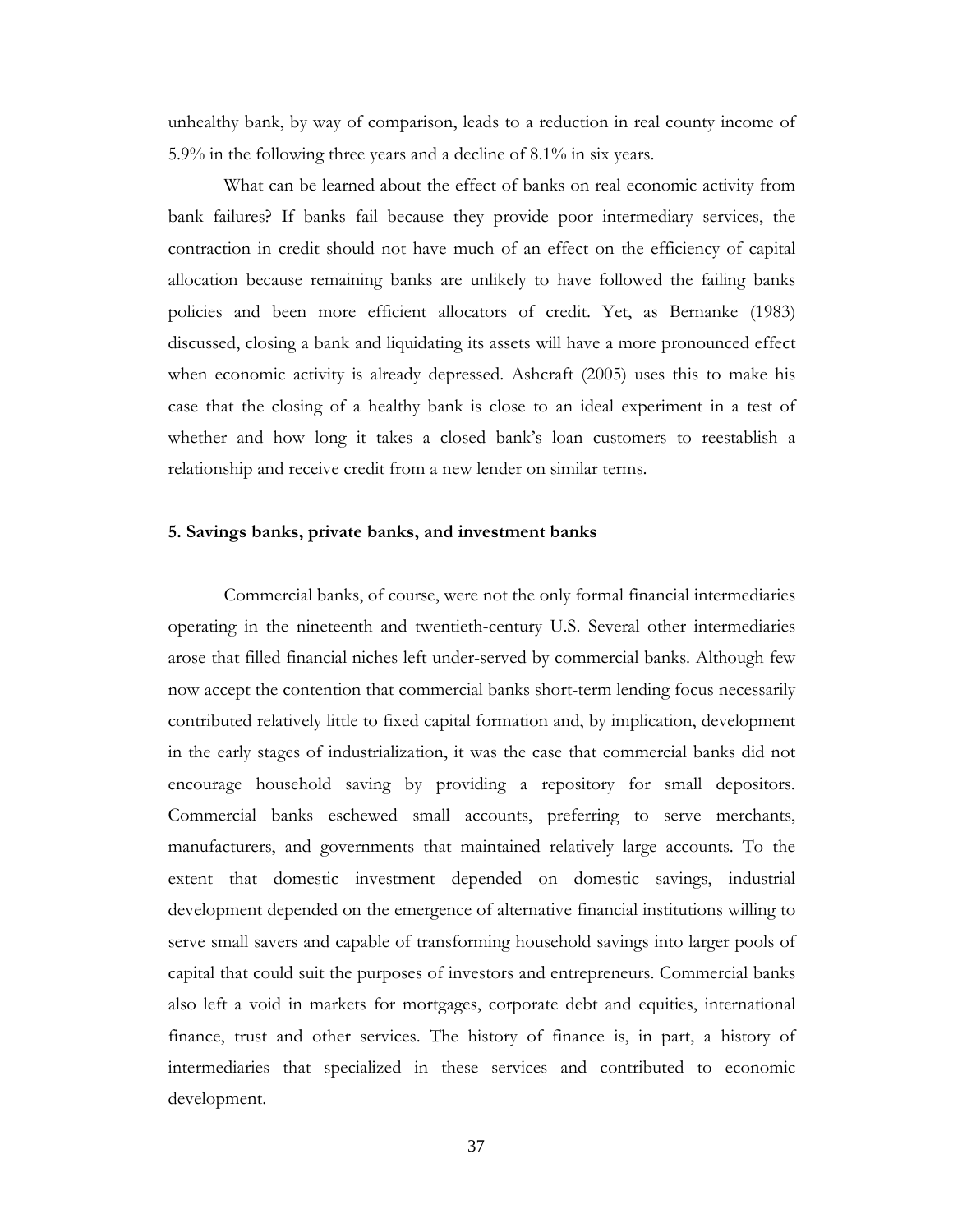unhealthy bank, by way of comparison, leads to a reduction in real county income of 5.9% in the following three years and a decline of 8.1% in six years.

What can be learned about the effect of banks on real economic activity from bank failures? If banks fail because they provide poor intermediary services, the contraction in credit should not have much of an effect on the efficiency of capital allocation because remaining banks are unlikely to have followed the failing banks policies and been more efficient allocators of credit. Yet, as Bernanke (1983) discussed, closing a bank and liquidating its assets will have a more pronounced effect when economic activity is already depressed. Ashcraft (2005) uses this to make his case that the closing of a healthy bank is close to an ideal experiment in a test of whether and how long it takes a closed bank's loan customers to reestablish a relationship and receive credit from a new lender on similar terms.

### 5. Savings banks, private banks, and investment banks

Commercial banks, of course, were not the only formal financial intermediaries operating in the nineteenth and twentieth-century U.S. Several other intermediaries arose that filled financial niches left under-served by commercial banks. Although few now accept the contention that commercial banks short-term lending focus necessarily contributed relatively little to fixed capital formation and, by implication, development in the early stages of industrialization, it was the case that commercial banks did not encourage household saving by providing a repository for small depositors. Commercial banks eschewed small accounts, preferring to serve merchants, manufacturers, and governments that maintained relatively large accounts. To the extent that domestic investment depended on domestic savings, industrial development depended on the emergence of alternative financial institutions willing to serve small savers and capable of transforming household savings into larger pools of capital that could suit the purposes of investors and entrepreneurs. Commercial banks also left a void in markets for mortgages, corporate debt and equities, international finance, trust and other services. The history of finance is, in part, a history of intermediaries that specialized in these services and contributed to economic development.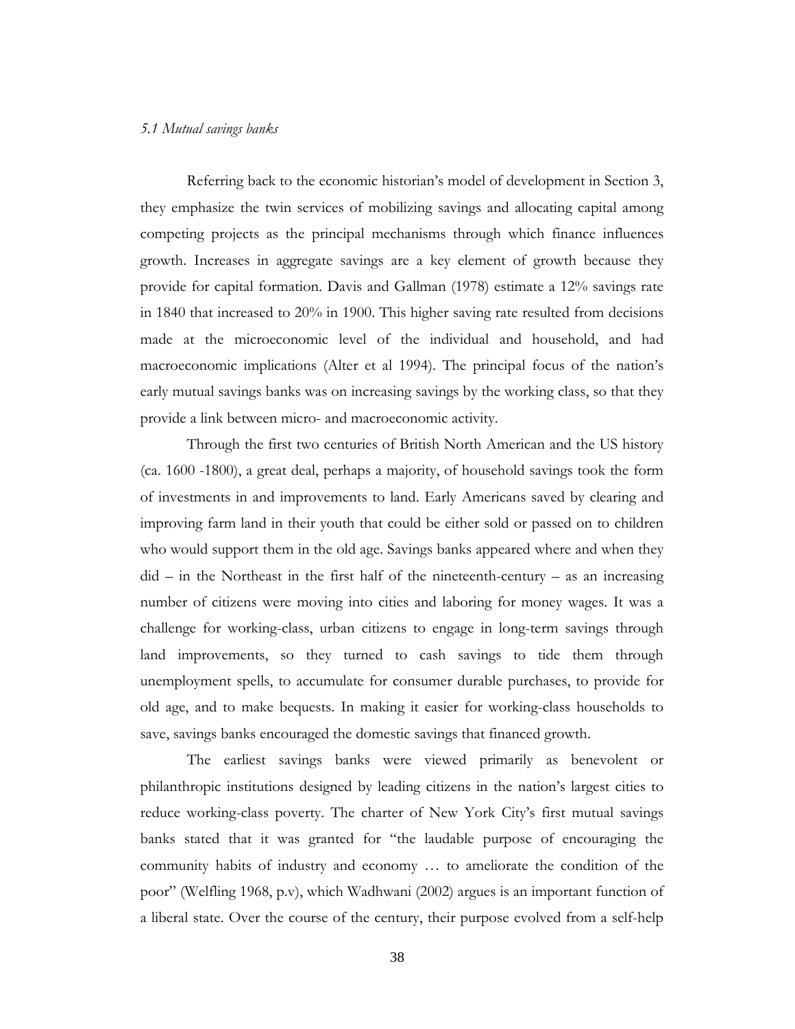*5.1 Mutual savings banks*

Referring back to the economic historian's model of development in Section 3, they emphasize the twin services of mobilizing savings and allocating capital among competing projects as the principal mechanisms through which finance influences growth. Increases in aggregate savings are a key element of growth because they provide for capital formation. Davis and Gallman (1978) estimate a 12% savings rate in 1840 that increased to 20% in 1900. This higher saving rate resulted from decisions made at the microeconomic level of the individual and household, and had macroeconomic implications (Alter et al 1994). The principal focus of the nation's early mutual savings banks was on increasing savings by the working class, so that they provide a link between micro- and macroeconomic activity.

Through the first two centuries of British North American and the US history (ca. 1600 -1800), a great deal, perhaps a majority, of household savings took the form of investments in and improvements to land. Early Americans saved by clearing and improving farm land in their youth that could be either sold or passed on to children who would support them in the old age. Savings banks appeared where and when they did – in the Northeast in the first half of the nineteenth-century – as an increasing number of citizens were moving into cities and laboring for money wages. It was a challenge for working-class, urban citizens to engage in long-term savings through land improvements, so they turned to cash savings to tide them through unemployment spells, to accumulate for consumer durable purchases, to provide for old age, and to make bequests. In making it easier for working-class households to save, savings banks encouraged the domestic savings that financed growth.

The earliest savings banks were viewed primarily as benevolent or philanthropic institutions designed by leading citizens in the nation's largest cities to reduce working-class poverty. The charter of New York City's first mutual savings banks stated that it was granted for "the laudable purpose of encouraging the community habits of industry and economy … to ameliorate the condition of the poor" (Welfling 1968, p.v), which Wadhwani (2002) argues is an important function of a liberal state. Over the course of the century, their purpose evolved from a self-help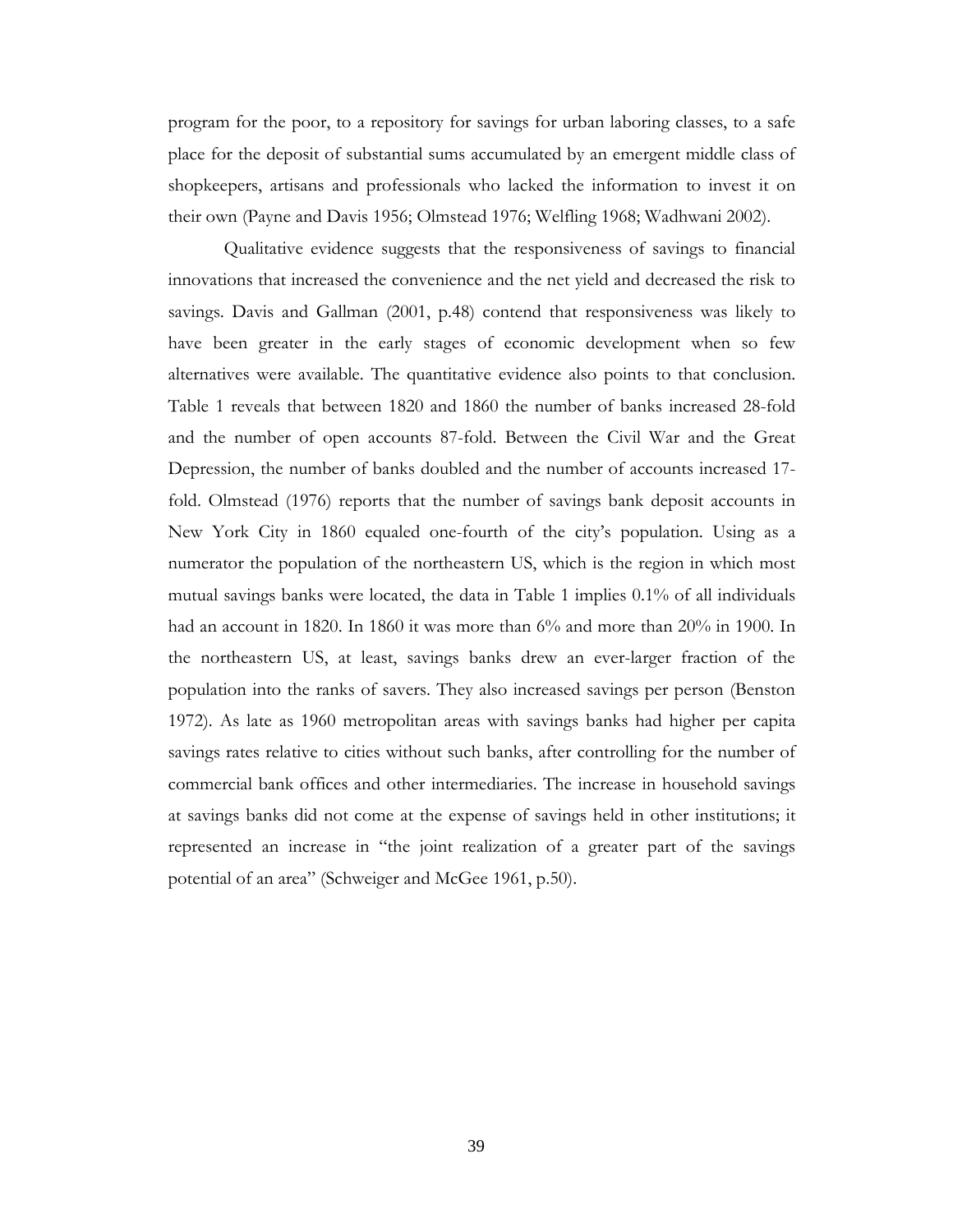program for the poor, to a repository for savings for urban laboring classes, to a safe place for the deposit of substantial sums accumulated by an emergent middle class of shopkeepers, artisans and professionals who lacked the information to invest it on their own (Payne and Davis 1956; Olmstead 1976; Welfling 1968; Wadhwani 2002).

Qualitative evidence suggests that the responsiveness of savings to financial innovations that increased the convenience and the net yield and decreased the risk to savings. Davis and Gallman (2001, p.48) contend that responsiveness was likely to have been greater in the early stages of economic development when so few alternatives were available. The quantitative evidence also points to that conclusion. Table 1 reveals that between 1820 and 1860 the number of banks increased 28-fold and the number of open accounts 87-fold. Between the Civil War and the Great Depression, the number of banks doubled and the number of accounts increased 17-fold. Olmstead (1976) reports that the number of savings bank deposit accounts in New York City in 1860 equaled one-fourth of the city's population. Using as a numerator the population of the northeastern US, which is the region in which most mutual savings banks were located, the data in Table 1 implies 0.1% of all individuals had an account in 1820. In 1860 it was more than 6% and more than 20% in 1900. In the northeastern US, at least, savings banks drew an ever-larger fraction of the population into the ranks of savers. They also increased savings per person (Benston 1972). As late as 1960 metropolitan areas with savings banks had higher per capita savings rates relative to cities without such banks, after controlling for the number of commercial bank offices and other intermediaries. The increase in household savings at savings banks did not come at the expense of savings held in other institutions; it represented an increase in "the joint realization of a greater part of the savings potential of an area" (Schweiger and McGee 1961, p.50).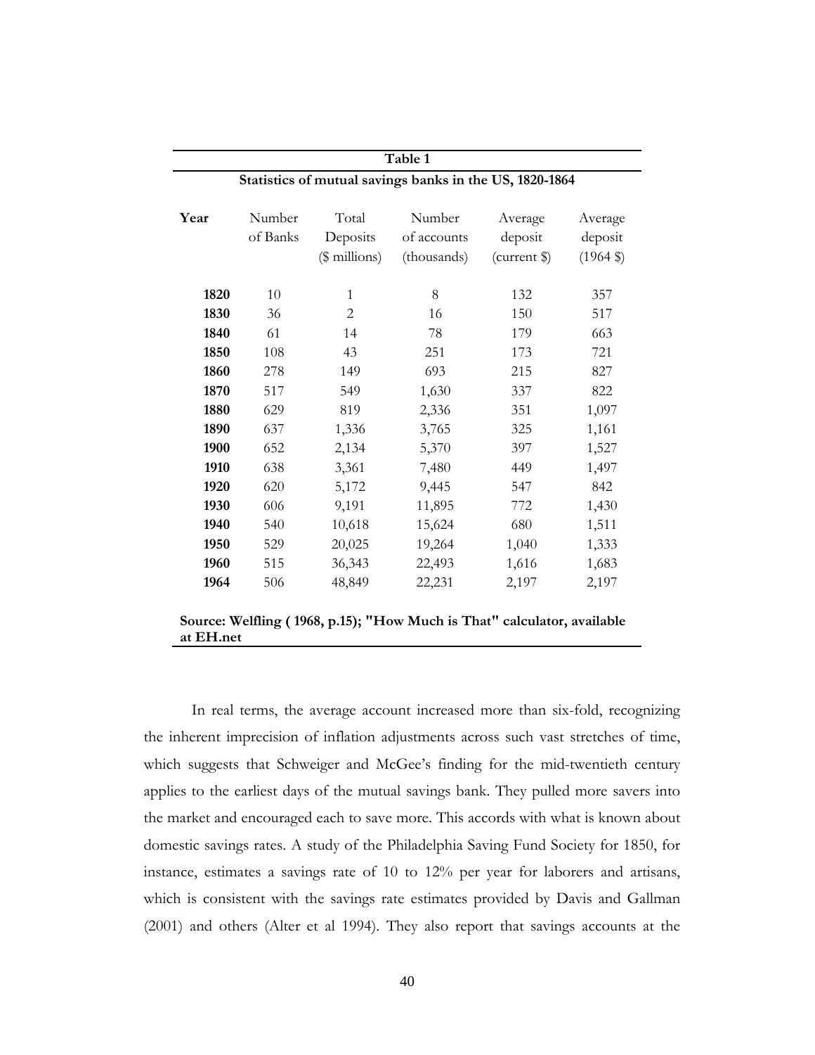**Table 1**

**Statistics of mutual savings banks in the US, 1820-1864**

| Year | Number of Banks | Total Deposits ($ millions) | Number of accounts (thousands) | Average deposit (current $) | Average deposit (1964 $) |
|---|---|---|---|---|---|
| **1820** | 10 | 1 | 8 | 132 | 357 |
| **1830** | 36 | 2 | 16 | 150 | 517 |
| **1840** | 61 | 14 | 78 | 179 | 663 |
| **1850** | 108 | 43 | 251 | 173 | 721 |
| **1860** | 278 | 149 | 693 | 215 | 827 |
| **1870** | 517 | 549 | 1,630 | 337 | 822 |
| **1880** | 629 | 819 | 2,336 | 351 | 1,097 |
| **1890** | 637 | 1,336 | 3,765 | 325 | 1,161 |
| **1900** | 652 | 2,134 | 5,370 | 397 | 1,527 |
| **1910** | 638 | 3,361 | 7,480 | 449 | 1,497 |
| **1920** | 620 | 5,172 | 9,445 | 547 | 842 |
| **1930** | 606 | 9,191 | 11,895 | 772 | 1,430 |
| **1940** | 540 | 10,618 | 15,624 | 680 | 1,511 |
| **1950** | 529 | 20,025 | 19,264 | 1,040 | 1,333 |
| **1960** | 515 | 36,343 | 22,493 | 1,616 | 1,683 |
| **1964** | 506 | 48,849 | 22,231 | 2,197 | 2,197 |

**Source: Welfling ( 1968, p.15); "How Much is That" calculator, available at EH.net**

In real terms, the average account increased more than six-fold, recognizing the inherent imprecision of inflation adjustments across such vast stretches of time, which suggests that Schweiger and McGee's finding for the mid-twentieth century applies to the earliest days of the mutual savings bank. They pulled more savers into the market and encouraged each to save more. This accords with what is known about domestic savings rates. A study of the Philadelphia Saving Fund Society for 1850, for instance, estimates a savings rate of 10 to 12% per year for laborers and artisans, which is consistent with the savings rate estimates provided by Davis and Gallman (2001) and others (Alter et al 1994). They also report that savings accounts at the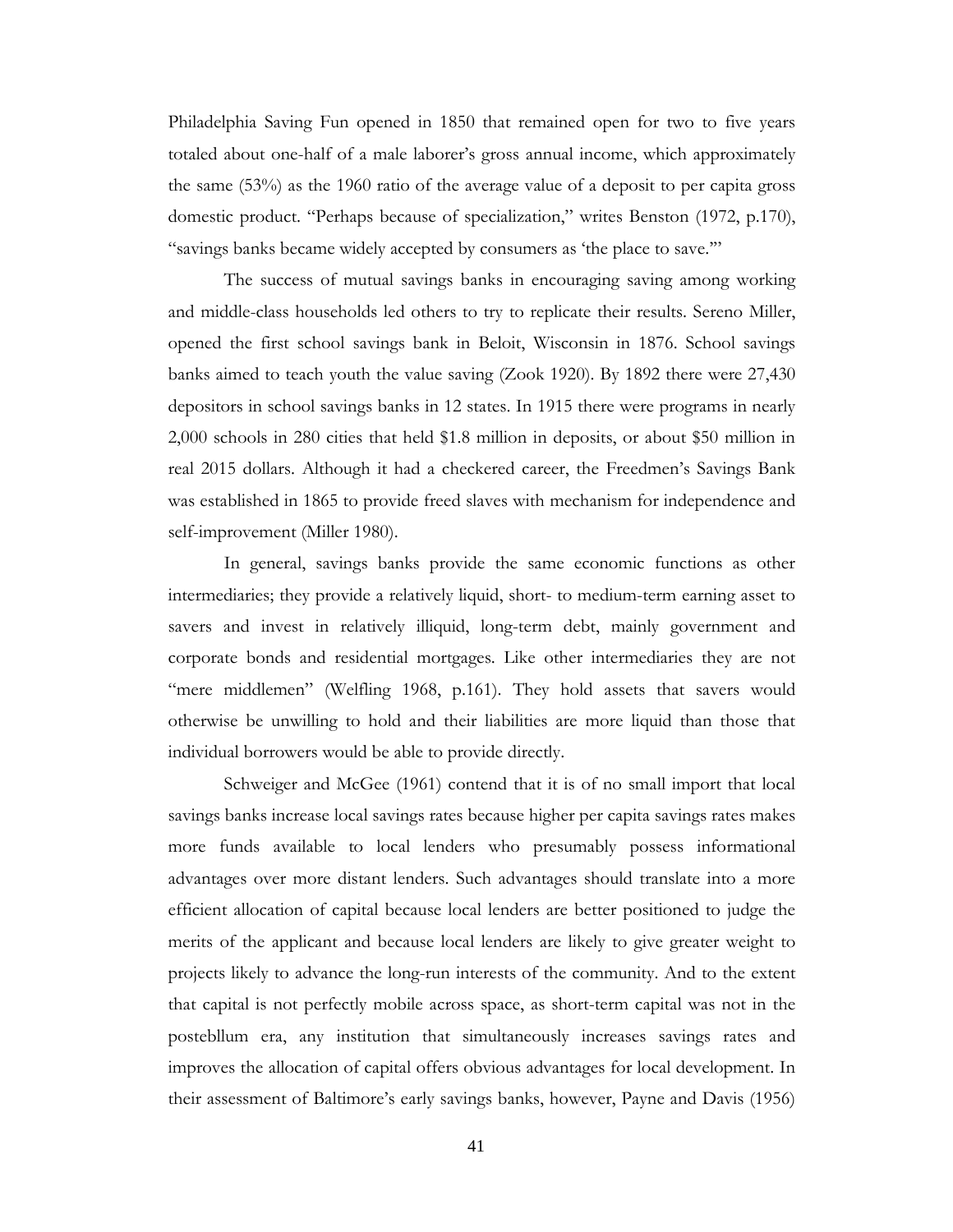Philadelphia Saving Fun opened in 1850 that remained open for two to five years totaled about one-half of a male laborer's gross annual income, which approximately the same (53%) as the 1960 ratio of the average value of a deposit to per capita gross domestic product. "Perhaps because of specialization," writes Benston (1972, p.170), "savings banks became widely accepted by consumers as 'the place to save.'"

The success of mutual savings banks in encouraging saving among working and middle-class households led others to try to replicate their results. Sereno Miller, opened the first school savings bank in Beloit, Wisconsin in 1876. School savings banks aimed to teach youth the value saving (Zook 1920). By 1892 there were 27,430 depositors in school savings banks in 12 states. In 1915 there were programs in nearly 2,000 schools in 280 cities that held $1.8 million in deposits, or about $50 million in real 2015 dollars. Although it had a checkered career, the Freedmen's Savings Bank was established in 1865 to provide freed slaves with mechanism for independence and self-improvement (Miller 1980).

In general, savings banks provide the same economic functions as other intermediaries; they provide a relatively liquid, short- to medium-term earning asset to savers and invest in relatively illiquid, long-term debt, mainly government and corporate bonds and residential mortgages. Like other intermediaries they are not "mere middlemen" (Welfling 1968, p.161). They hold assets that savers would otherwise be unwilling to hold and their liabilities are more liquid than those that individual borrowers would be able to provide directly.

Schweiger and McGee (1961) contend that it is of no small import that local savings banks increase local savings rates because higher per capita savings rates makes more funds available to local lenders who presumably possess informational advantages over more distant lenders. Such advantages should translate into a more efficient allocation of capital because local lenders are better positioned to judge the merits of the applicant and because local lenders are likely to give greater weight to projects likely to advance the long-run interests of the community. And to the extent that capital is not perfectly mobile across space, as short-term capital was not in the postebllum era, any institution that simultaneously increases savings rates and improves the allocation of capital offers obvious advantages for local development. In their assessment of Baltimore's early savings banks, however, Payne and Davis (1956)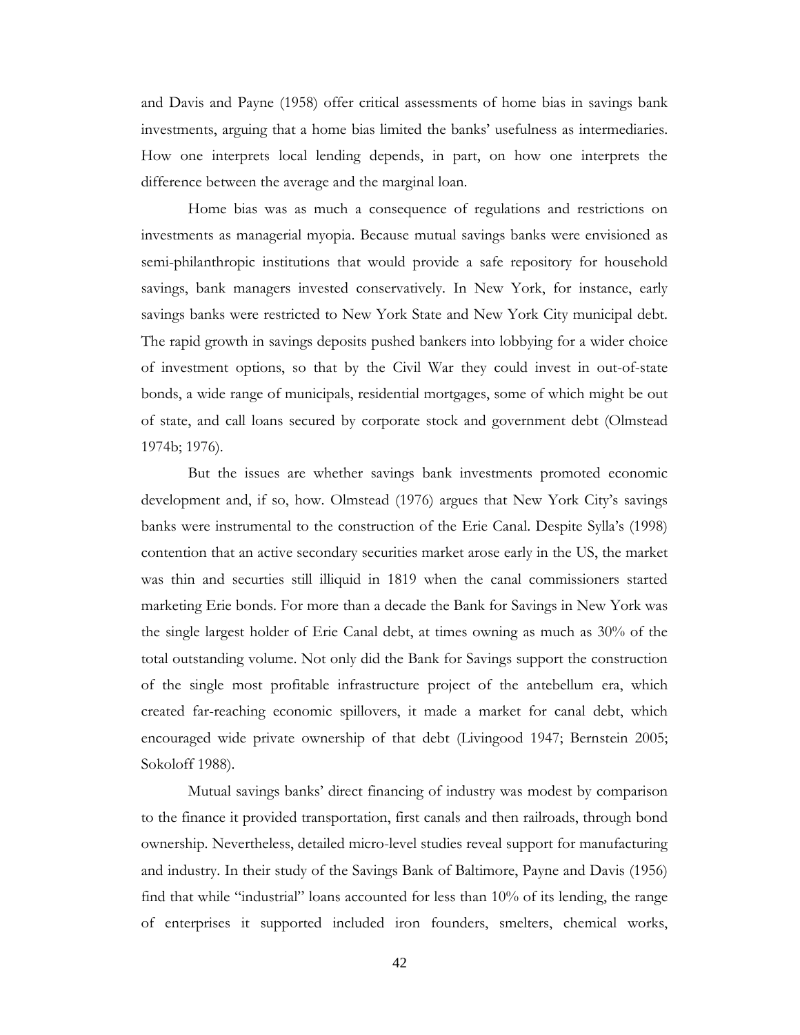and Davis and Payne (1958) offer critical assessments of home bias in savings bank investments, arguing that a home bias limited the banks' usefulness as intermediaries. How one interprets local lending depends, in part, on how one interprets the difference between the average and the marginal loan.

Home bias was as much a consequence of regulations and restrictions on investments as managerial myopia. Because mutual savings banks were envisioned as semi-philanthropic institutions that would provide a safe repository for household savings, bank managers invested conservatively. In New York, for instance, early savings banks were restricted to New York State and New York City municipal debt. The rapid growth in savings deposits pushed bankers into lobbying for a wider choice of investment options, so that by the Civil War they could invest in out-of-state bonds, a wide range of municipals, residential mortgages, some of which might be out of state, and call loans secured by corporate stock and government debt (Olmstead 1974b; 1976).

But the issues are whether savings bank investments promoted economic development and, if so, how. Olmstead (1976) argues that New York City's savings banks were instrumental to the construction of the Erie Canal. Despite Sylla's (1998) contention that an active secondary securities market arose early in the US, the market was thin and securties still illiquid in 1819 when the canal commissioners started marketing Erie bonds. For more than a decade the Bank for Savings in New York was the single largest holder of Erie Canal debt, at times owning as much as 30% of the total outstanding volume. Not only did the Bank for Savings support the construction of the single most profitable infrastructure project of the antebellum era, which created far-reaching economic spillovers, it made a market for canal debt, which encouraged wide private ownership of that debt (Livingood 1947; Bernstein 2005; Sokoloff 1988).

Mutual savings banks' direct financing of industry was modest by comparison to the finance it provided transportation, first canals and then railroads, through bond ownership. Nevertheless, detailed micro-level studies reveal support for manufacturing and industry. In their study of the Savings Bank of Baltimore, Payne and Davis (1956) find that while "industrial" loans accounted for less than 10% of its lending, the range of enterprises it supported included iron founders, smelters, chemical works,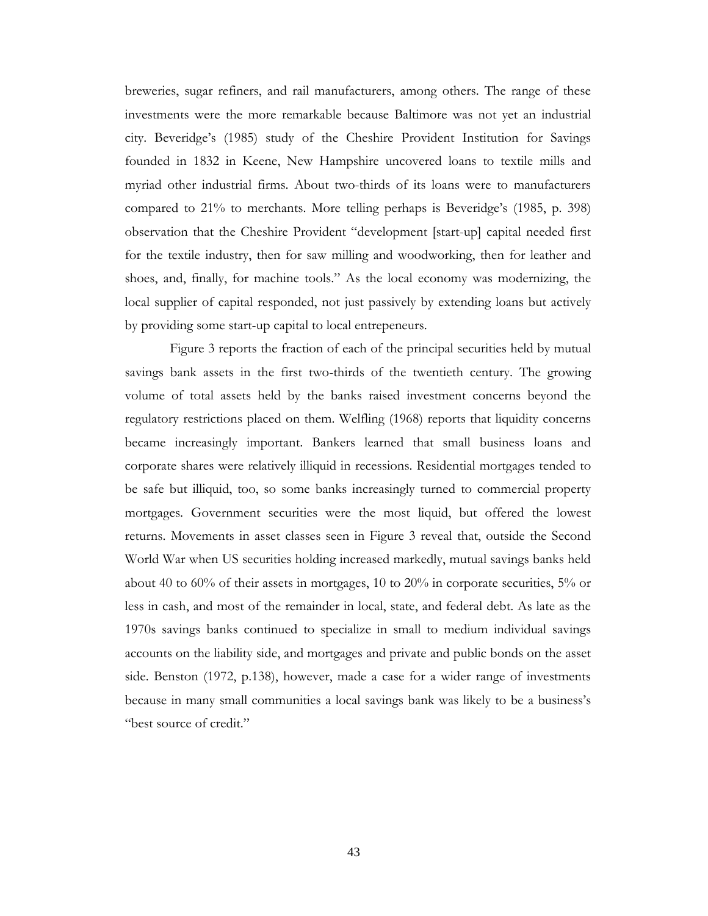breweries, sugar refiners, and rail manufacturers, among others. The range of these investments were the more remarkable because Baltimore was not yet an industrial city. Beveridge's (1985) study of the Cheshire Provident Institution for Savings founded in 1832 in Keene, New Hampshire uncovered loans to textile mills and myriad other industrial firms. About two-thirds of its loans were to manufacturers compared to 21% to merchants. More telling perhaps is Beveridge's (1985, p. 398) observation that the Cheshire Provident "development [start-up] capital needed first for the textile industry, then for saw milling and woodworking, then for leather and shoes, and, finally, for machine tools." As the local economy was modernizing, the local supplier of capital responded, not just passively by extending loans but actively by providing some start-up capital to local entrepeneurs.

Figure 3 reports the fraction of each of the principal securities held by mutual savings bank assets in the first two-thirds of the twentieth century. The growing volume of total assets held by the banks raised investment concerns beyond the regulatory restrictions placed on them. Welfling (1968) reports that liquidity concerns became increasingly important. Bankers learned that small business loans and corporate shares were relatively illiquid in recessions. Residential mortgages tended to be safe but illiquid, too, so some banks increasingly turned to commercial property mortgages. Government securities were the most liquid, but offered the lowest returns. Movements in asset classes seen in Figure 3 reveal that, outside the Second World War when US securities holding increased markedly, mutual savings banks held about 40 to 60% of their assets in mortgages, 10 to 20% in corporate securities, 5% or less in cash, and most of the remainder in local, state, and federal debt. As late as the 1970s savings banks continued to specialize in small to medium individual savings accounts on the liability side, and mortgages and private and public bonds on the asset side. Benston (1972, p.138), however, made a case for a wider range of investments because in many small communities a local savings bank was likely to be a business's "best source of credit."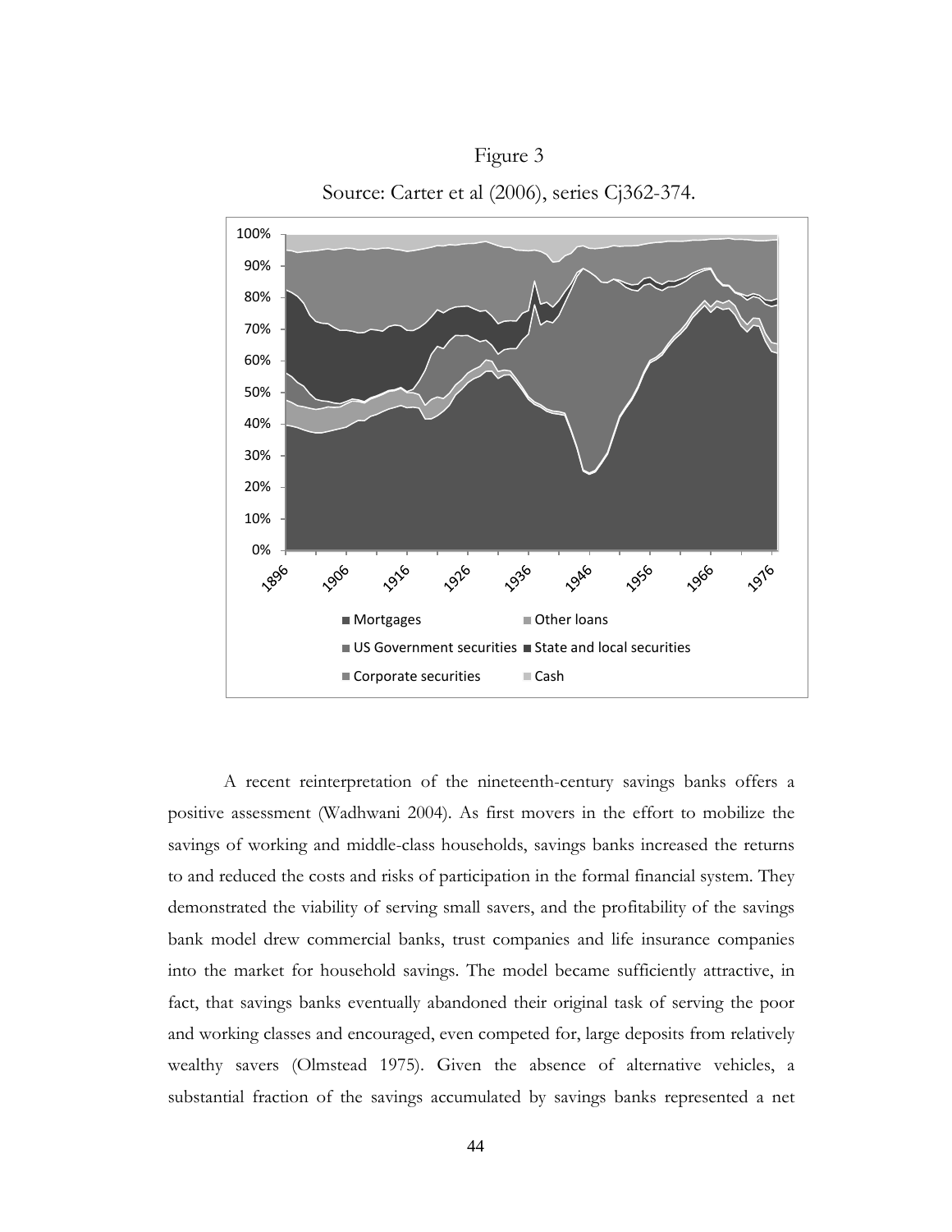Figure 3

Source: Carter et al (2006), series Cj362-374.

A recent reinterpretation of the nineteenth-century savings banks offers a positive assessment (Wadhwani 2004). As first movers in the effort to mobilize the savings of working and middle-class households, savings banks increased the returns to and reduced the costs and risks of participation in the formal financial system. They demonstrated the viability of serving small savers, and the profitability of the savings bank model drew commercial banks, trust companies and life insurance companies into the market for household savings. The model became sufficiently attractive, in fact, that savings banks eventually abandoned their original task of serving the poor and working classes and encouraged, even competed for, large deposits from relatively wealthy savers (Olmstead 1975). Given the absence of alternative vehicles, a substantial fraction of the savings accumulated by savings banks represented a net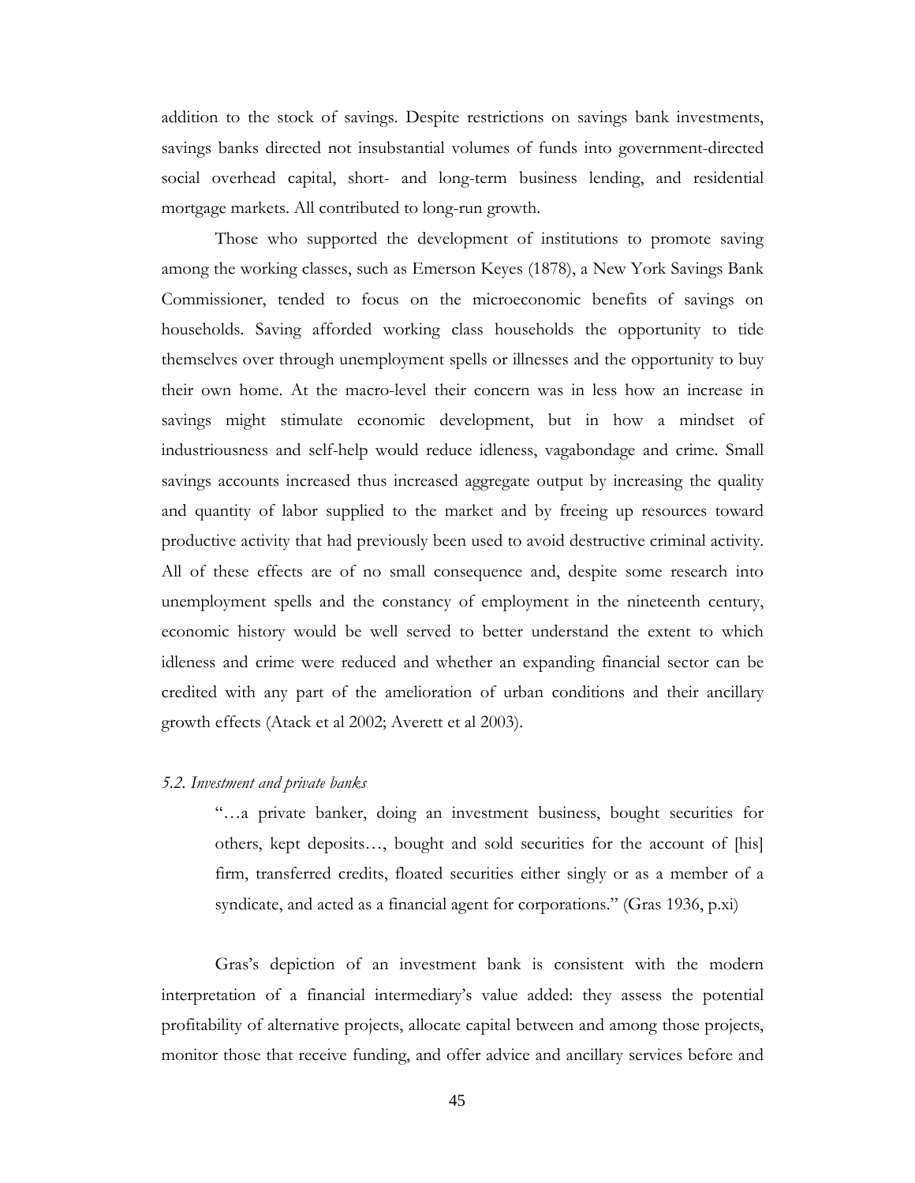addition to the stock of savings. Despite restrictions on savings bank investments, savings banks directed not insubstantial volumes of funds into government-directed social overhead capital, short- and long-term business lending, and residential mortgage markets. All contributed to long-run growth.

Those who supported the development of institutions to promote saving among the working classes, such as Emerson Keyes (1878), a New York Savings Bank Commissioner, tended to focus on the microeconomic benefits of savings on households. Saving afforded working class households the opportunity to tide themselves over through unemployment spells or illnesses and the opportunity to buy their own home. At the macro-level their concern was in less how an increase in savings might stimulate economic development, but in how a mindset of industriousness and self-help would reduce idleness, vagabondage and crime. Small savings accounts increased thus increased aggregate output by increasing the quality and quantity of labor supplied to the market and by freeing up resources toward productive activity that had previously been used to avoid destructive criminal activity. All of these effects are of no small consequence and, despite some research into unemployment spells and the constancy of employment in the nineteenth century, economic history would be well served to better understand the extent to which idleness and crime were reduced and whether an expanding financial sector can be credited with any part of the amelioration of urban conditions and their ancillary growth effects (Atack et al 2002; Averett et al 2003).

### *5.2. Investment and private banks*

> "…a private banker, doing an investment business, bought securities for others, kept deposits…, bought and sold securities for the account of [his] firm, transferred credits, floated securities either singly or as a member of a syndicate, and acted as a financial agent for corporations." (Gras 1936, p.xi)

Gras's depiction of an investment bank is consistent with the modern interpretation of a financial intermediary's value added: they assess the potential profitability of alternative projects, allocate capital between and among those projects, monitor those that receive funding, and offer advice and ancillary services before and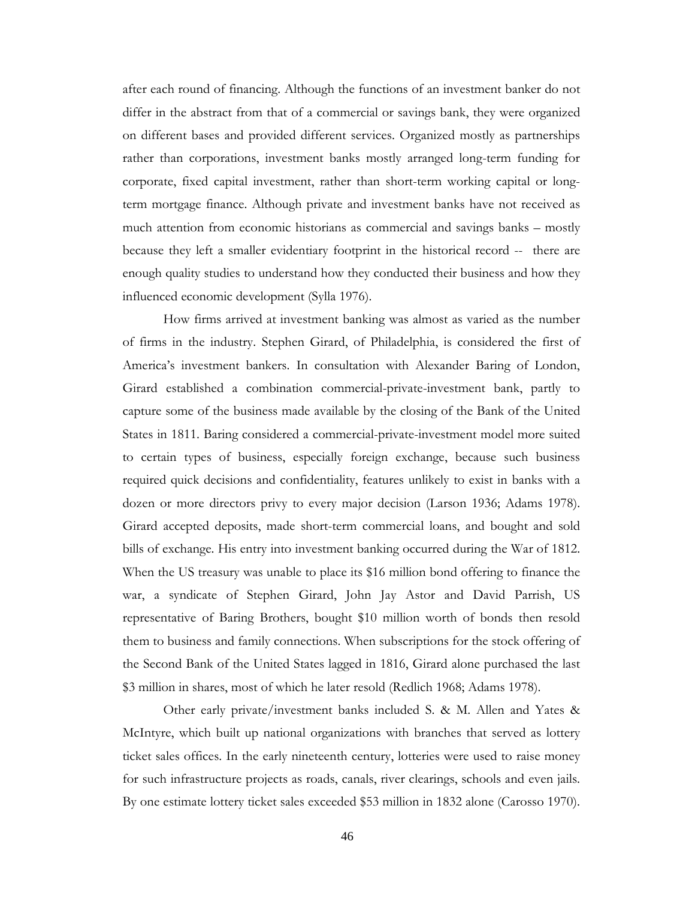after each round of financing. Although the functions of an investment banker do not differ in the abstract from that of a commercial or savings bank, they were organized on different bases and provided different services. Organized mostly as partnerships rather than corporations, investment banks mostly arranged long-term funding for corporate, fixed capital investment, rather than short-term working capital or long-term mortgage finance. Although private and investment banks have not received as much attention from economic historians as commercial and savings banks – mostly because they left a smaller evidentiary footprint in the historical record -- there are enough quality studies to understand how they conducted their business and how they influenced economic development (Sylla 1976).

How firms arrived at investment banking was almost as varied as the number of firms in the industry. Stephen Girard, of Philadelphia, is considered the first of America's investment bankers. In consultation with Alexander Baring of London, Girard established a combination commercial-private-investment bank, partly to capture some of the business made available by the closing of the Bank of the United States in 1811. Baring considered a commercial-private-investment model more suited to certain types of business, especially foreign exchange, because such business required quick decisions and confidentiality, features unlikely to exist in banks with a dozen or more directors privy to every major decision (Larson 1936; Adams 1978). Girard accepted deposits, made short-term commercial loans, and bought and sold bills of exchange. His entry into investment banking occurred during the War of 1812. When the US treasury was unable to place its $16 million bond offering to finance the war, a syndicate of Stephen Girard, John Jay Astor and David Parrish, US representative of Baring Brothers, bought $10 million worth of bonds then resold them to business and family connections. When subscriptions for the stock offering of the Second Bank of the United States lagged in 1816, Girard alone purchased the last $3 million in shares, most of which he later resold (Redlich 1968; Adams 1978).

Other early private/investment banks included S. & M. Allen and Yates & McIntyre, which built up national organizations with branches that served as lottery ticket sales offices. In the early nineteenth century, lotteries were used to raise money for such infrastructure projects as roads, canals, river clearings, schools and even jails. By one estimate lottery ticket sales exceeded $53 million in 1832 alone (Carosso 1970).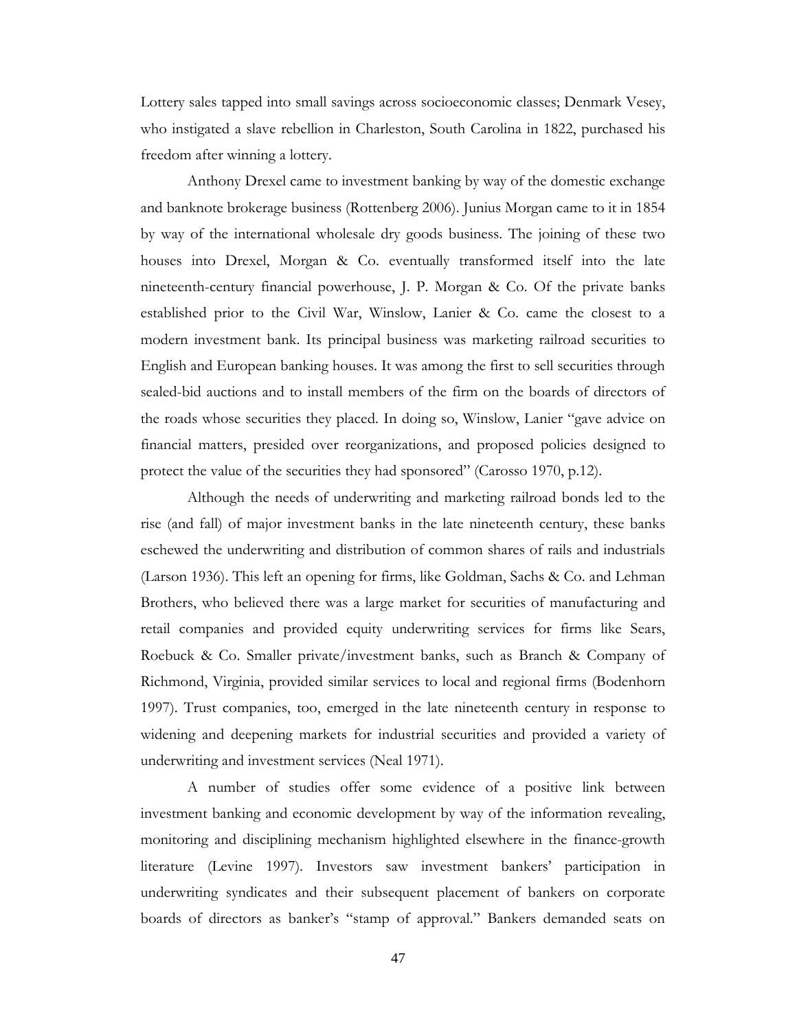Lottery sales tapped into small savings across socioeconomic classes; Denmark Vesey, who instigated a slave rebellion in Charleston, South Carolina in 1822, purchased his freedom after winning a lottery.

Anthony Drexel came to investment banking by way of the domestic exchange and banknote brokerage business (Rottenberg 2006). Junius Morgan came to it in 1854 by way of the international wholesale dry goods business. The joining of these two houses into Drexel, Morgan & Co. eventually transformed itself into the late nineteenth-century financial powerhouse, J. P. Morgan & Co. Of the private banks established prior to the Civil War, Winslow, Lanier & Co. came the closest to a modern investment bank. Its principal business was marketing railroad securities to English and European banking houses. It was among the first to sell securities through sealed-bid auctions and to install members of the firm on the boards of directors of the roads whose securities they placed. In doing so, Winslow, Lanier "gave advice on financial matters, presided over reorganizations, and proposed policies designed to protect the value of the securities they had sponsored" (Carosso 1970, p.12).

Although the needs of underwriting and marketing railroad bonds led to the rise (and fall) of major investment banks in the late nineteenth century, these banks eschewed the underwriting and distribution of common shares of rails and industrials (Larson 1936). This left an opening for firms, like Goldman, Sachs & Co. and Lehman Brothers, who believed there was a large market for securities of manufacturing and retail companies and provided equity underwriting services for firms like Sears, Roebuck & Co. Smaller private/investment banks, such as Branch & Company of Richmond, Virginia, provided similar services to local and regional firms (Bodenhorn 1997). Trust companies, too, emerged in the late nineteenth century in response to widening and deepening markets for industrial securities and provided a variety of underwriting and investment services (Neal 1971).

A number of studies offer some evidence of a positive link between investment banking and economic development by way of the information revealing, monitoring and disciplining mechanism highlighted elsewhere in the finance-growth literature (Levine 1997). Investors saw investment bankers' participation in underwriting syndicates and their subsequent placement of bankers on corporate boards of directors as banker's "stamp of approval." Bankers demanded seats on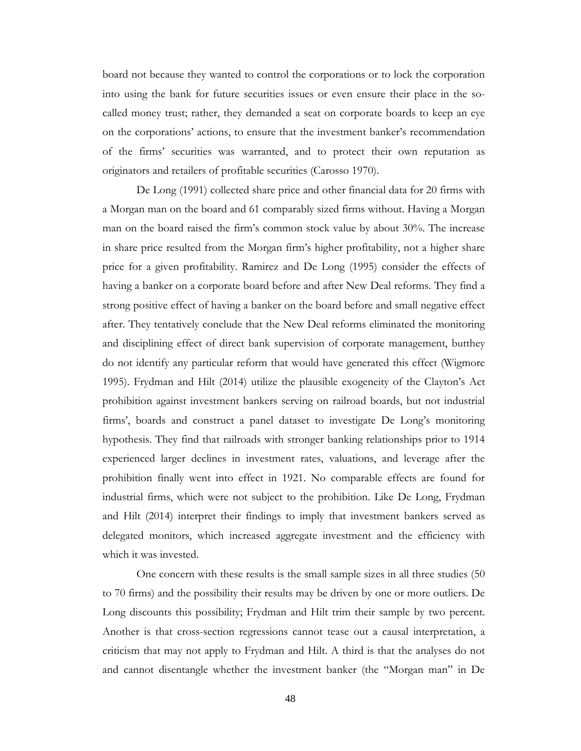board not because they wanted to control the corporations or to lock the corporation into using the bank for future securities issues or even ensure their place in the so-called money trust; rather, they demanded a seat on corporate boards to keep an eye on the corporations' actions, to ensure that the investment banker's recommendation of the firms' securities was warranted, and to protect their own reputation as originators and retailers of profitable securities (Carosso 1970).

De Long (1991) collected share price and other financial data for 20 firms with a Morgan man on the board and 61 comparably sized firms without. Having a Morgan man on the board raised the firm's common stock value by about 30%. The increase in share price resulted from the Morgan firm's higher profitability, not a higher share price for a given profitability. Ramirez and De Long (1995) consider the effects of having a banker on a corporate board before and after New Deal reforms. They find a strong positive effect of having a banker on the board before and small negative effect after. They tentatively conclude that the New Deal reforms eliminated the monitoring and disciplining effect of direct bank supervision of corporate management, butthey do not identify any particular reform that would have generated this effect (Wigmore 1995). Frydman and Hilt (2014) utilize the plausible exogeneity of the Clayton's Act prohibition against investment bankers serving on railroad boards, but not industrial firms', boards and construct a panel dataset to investigate De Long's monitoring hypothesis. They find that railroads with stronger banking relationships prior to 1914 experienced larger declines in investment rates, valuations, and leverage after the prohibition finally went into effect in 1921. No comparable effects are found for industrial firms, which were not subject to the prohibition. Like De Long, Frydman and Hilt (2014) interpret their findings to imply that investment bankers served as delegated monitors, which increased aggregate investment and the efficiency with which it was invested.

One concern with these results is the small sample sizes in all three studies (50 to 70 firms) and the possibility their results may be driven by one or more outliers. De Long discounts this possibility; Frydman and Hilt trim their sample by two percent. Another is that cross-section regressions cannot tease out a causal interpretation, a criticism that may not apply to Frydman and Hilt. A third is that the analyses do not and cannot disentangle whether the investment banker (the "Morgan man" in De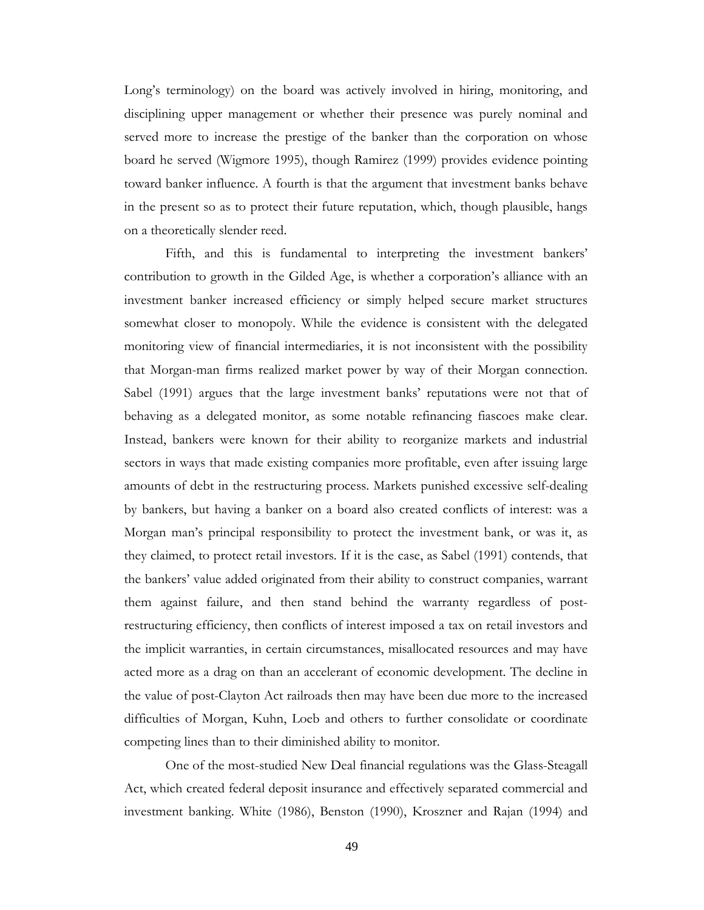Long's terminology) on the board was actively involved in hiring, monitoring, and disciplining upper management or whether their presence was purely nominal and served more to increase the prestige of the banker than the corporation on whose board he served (Wigmore 1995), though Ramirez (1999) provides evidence pointing toward banker influence. A fourth is that the argument that investment banks behave in the present so as to protect their future reputation, which, though plausible, hangs on a theoretically slender reed.

Fifth, and this is fundamental to interpreting the investment bankers' contribution to growth in the Gilded Age, is whether a corporation's alliance with an investment banker increased efficiency or simply helped secure market structures somewhat closer to monopoly. While the evidence is consistent with the delegated monitoring view of financial intermediaries, it is not inconsistent with the possibility that Morgan-man firms realized market power by way of their Morgan connection. Sabel (1991) argues that the large investment banks' reputations were not that of behaving as a delegated monitor, as some notable refinancing fiascoes make clear. Instead, bankers were known for their ability to reorganize markets and industrial sectors in ways that made existing companies more profitable, even after issuing large amounts of debt in the restructuring process. Markets punished excessive self-dealing by bankers, but having a banker on a board also created conflicts of interest: was a Morgan man's principal responsibility to protect the investment bank, or was it, as they claimed, to protect retail investors. If it is the case, as Sabel (1991) contends, that the bankers' value added originated from their ability to construct companies, warrant them against failure, and then stand behind the warranty regardless of post-restructuring efficiency, then conflicts of interest imposed a tax on retail investors and the implicit warranties, in certain circumstances, misallocated resources and may have acted more as a drag on than an accelerant of economic development. The decline in the value of post-Clayton Act railroads then may have been due more to the increased difficulties of Morgan, Kuhn, Loeb and others to further consolidate or coordinate competing lines than to their diminished ability to monitor.

One of the most-studied New Deal financial regulations was the Glass-Steagall Act, which created federal deposit insurance and effectively separated commercial and investment banking. White (1986), Benston (1990), Kroszner and Rajan (1994) and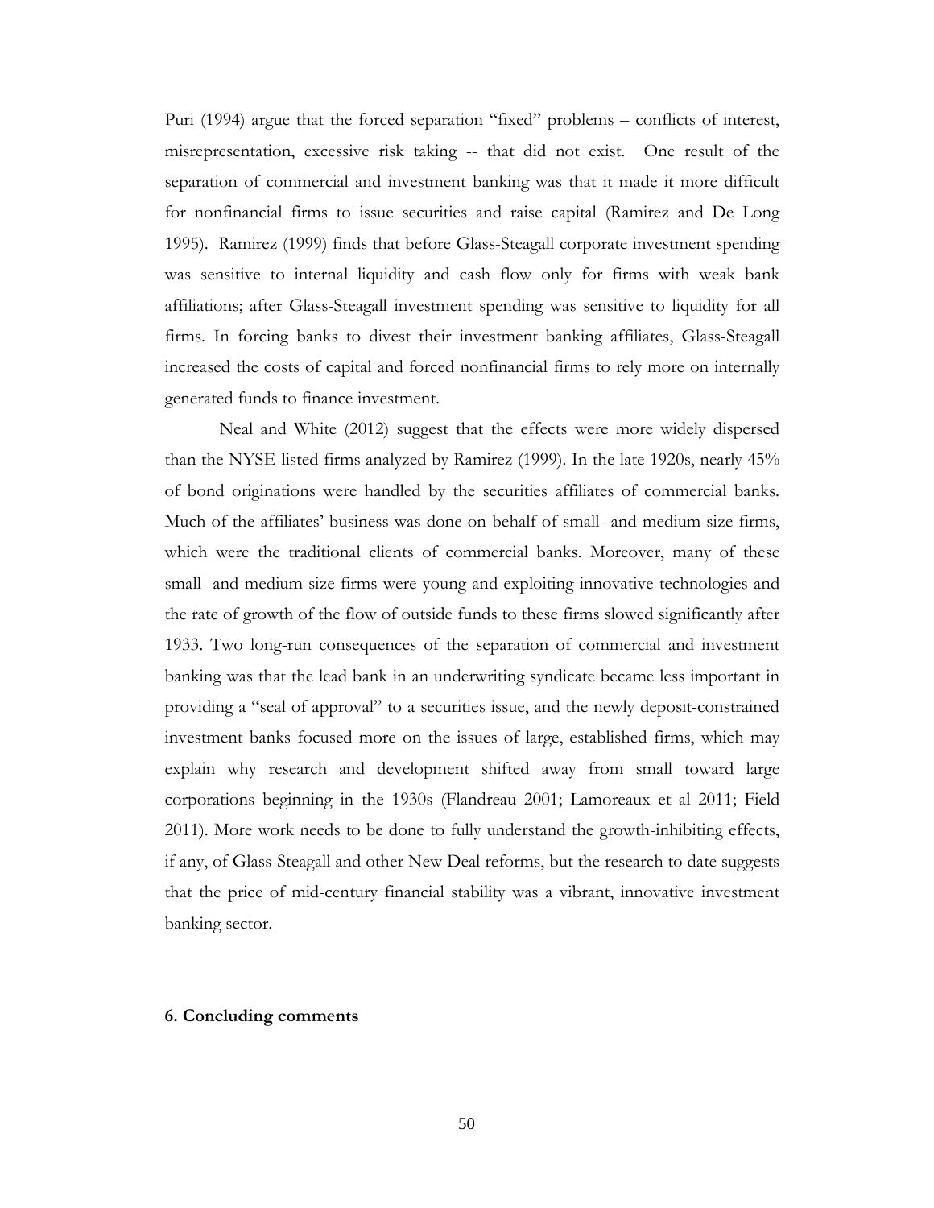Puri (1994) argue that the forced separation "fixed" problems – conflicts of interest, misrepresentation, excessive risk taking -- that did not exist. One result of the separation of commercial and investment banking was that it made it more difficult for nonfinancial firms to issue securities and raise capital (Ramirez and De Long 1995). Ramirez (1999) finds that before Glass-Steagall corporate investment spending was sensitive to internal liquidity and cash flow only for firms with weak bank affiliations; after Glass-Steagall investment spending was sensitive to liquidity for all firms. In forcing banks to divest their investment banking affiliates, Glass-Steagall increased the costs of capital and forced nonfinancial firms to rely more on internally generated funds to finance investment.

Neal and White (2012) suggest that the effects were more widely dispersed than the NYSE-listed firms analyzed by Ramirez (1999). In the late 1920s, nearly 45% of bond originations were handled by the securities affiliates of commercial banks. Much of the affiliates' business was done on behalf of small- and medium-size firms, which were the traditional clients of commercial banks. Moreover, many of these small- and medium-size firms were young and exploiting innovative technologies and the rate of growth of the flow of outside funds to these firms slowed significantly after 1933. Two long-run consequences of the separation of commercial and investment banking was that the lead bank in an underwriting syndicate became less important in providing a "seal of approval" to a securities issue, and the newly deposit-constrained investment banks focused more on the issues of large, established firms, which may explain why research and development shifted away from small toward large corporations beginning in the 1930s (Flandreau 2001; Lamoreaux et al 2011; Field 2011). More work needs to be done to fully understand the growth-inhibiting effects, if any, of Glass-Steagall and other New Deal reforms, but the research to date suggests that the price of mid-century financial stability was a vibrant, innovative investment banking sector.

## 6. Concluding comments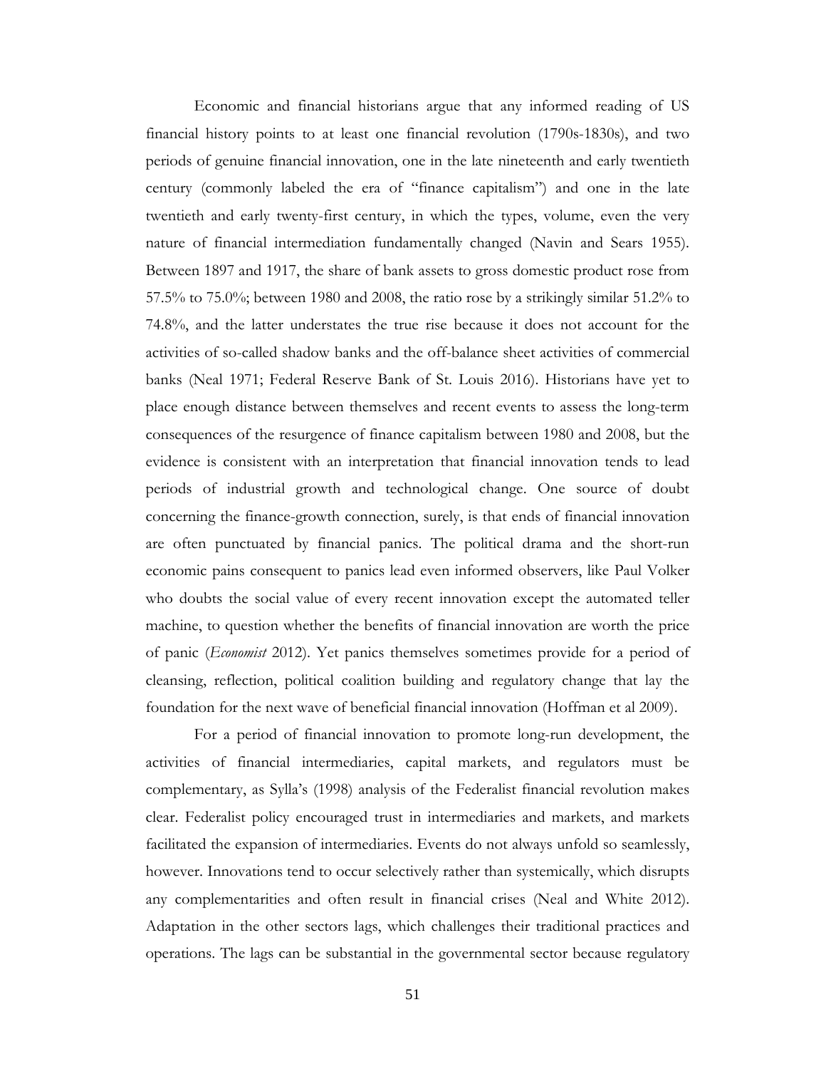Economic and financial historians argue that any informed reading of US financial history points to at least one financial revolution (1790s-1830s), and two periods of genuine financial innovation, one in the late nineteenth and early twentieth century (commonly labeled the era of "finance capitalism") and one in the late twentieth and early twenty-first century, in which the types, volume, even the very nature of financial intermediation fundamentally changed (Navin and Sears 1955). Between 1897 and 1917, the share of bank assets to gross domestic product rose from 57.5% to 75.0%; between 1980 and 2008, the ratio rose by a strikingly similar 51.2% to 74.8%, and the latter understates the true rise because it does not account for the activities of so-called shadow banks and the off-balance sheet activities of commercial banks (Neal 1971; Federal Reserve Bank of St. Louis 2016). Historians have yet to place enough distance between themselves and recent events to assess the long-term consequences of the resurgence of finance capitalism between 1980 and 2008, but the evidence is consistent with an interpretation that financial innovation tends to lead periods of industrial growth and technological change. One source of doubt concerning the finance-growth connection, surely, is that ends of financial innovation are often punctuated by financial panics. The political drama and the short-run economic pains consequent to panics lead even informed observers, like Paul Volker who doubts the social value of every recent innovation except the automated teller machine, to question whether the benefits of financial innovation are worth the price of panic (*Economist* 2012). Yet panics themselves sometimes provide for a period of cleansing, reflection, political coalition building and regulatory change that lay the foundation for the next wave of beneficial financial innovation (Hoffman et al 2009).

For a period of financial innovation to promote long-run development, the activities of financial intermediaries, capital markets, and regulators must be complementary, as Sylla's (1998) analysis of the Federalist financial revolution makes clear. Federalist policy encouraged trust in intermediaries and markets, and markets facilitated the expansion of intermediaries. Events do not always unfold so seamlessly, however. Innovations tend to occur selectively rather than systemically, which disrupts any complementarities and often result in financial crises (Neal and White 2012). Adaptation in the other sectors lags, which challenges their traditional practices and operations. The lags can be substantial in the governmental sector because regulatory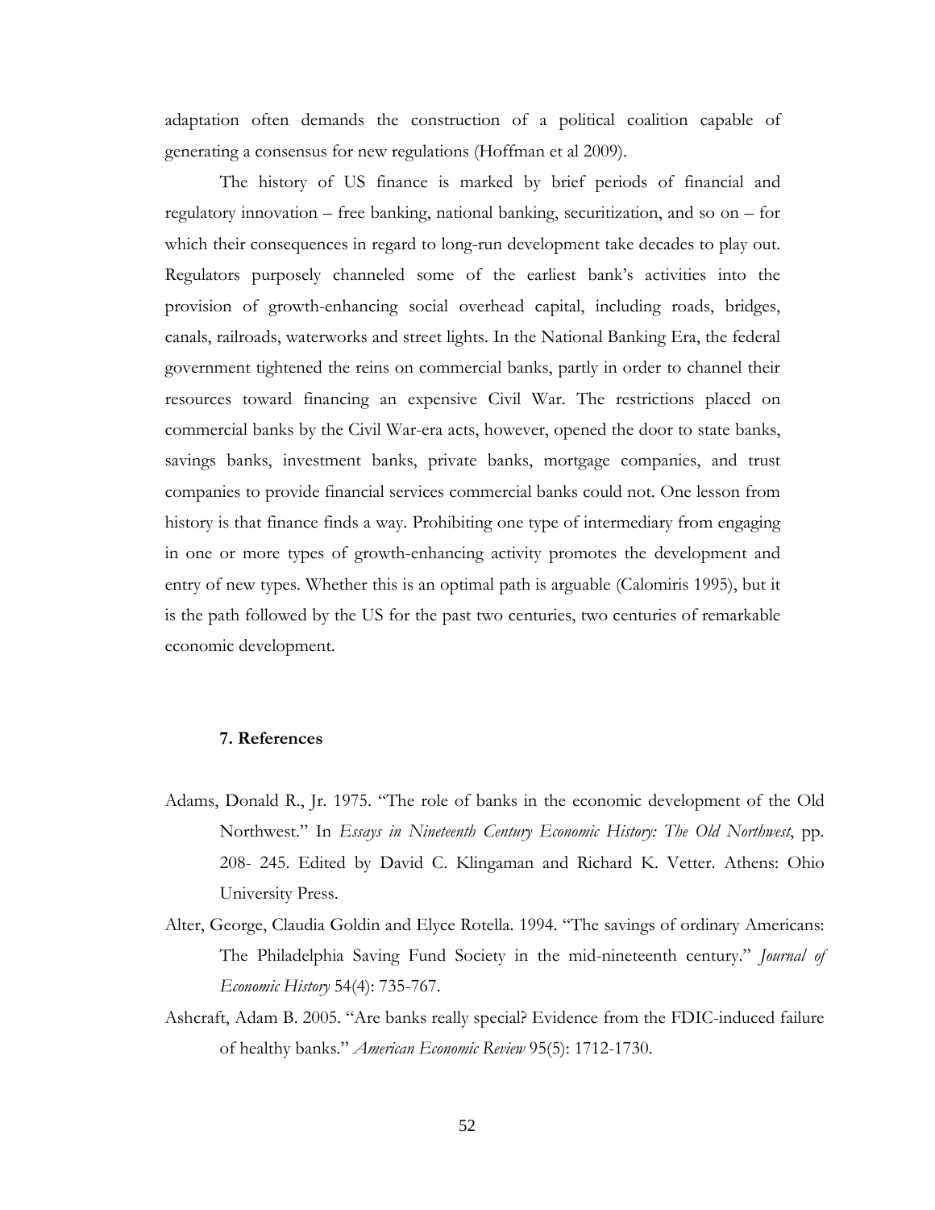adaptation often demands the construction of a political coalition capable of generating a consensus for new regulations (Hoffman et al 2009).

The history of US finance is marked by brief periods of financial and regulatory innovation – free banking, national banking, securitization, and so on – for which their consequences in regard to long-run development take decades to play out. Regulators purposely channeled some of the earliest bank's activities into the provision of growth-enhancing social overhead capital, including roads, bridges, canals, railroads, waterworks and street lights. In the National Banking Era, the federal government tightened the reins on commercial banks, partly in order to channel their resources toward financing an expensive Civil War. The restrictions placed on commercial banks by the Civil War-era acts, however, opened the door to state banks, savings banks, investment banks, private banks, mortgage companies, and trust companies to provide financial services commercial banks could not. One lesson from history is that finance finds a way. Prohibiting one type of intermediary from engaging in one or more types of growth-enhancing activity promotes the development and entry of new types. Whether this is an optimal path is arguable (Calomiris 1995), but it is the path followed by the US for the past two centuries, two centuries of remarkable economic development.

## 7. References

Adams, Donald R., Jr. 1975. "The role of banks in the economic development of the Old Northwest." In *Essays in Nineteenth Century Economic History: The Old Northwest*, pp. 208- 245. Edited by David C. Klingaman and Richard K. Vetter. Athens: Ohio University Press.

Alter, George, Claudia Goldin and Elyce Rotella. 1994. "The savings of ordinary Americans: The Philadelphia Saving Fund Society in the mid-nineteenth century." *Journal of Economic History* 54(4): 735-767.

Ashcraft, Adam B. 2005. "Are banks really special? Evidence from the FDIC-induced failure of healthy banks." *American Economic Review* 95(5): 1712-1730.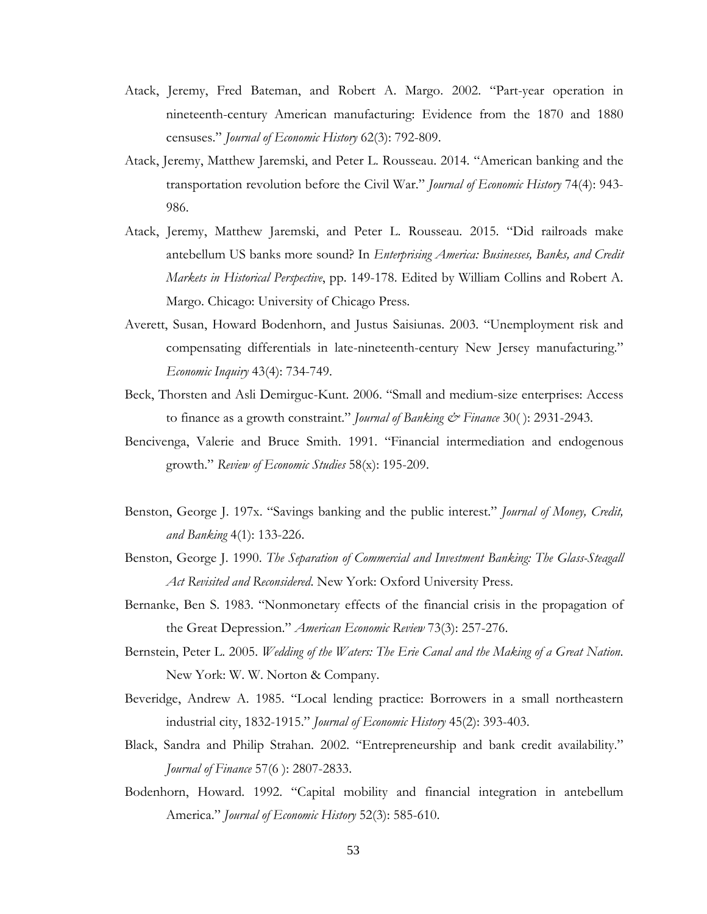Atack, Jeremy, Fred Bateman, and Robert A. Margo. 2002. "Part-year operation in nineteenth-century American manufacturing: Evidence from the 1870 and 1880 censuses." *Journal of Economic History* 62(3): 792-809.

Atack, Jeremy, Matthew Jaremski, and Peter L. Rousseau. 2014. "American banking and the transportation revolution before the Civil War." *Journal of Economic History* 74(4): 943-986.

Atack, Jeremy, Matthew Jaremski, and Peter L. Rousseau. 2015. "Did railroads make antebellum US banks more sound? In *Enterprising America: Businesses, Banks, and Credit Markets in Historical Perspective*, pp. 149-178. Edited by William Collins and Robert A. Margo. Chicago: University of Chicago Press.

Averett, Susan, Howard Bodenhorn, and Justus Saisiunas. 2003. "Unemployment risk and compensating differentials in late-nineteenth-century New Jersey manufacturing." *Economic Inquiry* 43(4): 734-749.

Beck, Thorsten and Asli Demirguc-Kunt. 2006. "Small and medium-size enterprises: Access to finance as a growth constraint." *Journal of Banking & Finance* 30( ): 2931-2943.

Bencivenga, Valerie and Bruce Smith. 1991. "Financial intermediation and endogenous growth." *Review of Economic Studies* 58(x): 195-209.

Benston, George J. 197x. "Savings banking and the public interest." *Journal of Money, Credit, and Banking* 4(1): 133-226.

Benston, George J. 1990. *The Separation of Commercial and Investment Banking: The Glass-Steagall Act Revisited and Reconsidered*. New York: Oxford University Press.

Bernanke, Ben S. 1983. "Nonmonetary effects of the financial crisis in the propagation of the Great Depression." *American Economic Review* 73(3): 257-276.

Bernstein, Peter L. 2005. *Wedding of the Waters: The Erie Canal and the Making of a Great Nation*. New York: W. W. Norton & Company.

Beveridge, Andrew A. 1985. "Local lending practice: Borrowers in a small northeastern industrial city, 1832-1915." *Journal of Economic History* 45(2): 393-403.

Black, Sandra and Philip Strahan. 2002. "Entrepreneurship and bank credit availability." *Journal of Finance* 57(6 ): 2807-2833.

Bodenhorn, Howard. 1992. "Capital mobility and financial integration in antebellum America." *Journal of Economic History* 52(3): 585-610.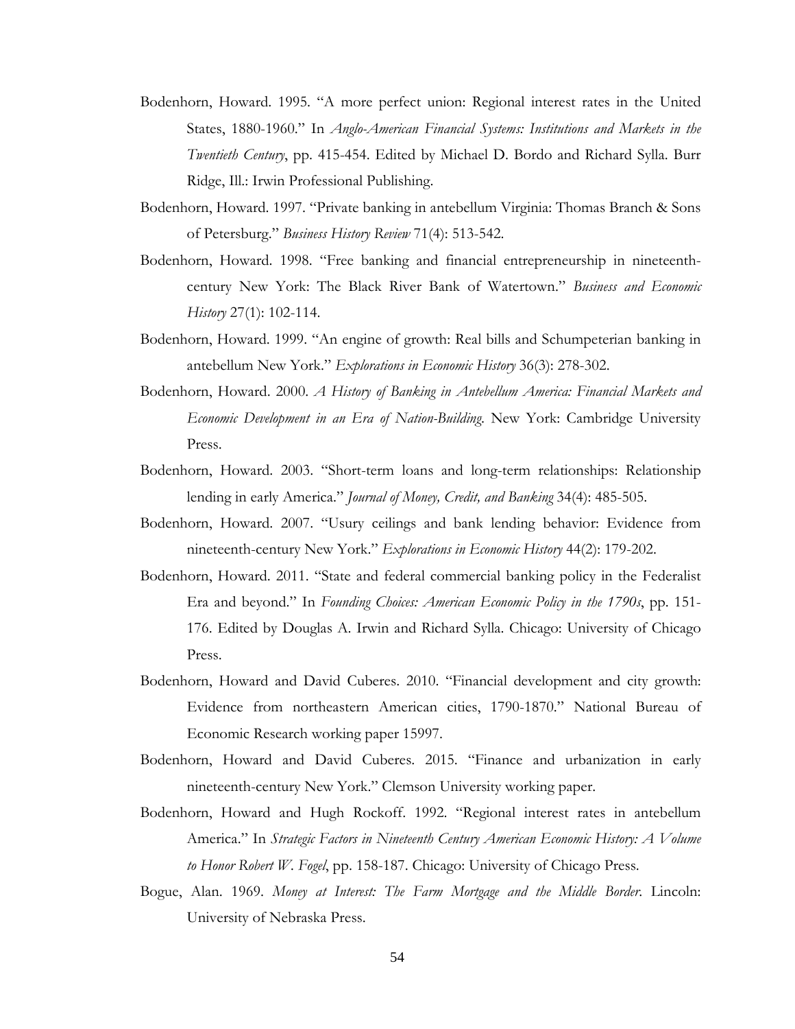Bodenhorn, Howard. 1995. "A more perfect union: Regional interest rates in the United States, 1880-1960." In *Anglo-American Financial Systems: Institutions and Markets in the Twentieth Century*, pp. 415-454. Edited by Michael D. Bordo and Richard Sylla. Burr Ridge, Ill.: Irwin Professional Publishing.

Bodenhorn, Howard. 1997. "Private banking in antebellum Virginia: Thomas Branch & Sons of Petersburg." *Business History Review* 71(4): 513-542.

Bodenhorn, Howard. 1998. "Free banking and financial entrepreneurship in nineteenth-century New York: The Black River Bank of Watertown." *Business and Economic History* 27(1): 102-114.

Bodenhorn, Howard. 1999. "An engine of growth: Real bills and Schumpeterian banking in antebellum New York." *Explorations in Economic History* 36(3): 278-302.

Bodenhorn, Howard. 2000. *A History of Banking in Antebellum America: Financial Markets and Economic Development in an Era of Nation-Building.* New York: Cambridge University Press.

Bodenhorn, Howard. 2003. "Short-term loans and long-term relationships: Relationship lending in early America." *Journal of Money, Credit, and Banking* 34(4): 485-505.

Bodenhorn, Howard. 2007. "Usury ceilings and bank lending behavior: Evidence from nineteenth-century New York." *Explorations in Economic History* 44(2): 179-202.

Bodenhorn, Howard. 2011. "State and federal commercial banking policy in the Federalist Era and beyond." In *Founding Choices: American Economic Policy in the 1790s*, pp. 151-176. Edited by Douglas A. Irwin and Richard Sylla. Chicago: University of Chicago Press.

Bodenhorn, Howard and David Cuberes. 2010. "Financial development and city growth: Evidence from northeastern American cities, 1790-1870." National Bureau of Economic Research working paper 15997.

Bodenhorn, Howard and David Cuberes. 2015. "Finance and urbanization in early nineteenth-century New York." Clemson University working paper.

Bodenhorn, Howard and Hugh Rockoff. 1992. "Regional interest rates in antebellum America." In *Strategic Factors in Nineteenth Century American Economic History: A Volume to Honor Robert W. Fogel*, pp. 158-187. Chicago: University of Chicago Press.

Bogue, Alan. 1969. *Money at Interest: The Farm Mortgage and the Middle Border.* Lincoln: University of Nebraska Press.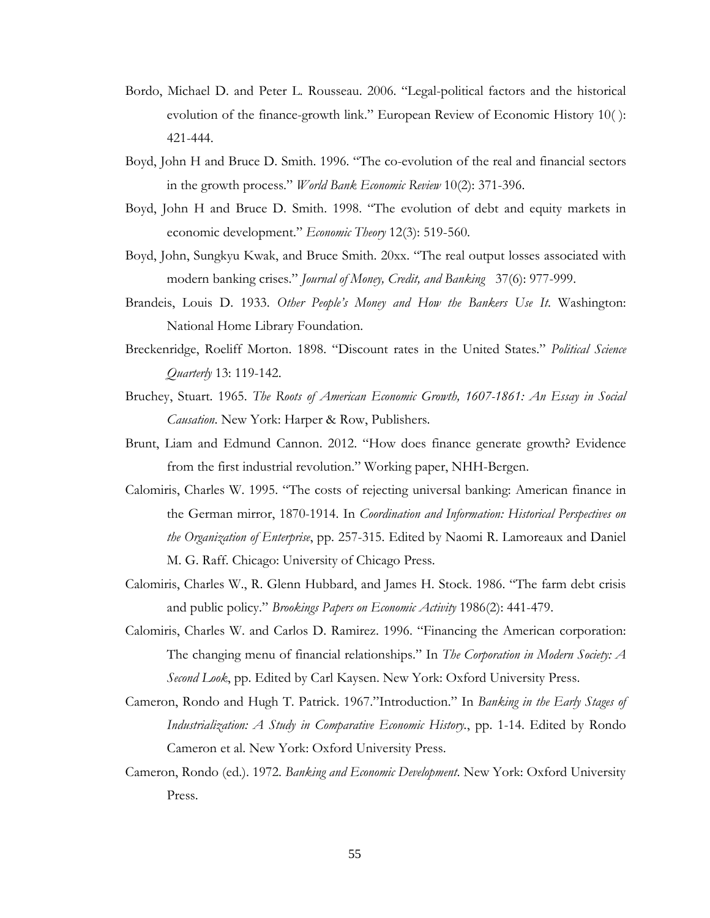Bordo, Michael D. and Peter L. Rousseau. 2006. "Legal-political factors and the historical evolution of the finance-growth link." European Review of Economic History 10( ): 421-444.

Boyd, John H and Bruce D. Smith. 1996. "The co-evolution of the real and financial sectors in the growth process." *World Bank Economic Review* 10(2): 371-396.

Boyd, John H and Bruce D. Smith. 1998. "The evolution of debt and equity markets in economic development." *Economic Theory* 12(3): 519-560.

Boyd, John, Sungkyu Kwak, and Bruce Smith. 20xx. "The real output losses associated with modern banking crises." *Journal of Money, Credit, and Banking* 37(6): 977-999.

Brandeis, Louis D. 1933. *Other People's Money and How the Bankers Use It*. Washington: National Home Library Foundation.

Breckenridge, Roeliff Morton. 1898. "Discount rates in the United States." *Political Science Quarterly* 13: 119-142.

Bruchey, Stuart. 1965. *The Roots of American Economic Growth, 1607-1861: An Essay in Social Causation*. New York: Harper & Row, Publishers.

Brunt, Liam and Edmund Cannon. 2012. "How does finance generate growth? Evidence from the first industrial revolution." Working paper, NHH-Bergen.

Calomiris, Charles W. 1995. "The costs of rejecting universal banking: American finance in the German mirror, 1870-1914. In *Coordination and Information: Historical Perspectives on the Organization of Enterprise*, pp. 257-315. Edited by Naomi R. Lamoreaux and Daniel M. G. Raff. Chicago: University of Chicago Press.

Calomiris, Charles W., R. Glenn Hubbard, and James H. Stock. 1986. "The farm debt crisis and public policy." *Brookings Papers on Economic Activity* 1986(2): 441-479.

Calomiris, Charles W. and Carlos D. Ramirez. 1996. "Financing the American corporation: The changing menu of financial relationships." In *The Corporation in Modern Society: A Second Look*, pp. Edited by Carl Kaysen. New York: Oxford University Press.

Cameron, Rondo and Hugh T. Patrick. 1967."Introduction." In *Banking in the Early Stages of Industrialization: A Study in Comparative Economic History.*, pp. 1-14. Edited by Rondo Cameron et al. New York: Oxford University Press.

Cameron, Rondo (ed.). 1972. *Banking and Economic Development*. New York: Oxford University Press.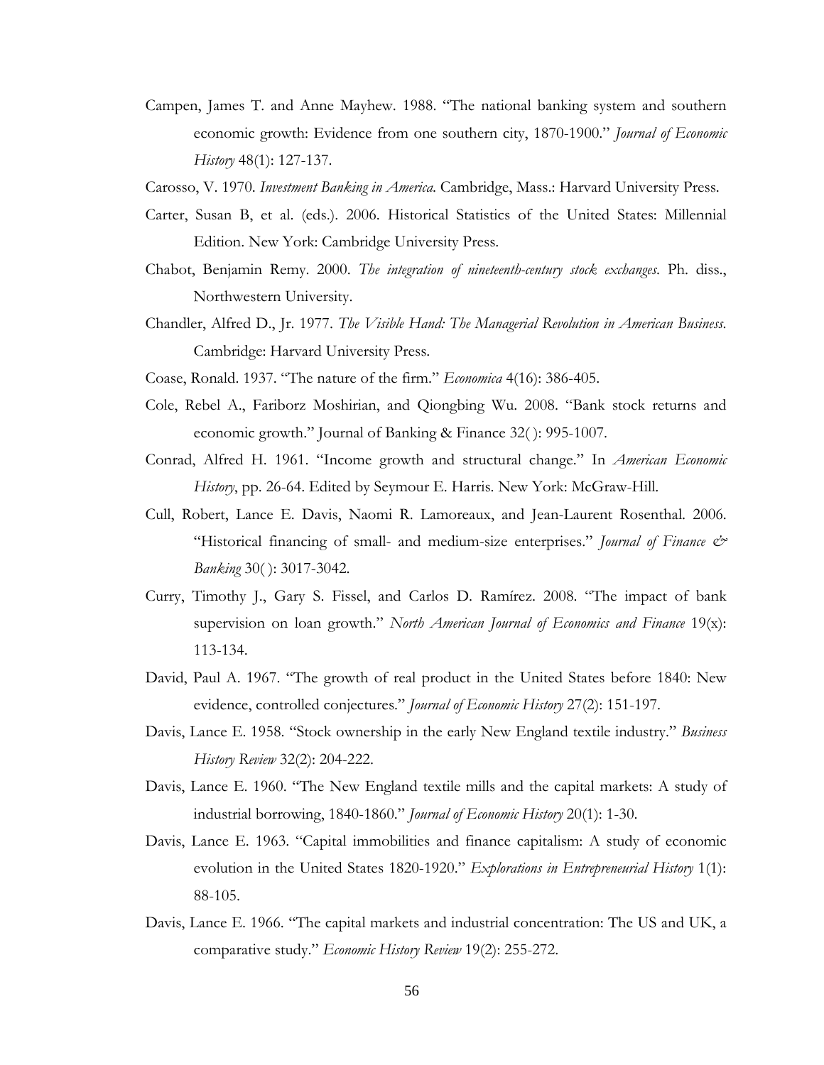Campen, James T. and Anne Mayhew. 1988. "The national banking system and southern economic growth: Evidence from one southern city, 1870-1900." *Journal of Economic History* 48(1): 127-137.

Carosso, V. 1970. *Investment Banking in America*. Cambridge, Mass.: Harvard University Press.

Carter, Susan B, et al. (eds.). 2006. Historical Statistics of the United States: Millennial Edition. New York: Cambridge University Press.

Chabot, Benjamin Remy. 2000. *The integration of nineteenth-century stock exchanges*. Ph. diss., Northwestern University.

Chandler, Alfred D., Jr. 1977. *The Visible Hand: The Managerial Revolution in American Business*. Cambridge: Harvard University Press.

Coase, Ronald. 1937. "The nature of the firm." *Economica* 4(16): 386-405.

Cole, Rebel A., Fariborz Moshirian, and Qiongbing Wu. 2008. "Bank stock returns and economic growth." Journal of Banking & Finance 32( ): 995-1007.

Conrad, Alfred H. 1961. "Income growth and structural change." In *American Economic History*, pp. 26-64. Edited by Seymour E. Harris. New York: McGraw-Hill.

Cull, Robert, Lance E. Davis, Naomi R. Lamoreaux, and Jean-Laurent Rosenthal. 2006. "Historical financing of small- and medium-size enterprises." *Journal of Finance & Banking* 30( ): 3017-3042.

Curry, Timothy J., Gary S. Fissel, and Carlos D. Ramírez. 2008. "The impact of bank supervision on loan growth." *North American Journal of Economics and Finance* 19(x): 113-134.

David, Paul A. 1967. "The growth of real product in the United States before 1840: New evidence, controlled conjectures." *Journal of Economic History* 27(2): 151-197.

Davis, Lance E. 1958. "Stock ownership in the early New England textile industry." *Business History Review* 32(2): 204-222.

Davis, Lance E. 1960. "The New England textile mills and the capital markets: A study of industrial borrowing, 1840-1860." *Journal of Economic History* 20(1): 1-30.

Davis, Lance E. 1963. "Capital immobilities and finance capitalism: A study of economic evolution in the United States 1820-1920." *Explorations in Entrepreneurial History* 1(1): 88-105.

Davis, Lance E. 1966. "The capital markets and industrial concentration: The US and UK, a comparative study." *Economic History Review* 19(2): 255-272.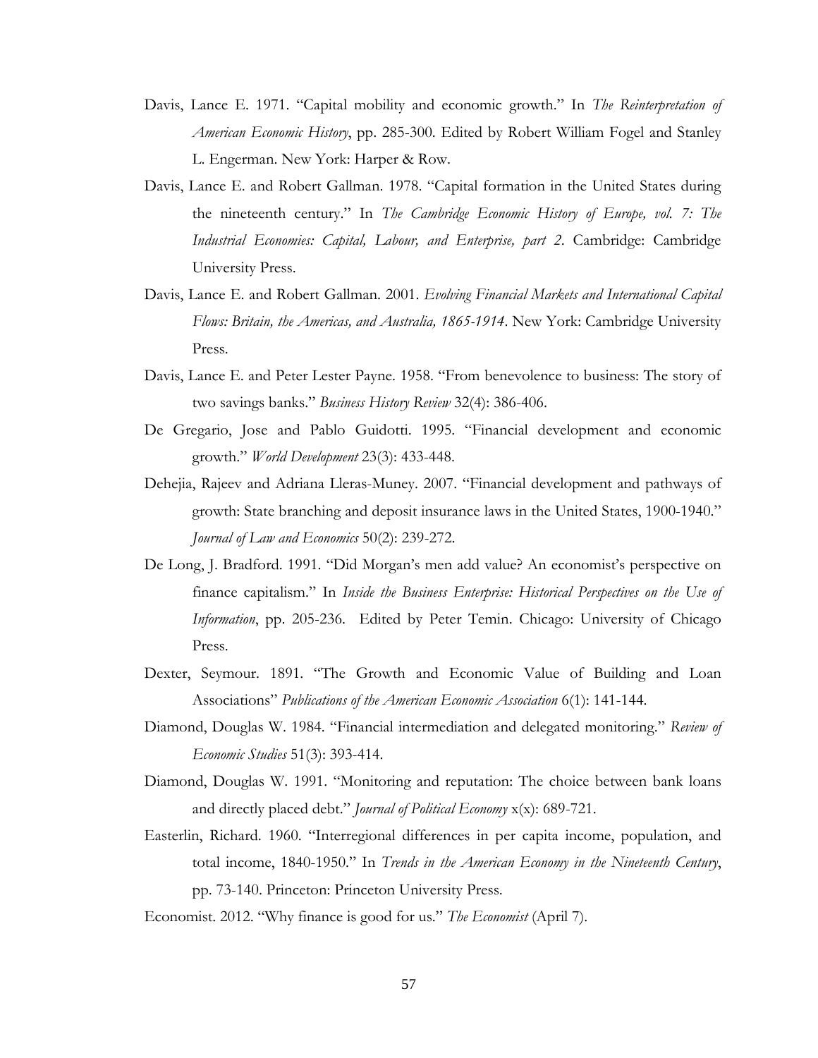Davis, Lance E. 1971. "Capital mobility and economic growth." In *The Reinterpretation of American Economic History*, pp. 285-300. Edited by Robert William Fogel and Stanley L. Engerman. New York: Harper & Row.

Davis, Lance E. and Robert Gallman. 1978. "Capital formation in the United States during the nineteenth century." In *The Cambridge Economic History of Europe, vol. 7: The Industrial Economies: Capital, Labour, and Enterprise, part 2*. Cambridge: Cambridge University Press.

Davis, Lance E. and Robert Gallman. 2001. *Evolving Financial Markets and International Capital Flows: Britain, the Americas, and Australia, 1865-1914*. New York: Cambridge University Press.

Davis, Lance E. and Peter Lester Payne. 1958. "From benevolence to business: The story of two savings banks." *Business History Review* 32(4): 386-406.

De Gregario, Jose and Pablo Guidotti. 1995. "Financial development and economic growth." *World Development* 23(3): 433-448.

Dehejia, Rajeev and Adriana Lleras-Muney. 2007. "Financial development and pathways of growth: State branching and deposit insurance laws in the United States, 1900-1940." *Journal of Law and Economics* 50(2): 239-272.

De Long, J. Bradford. 1991. "Did Morgan's men add value? An economist's perspective on finance capitalism." In *Inside the Business Enterprise: Historical Perspectives on the Use of Information*, pp. 205-236. Edited by Peter Temin. Chicago: University of Chicago Press.

Dexter, Seymour. 1891. "The Growth and Economic Value of Building and Loan Associations" *Publications of the American Economic Association* 6(1): 141-144.

Diamond, Douglas W. 1984. "Financial intermediation and delegated monitoring." *Review of Economic Studies* 51(3): 393-414.

Diamond, Douglas W. 1991. "Monitoring and reputation: The choice between bank loans and directly placed debt." *Journal of Political Economy* x(x): 689-721.

Easterlin, Richard. 1960. "Interregional differences in per capita income, population, and total income, 1840-1950." In *Trends in the American Economy in the Nineteenth Century*, pp. 73-140. Princeton: Princeton University Press.

Economist. 2012. "Why finance is good for us." *The Economist* (April 7).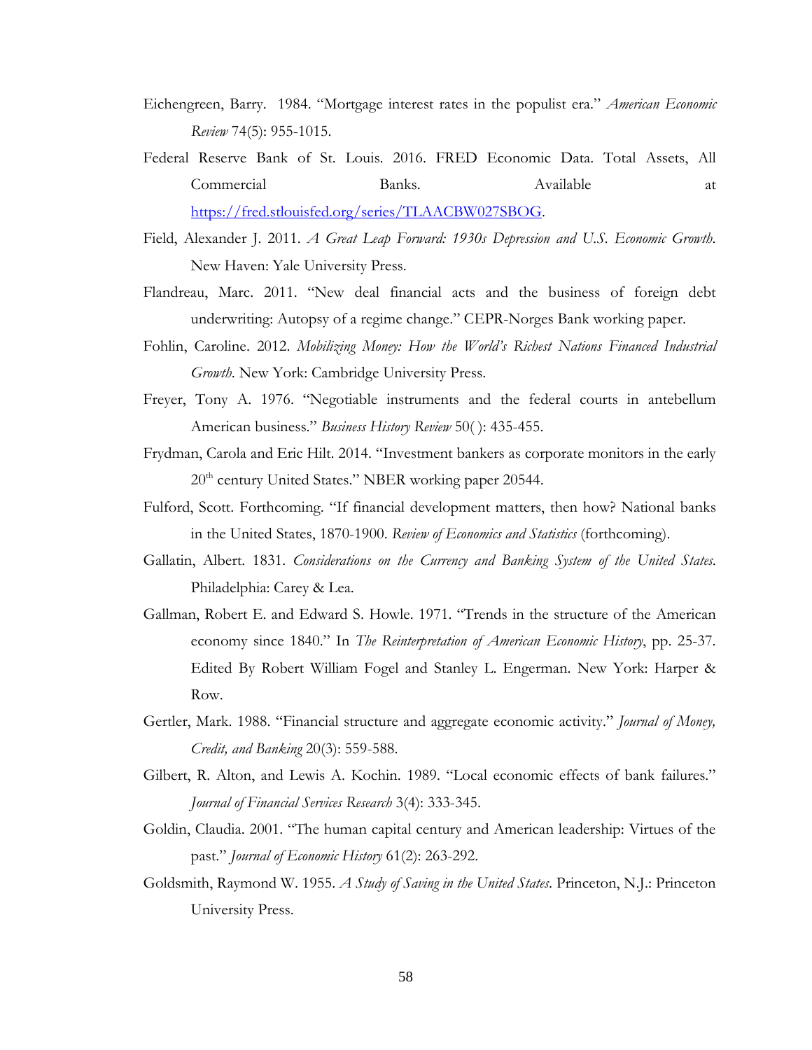Eichengreen, Barry. 1984. "Mortgage interest rates in the populist era." *American Economic Review* 74(5): 955-1015.

Federal Reserve Bank of St. Louis. 2016. FRED Economic Data. Total Assets, All Commercial Banks. Available at https://fred.stlouisfed.org/series/TLAACBW027SBOG.

Field, Alexander J. 2011. *A Great Leap Forward: 1930s Depression and U.S. Economic Growth.* New Haven: Yale University Press.

Flandreau, Marc. 2011. "New deal financial acts and the business of foreign debt underwriting: Autopsy of a regime change." CEPR-Norges Bank working paper.

Fohlin, Caroline. 2012. *Mobilizing Money: How the World's Richest Nations Financed Industrial Growth.* New York: Cambridge University Press.

Freyer, Tony A. 1976. "Negotiable instruments and the federal courts in antebellum American business." *Business History Review* 50( ): 435-455.

Frydman, Carola and Eric Hilt. 2014. "Investment bankers as corporate monitors in the early 20th century United States." NBER working paper 20544.

Fulford, Scott. Forthcoming. "If financial development matters, then how? National banks in the United States, 1870-1900. *Review of Economics and Statistics* (forthcoming).

Gallatin, Albert. 1831. *Considerations on the Currency and Banking System of the United States.* Philadelphia: Carey & Lea.

Gallman, Robert E. and Edward S. Howle. 1971. "Trends in the structure of the American economy since 1840." In *The Reinterpretation of American Economic History*, pp. 25-37. Edited By Robert William Fogel and Stanley L. Engerman. New York: Harper & Row.

Gertler, Mark. 1988. "Financial structure and aggregate economic activity." *Journal of Money, Credit, and Banking* 20(3): 559-588.

Gilbert, R. Alton, and Lewis A. Kochin. 1989. "Local economic effects of bank failures." *Journal of Financial Services Research* 3(4): 333-345.

Goldin, Claudia. 2001. "The human capital century and American leadership: Virtues of the past." *Journal of Economic History* 61(2): 263-292.

Goldsmith, Raymond W. 1955. *A Study of Saving in the United States.* Princeton, N.J.: Princeton University Press.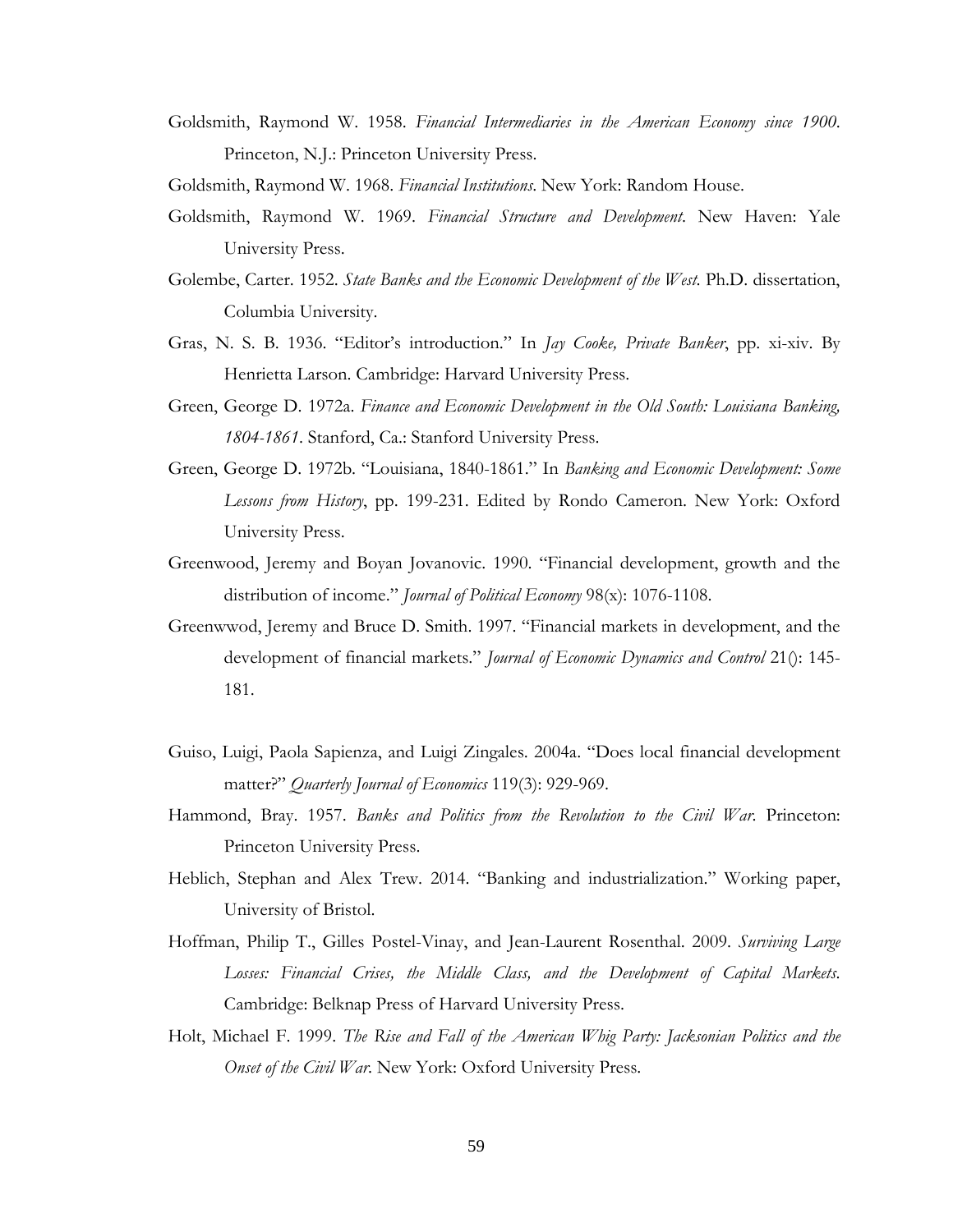Goldsmith, Raymond W. 1958. *Financial Intermediaries in the American Economy since 1900*. Princeton, N.J.: Princeton University Press.

Goldsmith, Raymond W. 1968. *Financial Institutions*. New York: Random House.

Goldsmith, Raymond W. 1969. *Financial Structure and Development*. New Haven: Yale University Press.

Golembe, Carter. 1952. *State Banks and the Economic Development of the West*. Ph.D. dissertation, Columbia University.

Gras, N. S. B. 1936. "Editor's introduction." In *Jay Cooke, Private Banker*, pp. xi-xiv. By Henrietta Larson. Cambridge: Harvard University Press.

Green, George D. 1972a. *Finance and Economic Development in the Old South: Louisiana Banking, 1804-1861*. Stanford, Ca.: Stanford University Press.

Green, George D. 1972b. "Louisiana, 1840-1861." In *Banking and Economic Development: Some Lessons from History*, pp. 199-231. Edited by Rondo Cameron. New York: Oxford University Press.

Greenwood, Jeremy and Boyan Jovanovic. 1990. "Financial development, growth and the distribution of income." *Journal of Political Economy* 98(x): 1076-1108.

Greenwwod, Jeremy and Bruce D. Smith. 1997. "Financial markets in development, and the development of financial markets." *Journal of Economic Dynamics and Control* 21(): 145-181.

Guiso, Luigi, Paola Sapienza, and Luigi Zingales. 2004a. "Does local financial development matter?" *Quarterly Journal of Economics* 119(3): 929-969.

Hammond, Bray. 1957. *Banks and Politics from the Revolution to the Civil War*. Princeton: Princeton University Press.

Heblich, Stephan and Alex Trew. 2014. "Banking and industrialization." Working paper, University of Bristol.

Hoffman, Philip T., Gilles Postel-Vinay, and Jean-Laurent Rosenthal. 2009. *Surviving Large Losses: Financial Crises, the Middle Class, and the Development of Capital Markets*. Cambridge: Belknap Press of Harvard University Press.

Holt, Michael F. 1999. *The Rise and Fall of the American Whig Party: Jacksonian Politics and the Onset of the Civil War*. New York: Oxford University Press.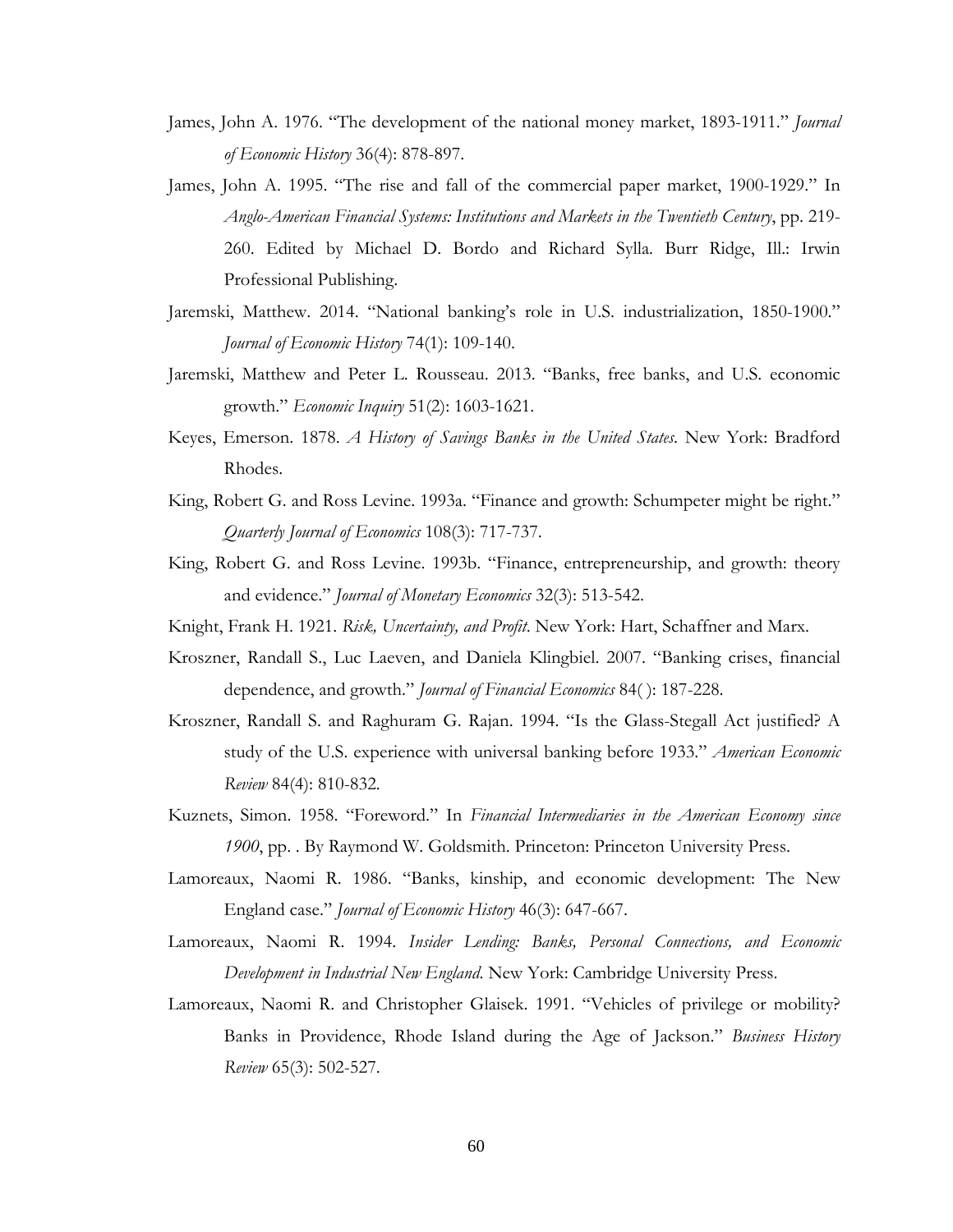James, John A. 1976. "The development of the national money market, 1893-1911." *Journal of Economic History* 36(4): 878-897.

James, John A. 1995. "The rise and fall of the commercial paper market, 1900-1929." In *Anglo-American Financial Systems: Institutions and Markets in the Twentieth Century*, pp. 219-260. Edited by Michael D. Bordo and Richard Sylla. Burr Ridge, Ill.: Irwin Professional Publishing.

Jaremski, Matthew. 2014. "National banking's role in U.S. industrialization, 1850-1900." *Journal of Economic History* 74(1): 109-140.

Jaremski, Matthew and Peter L. Rousseau. 2013. "Banks, free banks, and U.S. economic growth." *Economic Inquiry* 51(2): 1603-1621.

Keyes, Emerson. 1878. *A History of Savings Banks in the United States*. New York: Bradford Rhodes.

King, Robert G. and Ross Levine. 1993a. "Finance and growth: Schumpeter might be right." *Quarterly Journal of Economics* 108(3): 717-737.

King, Robert G. and Ross Levine. 1993b. "Finance, entrepreneurship, and growth: theory and evidence." *Journal of Monetary Economics* 32(3): 513-542.

Knight, Frank H. 1921. *Risk, Uncertainty, and Profit*. New York: Hart, Schaffner and Marx.

Kroszner, Randall S., Luc Laeven, and Daniela Klingbiel. 2007. "Banking crises, financial dependence, and growth." *Journal of Financial Economics* 84( ): 187-228.

Kroszner, Randall S. and Raghuram G. Rajan. 1994. "Is the Glass-Stegall Act justified? A study of the U.S. experience with universal banking before 1933." *American Economic Review* 84(4): 810-832.

Kuznets, Simon. 1958. "Foreword." In *Financial Intermediaries in the American Economy since 1900*, pp. . By Raymond W. Goldsmith. Princeton: Princeton University Press.

Lamoreaux, Naomi R. 1986. "Banks, kinship, and economic development: The New England case." *Journal of Economic History* 46(3): 647-667.

Lamoreaux, Naomi R. 1994. *Insider Lending: Banks, Personal Connections, and Economic Development in Industrial New England*. New York: Cambridge University Press.

Lamoreaux, Naomi R. and Christopher Glaisek. 1991. "Vehicles of privilege or mobility? Banks in Providence, Rhode Island during the Age of Jackson." *Business History Review* 65(3): 502-527.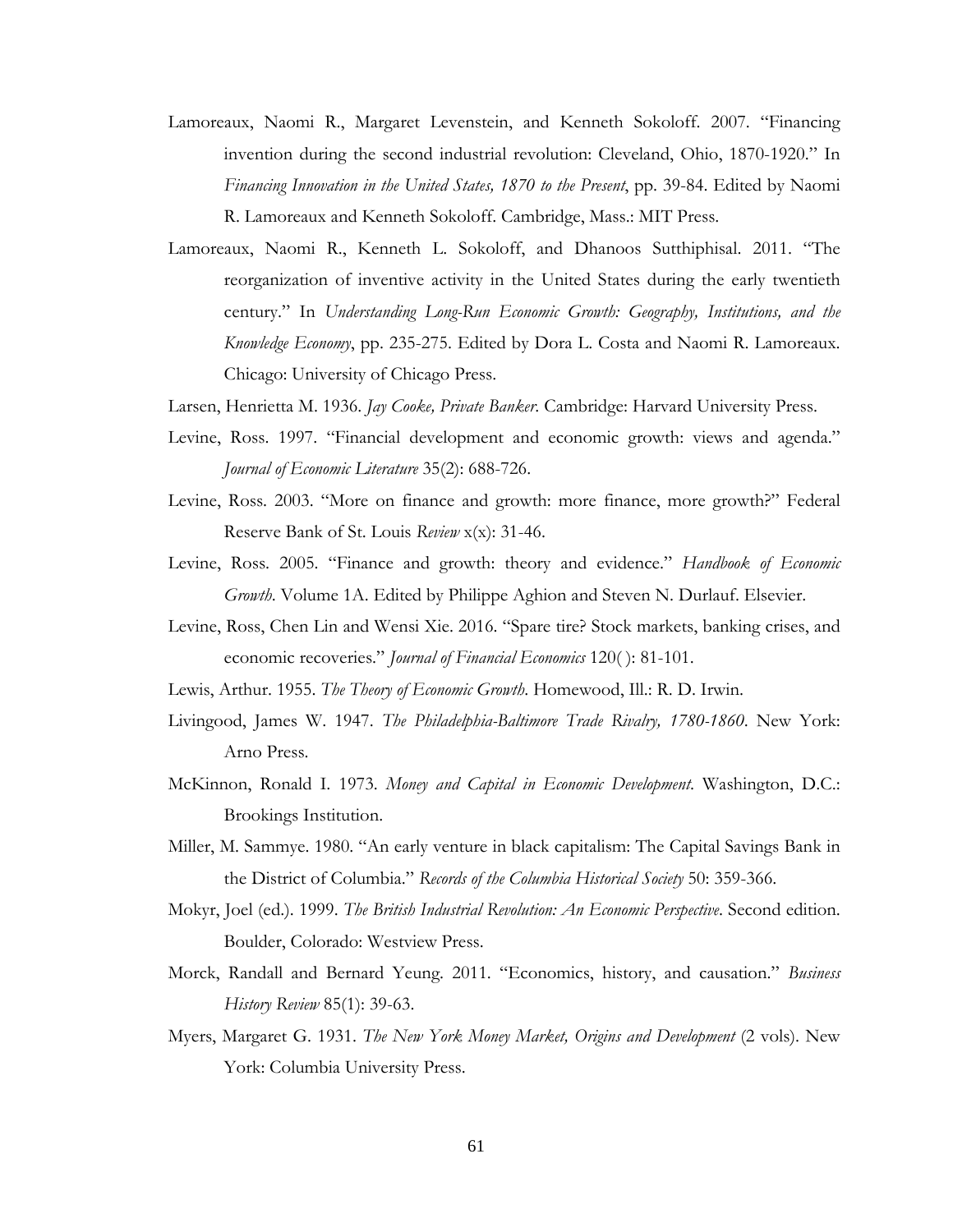Lamoreaux, Naomi R., Margaret Levenstein, and Kenneth Sokoloff. 2007. "Financing invention during the second industrial revolution: Cleveland, Ohio, 1870-1920." In *Financing Innovation in the United States, 1870 to the Present*, pp. 39-84. Edited by Naomi R. Lamoreaux and Kenneth Sokoloff. Cambridge, Mass.: MIT Press.

Lamoreaux, Naomi R., Kenneth L. Sokoloff, and Dhanoos Sutthiphisal. 2011. "The reorganization of inventive activity in the United States during the early twentieth century." In *Understanding Long-Run Economic Growth: Geography, Institutions, and the Knowledge Economy*, pp. 235-275. Edited by Dora L. Costa and Naomi R. Lamoreaux. Chicago: University of Chicago Press.

Larsen, Henrietta M. 1936. *Jay Cooke, Private Banker*. Cambridge: Harvard University Press.

Levine, Ross. 1997. "Financial development and economic growth: views and agenda." *Journal of Economic Literature* 35(2): 688-726.

Levine, Ross. 2003. "More on finance and growth: more finance, more growth?" Federal Reserve Bank of St. Louis *Review* x(x): 31-46.

Levine, Ross. 2005. "Finance and growth: theory and evidence." *Handbook of Economic Growth*. Volume 1A. Edited by Philippe Aghion and Steven N. Durlauf. Elsevier.

Levine, Ross, Chen Lin and Wensi Xie. 2016. "Spare tire? Stock markets, banking crises, and economic recoveries." *Journal of Financial Economics* 120( ): 81-101.

Lewis, Arthur. 1955. *The Theory of Economic Growth*. Homewood, Ill.: R. D. Irwin.

Livingood, James W. 1947. *The Philadelphia-Baltimore Trade Rivalry, 1780-1860*. New York: Arno Press.

McKinnon, Ronald I. 1973. *Money and Capital in Economic Development*. Washington, D.C.: Brookings Institution.

Miller, M. Sammye. 1980. "An early venture in black capitalism: The Capital Savings Bank in the District of Columbia." *Records of the Columbia Historical Society* 50: 359-366.

Mokyr, Joel (ed.). 1999. *The British Industrial Revolution: An Economic Perspective*. Second edition. Boulder, Colorado: Westview Press.

Morck, Randall and Bernard Yeung. 2011. "Economics, history, and causation." *Business History Review* 85(1): 39-63.

Myers, Margaret G. 1931. *The New York Money Market, Origins and Development* (2 vols). New York: Columbia University Press.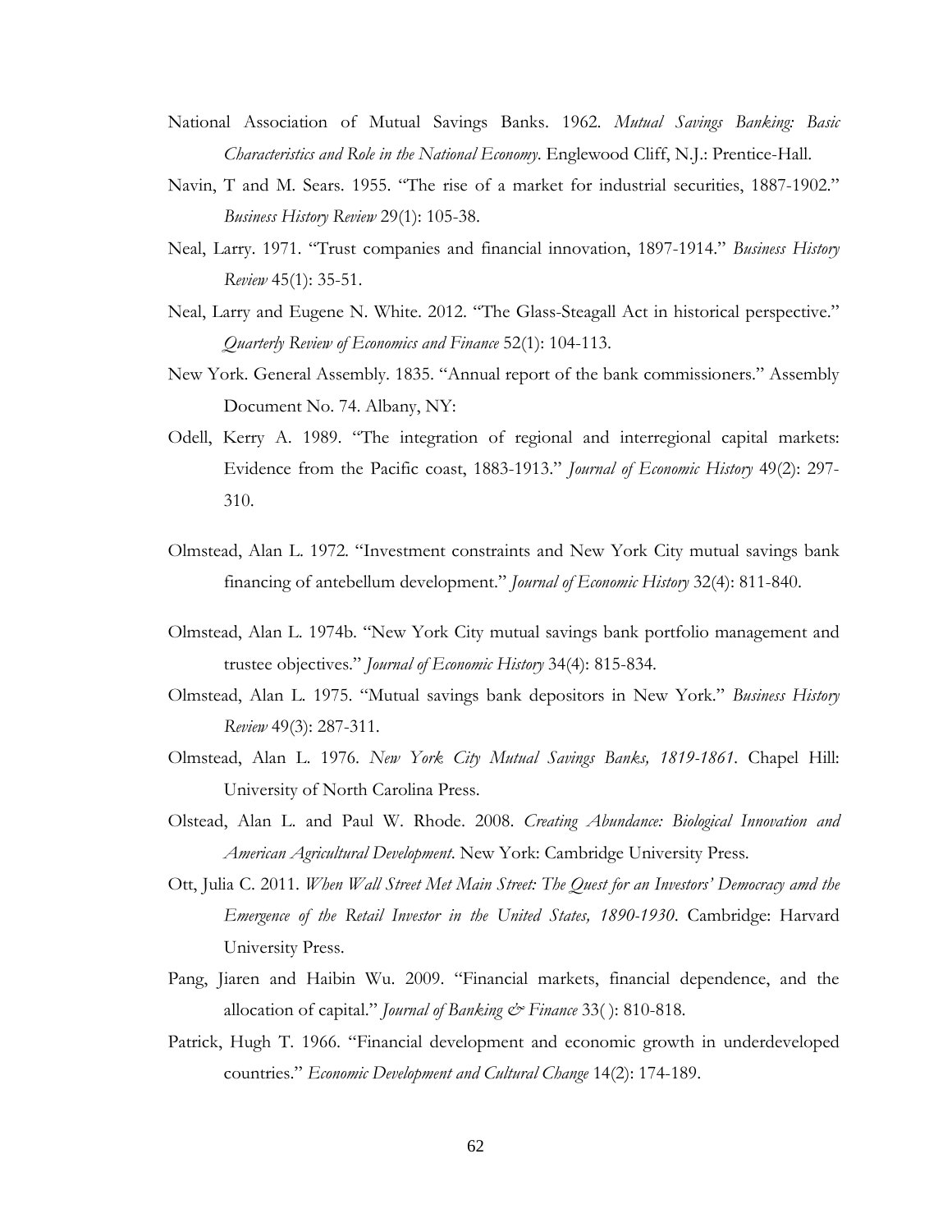National Association of Mutual Savings Banks. 1962. *Mutual Savings Banking: Basic Characteristics and Role in the National Economy*. Englewood Cliff, N.J.: Prentice-Hall.

Navin, T and M. Sears. 1955. "The rise of a market for industrial securities, 1887-1902." *Business History Review* 29(1): 105-38.

Neal, Larry. 1971. "Trust companies and financial innovation, 1897-1914." *Business History Review* 45(1): 35-51.

Neal, Larry and Eugene N. White. 2012. "The Glass-Steagall Act in historical perspective." *Quarterly Review of Economics and Finance* 52(1): 104-113.

New York. General Assembly. 1835. "Annual report of the bank commissioners." Assembly Document No. 74. Albany, NY:

Odell, Kerry A. 1989. "The integration of regional and interregional capital markets: Evidence from the Pacific coast, 1883-1913." *Journal of Economic History* 49(2): 297-310.

Olmstead, Alan L. 1972. "Investment constraints and New York City mutual savings bank financing of antebellum development." *Journal of Economic History* 32(4): 811-840.

Olmstead, Alan L. 1974b. "New York City mutual savings bank portfolio management and trustee objectives." *Journal of Economic History* 34(4): 815-834.

Olmstead, Alan L. 1975. "Mutual savings bank depositors in New York." *Business History Review* 49(3): 287-311.

Olmstead, Alan L. 1976. *New York City Mutual Savings Banks, 1819-1861*. Chapel Hill: University of North Carolina Press.

Olstead, Alan L. and Paul W. Rhode. 2008. *Creating Abundance: Biological Innovation and American Agricultural Development*. New York: Cambridge University Press.

Ott, Julia C. 2011. *When Wall Street Met Main Street: The Quest for an Investors' Democracy amd the Emergence of the Retail Investor in the United States, 1890-1930*. Cambridge: Harvard University Press.

Pang, Jiaren and Haibin Wu. 2009. "Financial markets, financial dependence, and the allocation of capital." *Journal of Banking & Finance* 33( ): 810-818.

Patrick, Hugh T. 1966. "Financial development and economic growth in underdeveloped countries." *Economic Development and Cultural Change* 14(2): 174-189.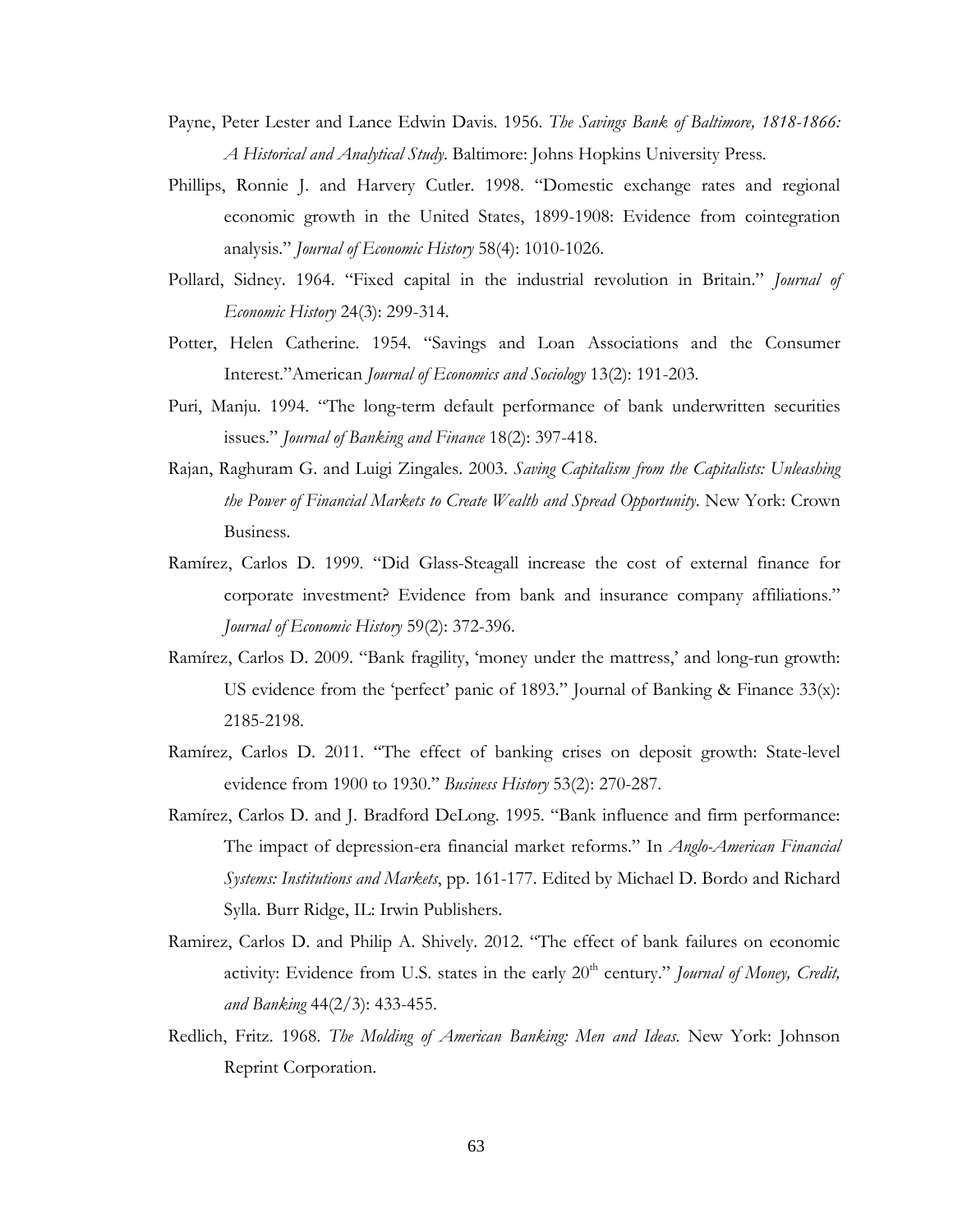Payne, Peter Lester and Lance Edwin Davis. 1956. *The Savings Bank of Baltimore, 1818-1866: A Historical and Analytical Study*. Baltimore: Johns Hopkins University Press.

Phillips, Ronnie J. and Harvery Cutler. 1998. "Domestic exchange rates and regional economic growth in the United States, 1899-1908: Evidence from cointegration analysis." *Journal of Economic History* 58(4): 1010-1026.

Pollard, Sidney. 1964. "Fixed capital in the industrial revolution in Britain." *Journal of Economic History* 24(3): 299-314.

Potter, Helen Catherine. 1954. "Savings and Loan Associations and the Consumer Interest."American *Journal of Economics and Sociology* 13(2): 191-203.

Puri, Manju. 1994. "The long-term default performance of bank underwritten securities issues." *Journal of Banking and Finance* 18(2): 397-418.

Rajan, Raghuram G. and Luigi Zingales. 2003. *Saving Capitalism from the Capitalists: Unleashing the Power of Financial Markets to Create Wealth and Spread Opportunity*. New York: Crown Business.

Ramírez, Carlos D. 1999. "Did Glass-Steagall increase the cost of external finance for corporate investment? Evidence from bank and insurance company affiliations." *Journal of Economic History* 59(2): 372-396.

Ramírez, Carlos D. 2009. "Bank fragility, 'money under the mattress,' and long-run growth: US evidence from the 'perfect' panic of 1893." Journal of Banking & Finance 33(x): 2185-2198.

Ramírez, Carlos D. 2011. "The effect of banking crises on deposit growth: State-level evidence from 1900 to 1930." *Business History* 53(2): 270-287.

Ramírez, Carlos D. and J. Bradford DeLong. 1995. "Bank influence and firm performance: The impact of depression-era financial market reforms." In *Anglo-American Financial Systems: Institutions and Markets*, pp. 161-177. Edited by Michael D. Bordo and Richard Sylla. Burr Ridge, IL: Irwin Publishers.

Ramirez, Carlos D. and Philip A. Shively. 2012. "The effect of bank failures on economic activity: Evidence from U.S. states in the early 20th century." *Journal of Money, Credit, and Banking* 44(2/3): 433-455.

Redlich, Fritz. 1968. *The Molding of American Banking: Men and Ideas*. New York: Johnson Reprint Corporation.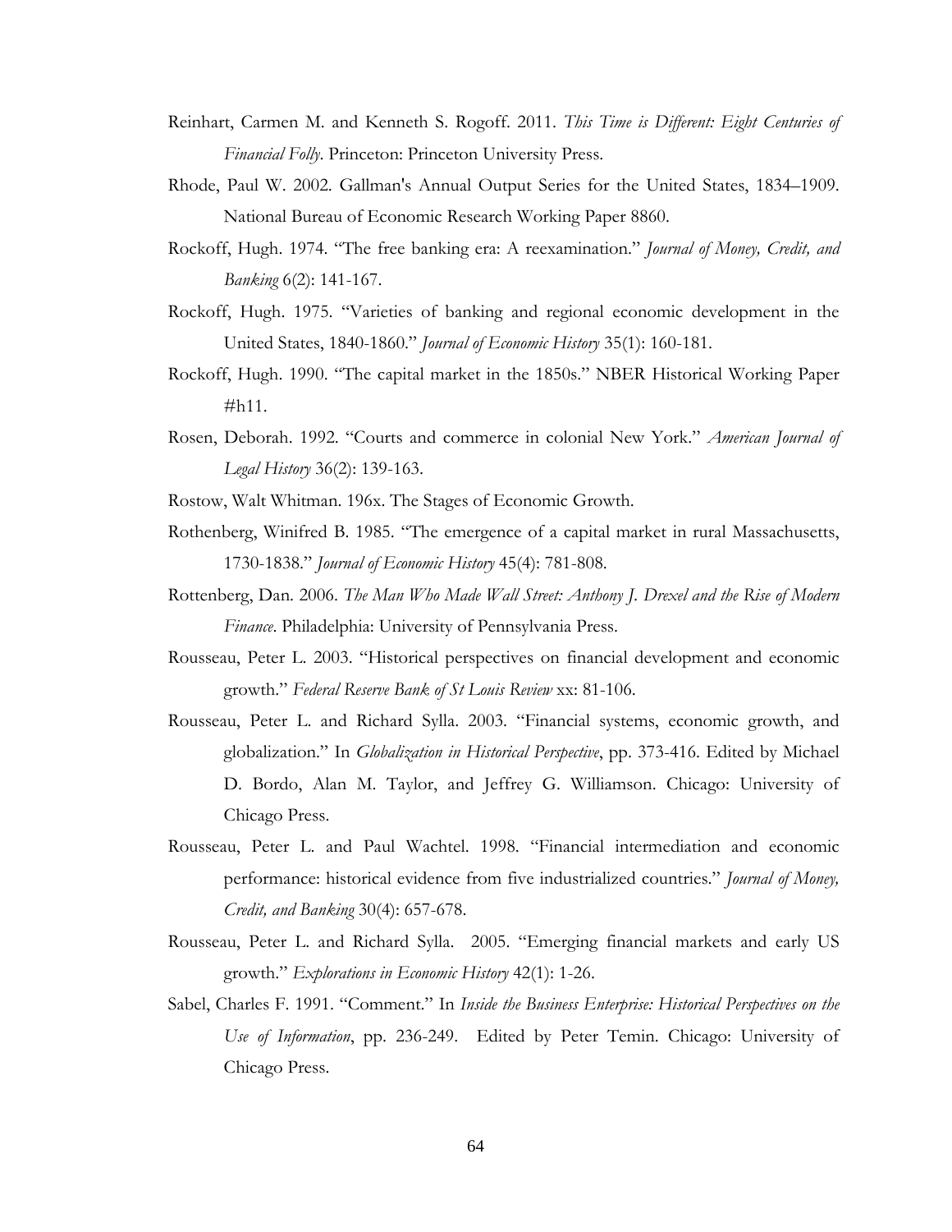Reinhart, Carmen M. and Kenneth S. Rogoff. 2011. *This Time is Different: Eight Centuries of Financial Folly*. Princeton: Princeton University Press.

Rhode, Paul W. 2002. Gallman's Annual Output Series for the United States, 1834–1909. National Bureau of Economic Research Working Paper 8860.

Rockoff, Hugh. 1974. "The free banking era: A reexamination." *Journal of Money, Credit, and Banking* 6(2): 141-167.

Rockoff, Hugh. 1975. "Varieties of banking and regional economic development in the United States, 1840-1860." *Journal of Economic History* 35(1): 160-181.

Rockoff, Hugh. 1990. "The capital market in the 1850s." NBER Historical Working Paper #h11.

Rosen, Deborah. 1992. "Courts and commerce in colonial New York." *American Journal of Legal History* 36(2): 139-163.

Rostow, Walt Whitman. 196x. The Stages of Economic Growth.

Rothenberg, Winifred B. 1985. "The emergence of a capital market in rural Massachusetts, 1730-1838." *Journal of Economic History* 45(4): 781-808.

Rottenberg, Dan. 2006. *The Man Who Made Wall Street: Anthony J. Drexel and the Rise of Modern Finance*. Philadelphia: University of Pennsylvania Press.

Rousseau, Peter L. 2003. "Historical perspectives on financial development and economic growth." *Federal Reserve Bank of St Louis Review* xx: 81-106.

Rousseau, Peter L. and Richard Sylla. 2003. "Financial systems, economic growth, and globalization." In *Globalization in Historical Perspective*, pp. 373-416. Edited by Michael D. Bordo, Alan M. Taylor, and Jeffrey G. Williamson. Chicago: University of Chicago Press.

Rousseau, Peter L. and Paul Wachtel. 1998. "Financial intermediation and economic performance: historical evidence from five industrialized countries." *Journal of Money, Credit, and Banking* 30(4): 657-678.

Rousseau, Peter L. and Richard Sylla. 2005. "Emerging financial markets and early US growth." *Explorations in Economic History* 42(1): 1-26.

Sabel, Charles F. 1991. "Comment." In *Inside the Business Enterprise: Historical Perspectives on the Use of Information*, pp. 236-249. Edited by Peter Temin. Chicago: University of Chicago Press.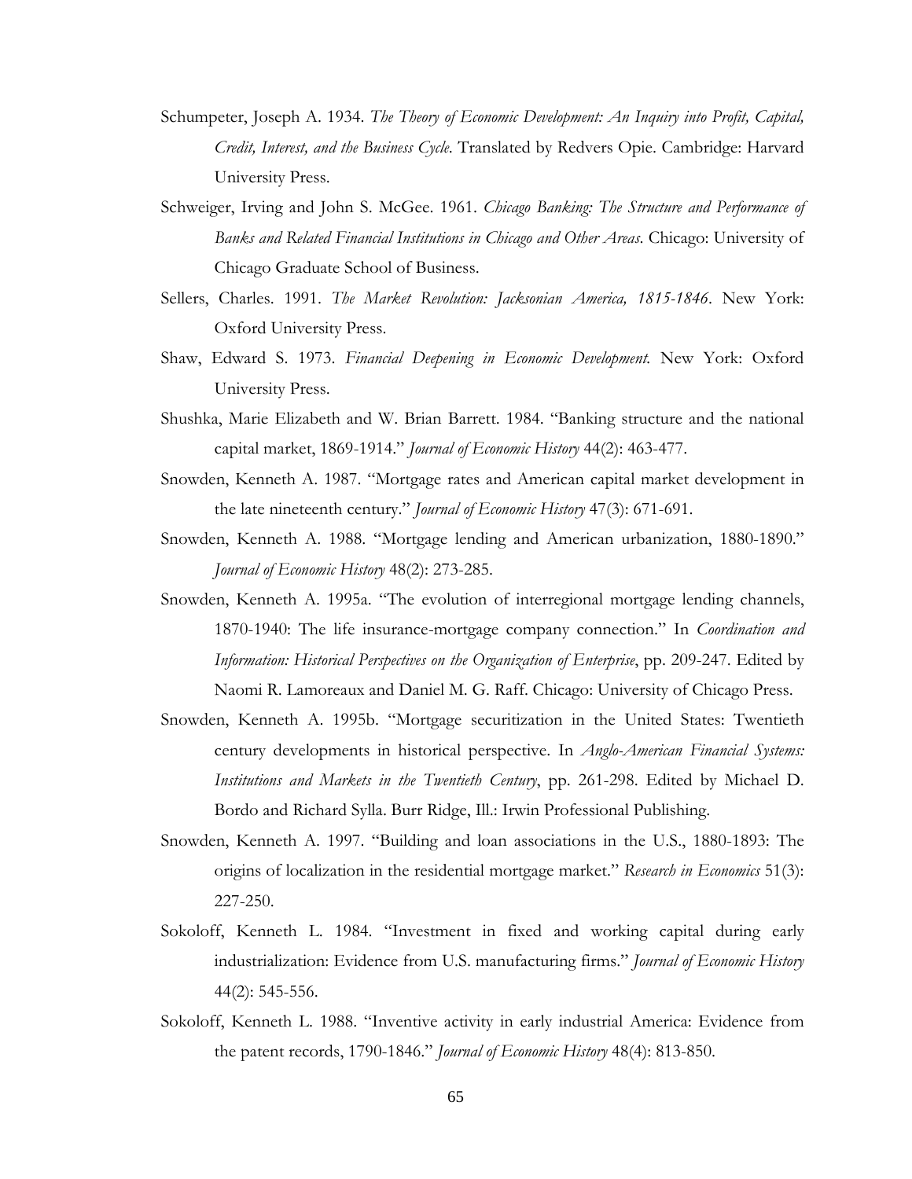Schumpeter, Joseph A. 1934. *The Theory of Economic Development: An Inquiry into Profit, Capital, Credit, Interest, and the Business Cycle*. Translated by Redvers Opie. Cambridge: Harvard University Press.

Schweiger, Irving and John S. McGee. 1961. *Chicago Banking: The Structure and Performance of Banks and Related Financial Institutions in Chicago and Other Areas*. Chicago: University of Chicago Graduate School of Business.

Sellers, Charles. 1991. *The Market Revolution: Jacksonian America, 1815-1846*. New York: Oxford University Press.

Shaw, Edward S. 1973. *Financial Deepening in Economic Development.* New York: Oxford University Press.

Shushka, Marie Elizabeth and W. Brian Barrett. 1984. "Banking structure and the national capital market, 1869-1914." *Journal of Economic History* 44(2): 463-477.

Snowden, Kenneth A. 1987. "Mortgage rates and American capital market development in the late nineteenth century." *Journal of Economic History* 47(3): 671-691.

Snowden, Kenneth A. 1988. "Mortgage lending and American urbanization, 1880-1890." *Journal of Economic History* 48(2): 273-285.

Snowden, Kenneth A. 1995a. "The evolution of interregional mortgage lending channels, 1870-1940: The life insurance-mortgage company connection." In *Coordination and Information: Historical Perspectives on the Organization of Enterprise*, pp. 209-247. Edited by Naomi R. Lamoreaux and Daniel M. G. Raff. Chicago: University of Chicago Press.

Snowden, Kenneth A. 1995b. "Mortgage securitization in the United States: Twentieth century developments in historical perspective. In *Anglo-American Financial Systems: Institutions and Markets in the Twentieth Century*, pp. 261-298. Edited by Michael D. Bordo and Richard Sylla. Burr Ridge, Ill.: Irwin Professional Publishing.

Snowden, Kenneth A. 1997. "Building and loan associations in the U.S., 1880-1893: The origins of localization in the residential mortgage market." *Research in Economics* 51(3): 227-250.

Sokoloff, Kenneth L. 1984. "Investment in fixed and working capital during early industrialization: Evidence from U.S. manufacturing firms." *Journal of Economic History* 44(2): 545-556.

Sokoloff, Kenneth L. 1988. "Inventive activity in early industrial America: Evidence from the patent records, 1790-1846." *Journal of Economic History* 48(4): 813-850.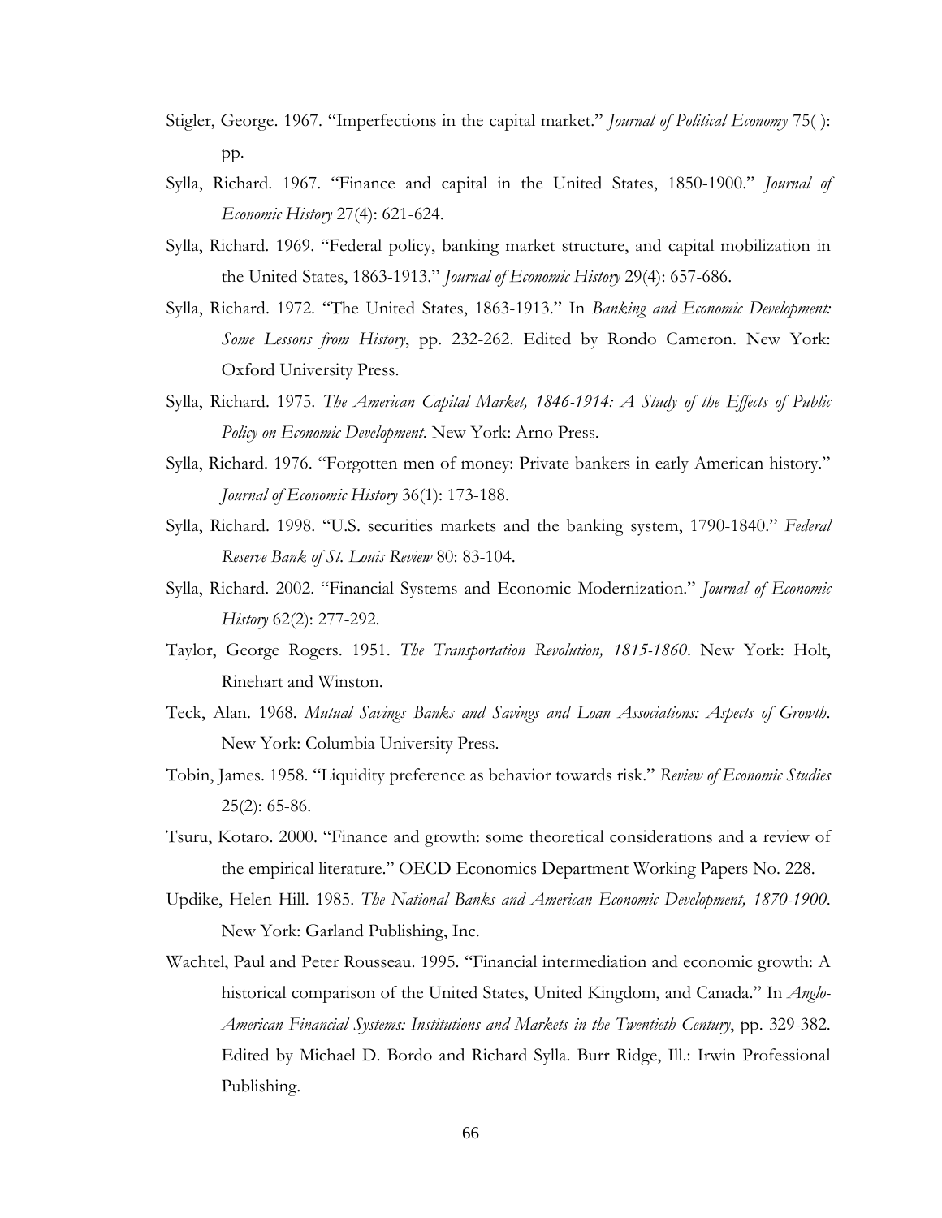Stigler, George. 1967. "Imperfections in the capital market." *Journal of Political Economy* 75( ): pp.

Sylla, Richard. 1967. "Finance and capital in the United States, 1850-1900." *Journal of Economic History* 27(4): 621-624.

Sylla, Richard. 1969. "Federal policy, banking market structure, and capital mobilization in the United States, 1863-1913." *Journal of Economic History* 29(4): 657-686.

Sylla, Richard. 1972. "The United States, 1863-1913." In *Banking and Economic Development: Some Lessons from History*, pp. 232-262. Edited by Rondo Cameron. New York: Oxford University Press.

Sylla, Richard. 1975. *The American Capital Market, 1846-1914: A Study of the Effects of Public Policy on Economic Development*. New York: Arno Press.

Sylla, Richard. 1976. "Forgotten men of money: Private bankers in early American history." *Journal of Economic History* 36(1): 173-188.

Sylla, Richard. 1998. "U.S. securities markets and the banking system, 1790-1840." *Federal Reserve Bank of St. Louis Review* 80: 83-104.

Sylla, Richard. 2002. "Financial Systems and Economic Modernization." *Journal of Economic History* 62(2): 277-292.

Taylor, George Rogers. 1951. *The Transportation Revolution, 1815-1860*. New York: Holt, Rinehart and Winston.

Teck, Alan. 1968. *Mutual Savings Banks and Savings and Loan Associations: Aspects of Growth*. New York: Columbia University Press.

Tobin, James. 1958. "Liquidity preference as behavior towards risk." *Review of Economic Studies* 25(2): 65-86.

Tsuru, Kotaro. 2000. "Finance and growth: some theoretical considerations and a review of the empirical literature." OECD Economics Department Working Papers No. 228.

Updike, Helen Hill. 1985. *The National Banks and American Economic Development, 1870-1900*. New York: Garland Publishing, Inc.

Wachtel, Paul and Peter Rousseau. 1995. "Financial intermediation and economic growth: A historical comparison of the United States, United Kingdom, and Canada." In *Anglo-American Financial Systems: Institutions and Markets in the Twentieth Century*, pp. 329-382. Edited by Michael D. Bordo and Richard Sylla. Burr Ridge, Ill.: Irwin Professional Publishing.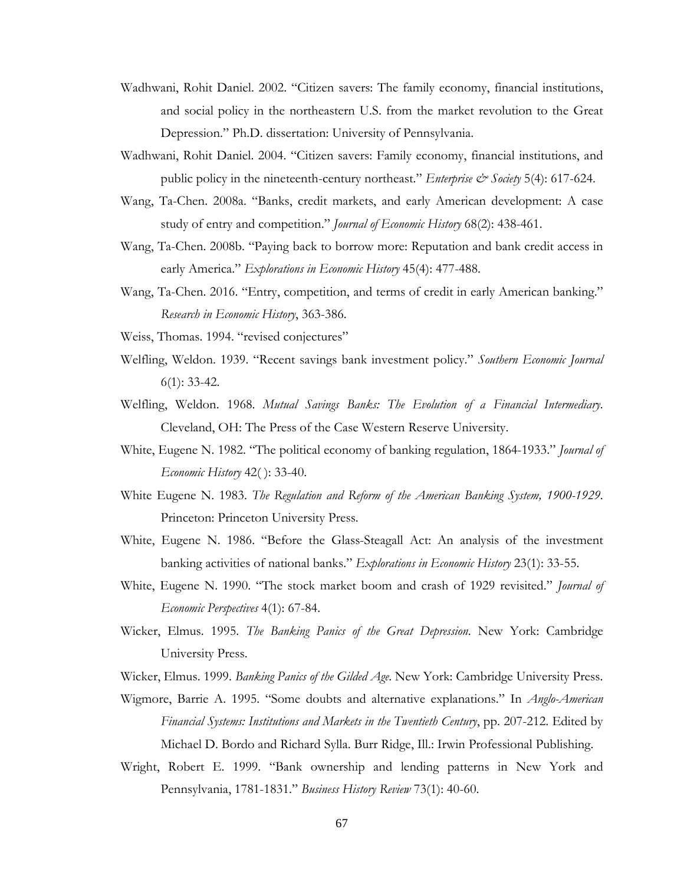Wadhwani, Rohit Daniel. 2002. "Citizen savers: The family economy, financial institutions, and social policy in the northeastern U.S. from the market revolution to the Great Depression." Ph.D. dissertation: University of Pennsylvania.

Wadhwani, Rohit Daniel. 2004. "Citizen savers: Family economy, financial institutions, and public policy in the nineteenth-century northeast." *Enterprise & Society* 5(4): 617-624.

Wang, Ta-Chen. 2008a. "Banks, credit markets, and early American development: A case study of entry and competition." *Journal of Economic History* 68(2): 438-461.

Wang, Ta-Chen. 2008b. "Paying back to borrow more: Reputation and bank credit access in early America." *Explorations in Economic History* 45(4): 477-488.

Wang, Ta-Chen. 2016. "Entry, competition, and terms of credit in early American banking." *Research in Economic History*, 363-386.

Weiss, Thomas. 1994. "revised conjectures"

Welfling, Weldon. 1939. "Recent savings bank investment policy." *Southern Economic Journal* 6(1): 33-42.

Welfling, Weldon. 1968. *Mutual Savings Banks: The Evolution of a Financial Intermediary*. Cleveland, OH: The Press of the Case Western Reserve University.

White, Eugene N. 1982. "The political economy of banking regulation, 1864-1933." *Journal of Economic History* 42( ): 33-40.

White Eugene N. 1983. *The Regulation and Reform of the American Banking System, 1900-1929*. Princeton: Princeton University Press.

White, Eugene N. 1986. "Before the Glass-Steagall Act: An analysis of the investment banking activities of national banks." *Explorations in Economic History* 23(1): 33-55.

White, Eugene N. 1990. "The stock market boom and crash of 1929 revisited." *Journal of Economic Perspectives* 4(1): 67-84.

Wicker, Elmus. 1995. *The Banking Panics of the Great Depression*. New York: Cambridge University Press.

Wicker, Elmus. 1999. *Banking Panics of the Gilded Age*. New York: Cambridge University Press.

Wigmore, Barrie A. 1995. "Some doubts and alternative explanations." In *Anglo-American Financial Systems: Institutions and Markets in the Twentieth Century*, pp. 207-212. Edited by Michael D. Bordo and Richard Sylla. Burr Ridge, Ill.: Irwin Professional Publishing.

Wright, Robert E. 1999. "Bank ownership and lending patterns in New York and Pennsylvania, 1781-1831." *Business History Review* 73(1): 40-60.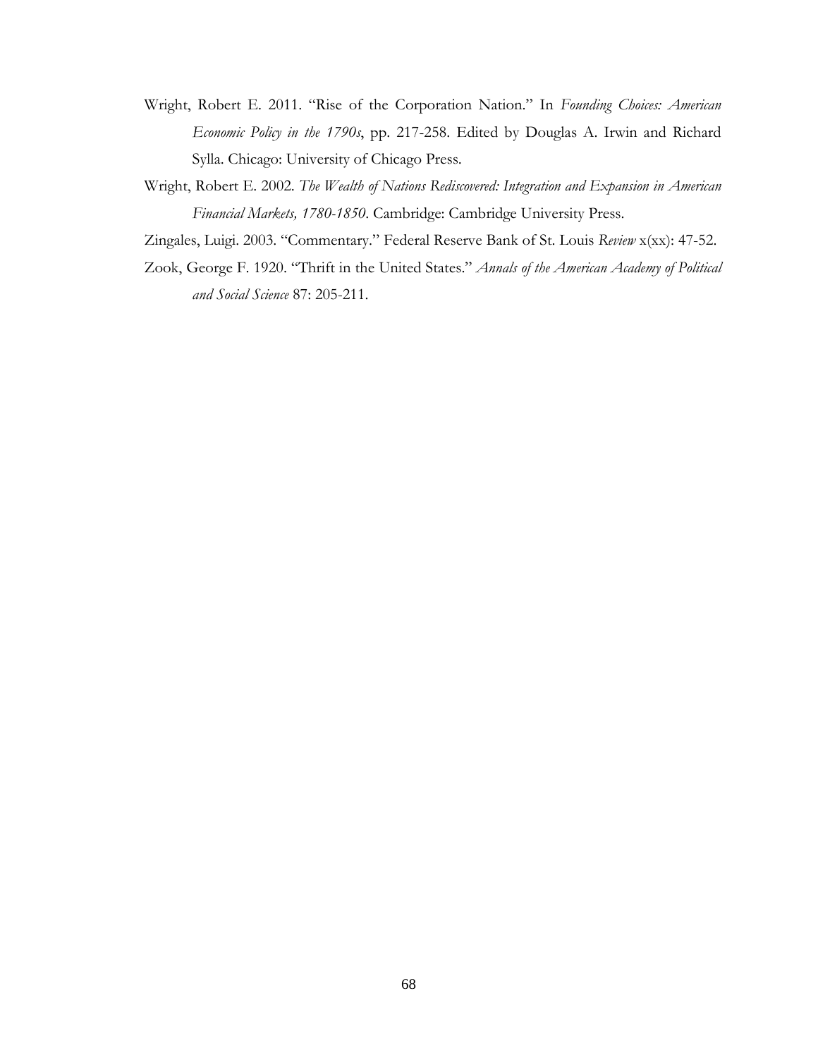Wright, Robert E. 2011. "Rise of the Corporation Nation." In *Founding Choices: American Economic Policy in the 1790s*, pp. 217-258. Edited by Douglas A. Irwin and Richard Sylla. Chicago: University of Chicago Press.

Wright, Robert E. 2002. *The Wealth of Nations Rediscovered: Integration and Expansion in American Financial Markets, 1780-1850*. Cambridge: Cambridge University Press.

Zingales, Luigi. 2003. "Commentary." Federal Reserve Bank of St. Louis *Review* x(xx): 47-52.

Zook, George F. 1920. "Thrift in the United States." *Annals of the American Academy of Political and Social Science* 87: 205-211.